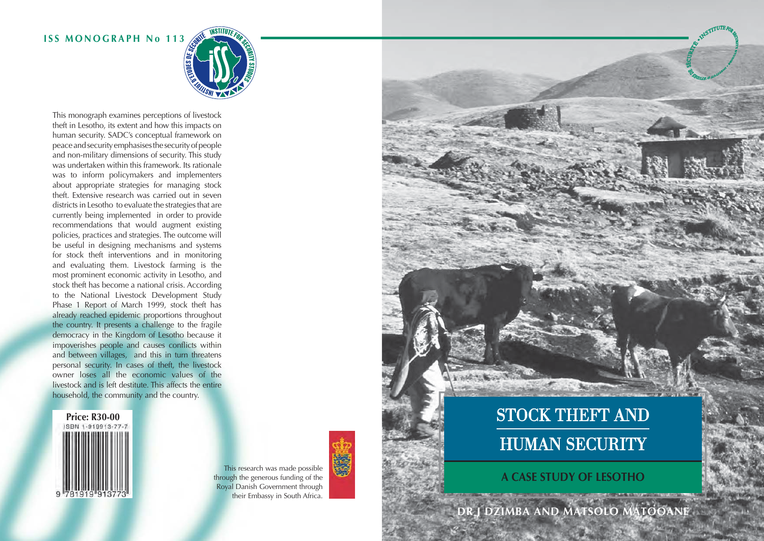# STOCK THEFT AND HUMAN SECURITY

## A CASE STUDY OF LESOTHO

**DR J DZIMBA AND MATSOLO MATOOANE**

**ISS MONOGRAPH No 113**

This monograph examines perceptions of livestock theft in Lesotho, its extent and how this impacts on human security. SADC's conceptual framework on peace and security emphasises the security of people and non-military dimensions of security. This study was undertaken within this framework. Its rationale was to inform policymakers and implementers about appropriate strategies for managing stock theft. Extensive research was carried out in seven districts in Lesotho to evaluate the strategies that are currently being implemented in order to provide recommendations that would augment existing policies, practices and strategies. The outcome will be useful in designing mechanisms and systems for stock theft interventions and in monitoring and evaluating them. Livestock farming is the most prominent economic activity in Lesotho, and stock theft has become a national crisis. According to the National Livestock Development Study Phase 1 Report of March 1999, stock theft has already reached epidemic proportions throughout the country. It presents a challenge to the fragile democracy in the Kingdom of Lesotho because it impoverishes people and causes conflicts within and between villages, and this in turn threatens personal security. In cases of theft, the livestock owner loses all the economic values of the livestock and is left destitute. This affects the entire household, the community and the country.

**Price: R30-00**

ISBN 1-919913-77-7

This research was made possible through the generous funding of the Royal Danish Government through their Embassy in South Africa.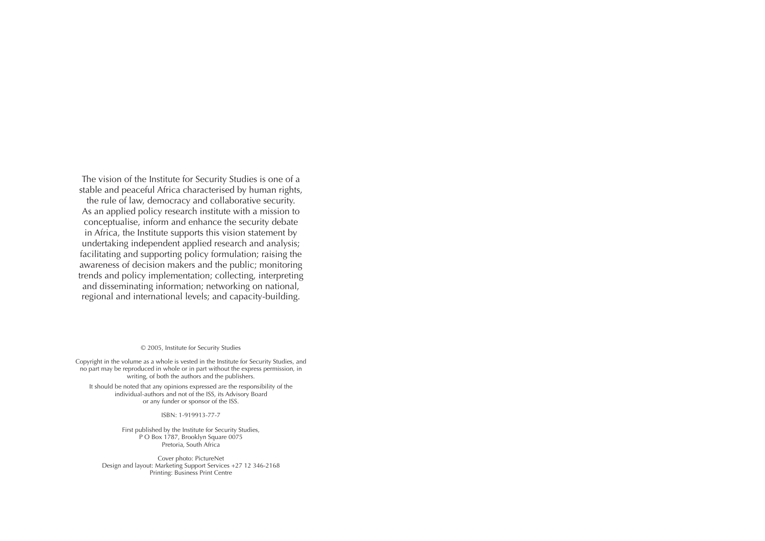The vision of the Institute for Security Studies is one of a stable and peaceful Africa characterised by human rights, the rule of law, democracy and collaborative security. As an applied policy research institute with a mission to conceptualise, inform and enhance the security debate in Africa, the Institute supports this vision statement by undertaking independent applied research and analysis; facilitating and supporting policy formulation; raising the awareness of decision makers and the public; monitoring trends and policy implementation; collecting, interpreting and disseminating information; networking on national, regional and international levels; and capacity-building.

© 2005, Institute for Security Studies

Copyright in the volume as a whole is vested in the Institute for Security Studies, and no part may be reproduced in whole or in part without the express permission, in writing, of both the authors and the publishers.

It should be noted that any opinions expressed are the responsibility of the individual-authors and not of the ISS, its Advisory Board or any funder or sponsor of the ISS.

ISBN: 1-919913-77-7

First published by the Institute for Security Studies,
P O Box 1787, Brooklyn Square 0075
Pretoria, South Africa

Cover photo: PictureNet
Design and layout: Marketing Support Services +27 12 346-2168
Printing: Business Print Centre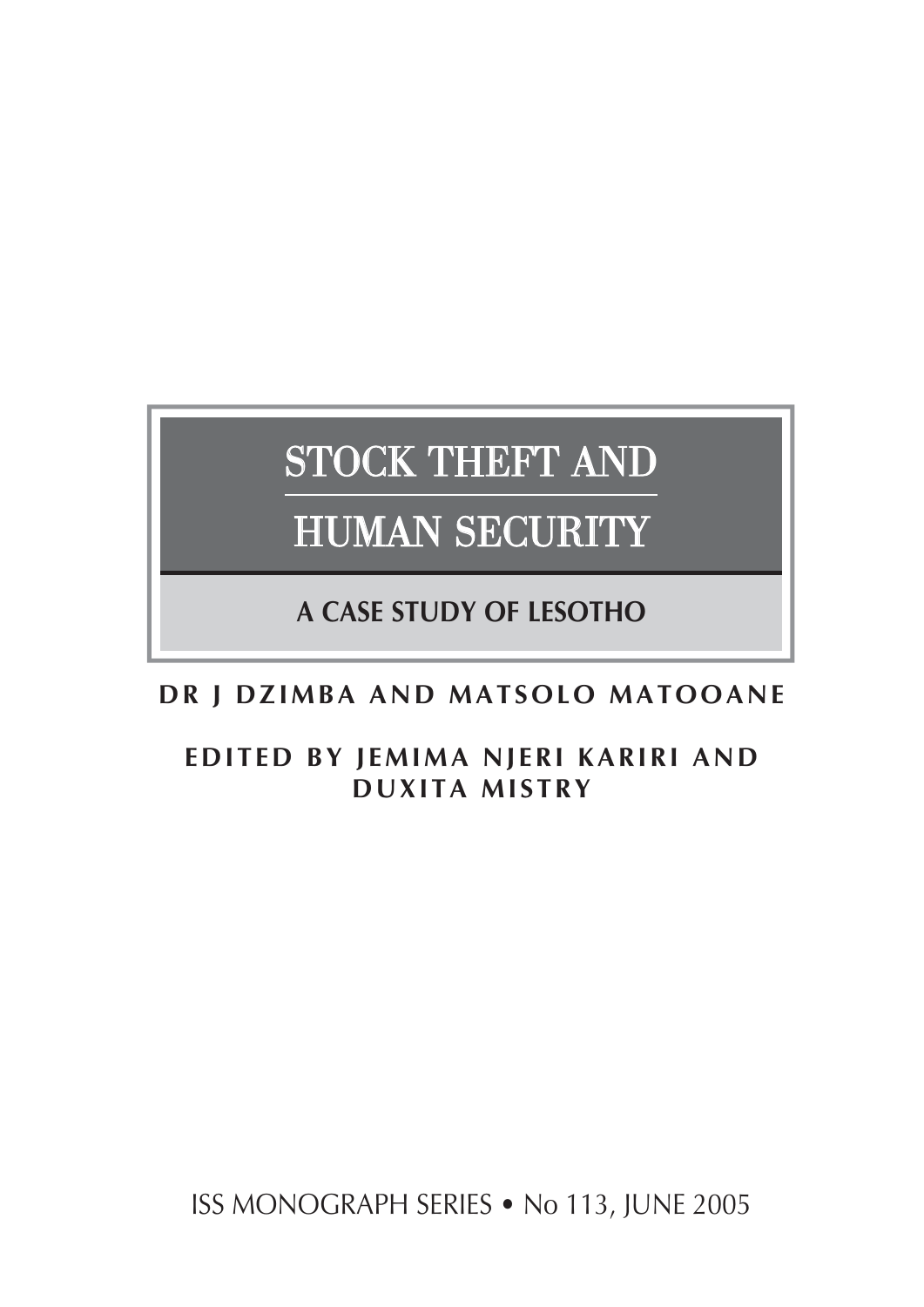# STOCK THEFT AND HUMAN SECURITY

## A CASE STUDY OF LESOTHO

**DR J DZIMBA AND MATSOLO MATOOANE**

**EDITED BY JEMIMA NJERI KARIRI AND DUXITA MISTRY**

ISS MONOGRAPH SERIES • No 113, JUNE 2005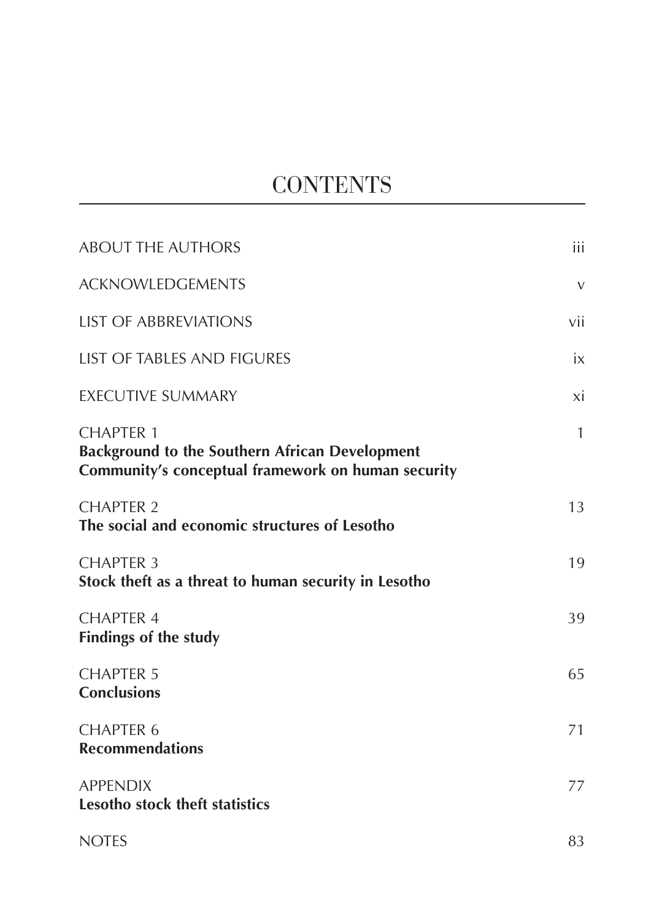# CONTENTS

| | |
|---|---|
| ABOUT THE AUTHORS | iii |
| ACKNOWLEDGEMENTS | v |
| LIST OF ABBREVIATIONS | vii |
| LIST OF TABLES AND FIGURES | ix |
| EXECUTIVE SUMMARY | xi |
| CHAPTER 1<br>**Background to the Southern African Development Community's conceptual framework on human security** | 1 |
| CHAPTER 2<br>**The social and economic structures of Lesotho** | 13 |
| CHAPTER 3<br>**Stock theft as a threat to human security in Lesotho** | 19 |
| CHAPTER 4<br>**Findings of the study** | 39 |
| CHAPTER 5<br>**Conclusions** | 65 |
| CHAPTER 6<br>**Recommendations** | 71 |
| APPENDIX<br>**Lesotho stock theft statistics** | 77 |
| NOTES | 83 |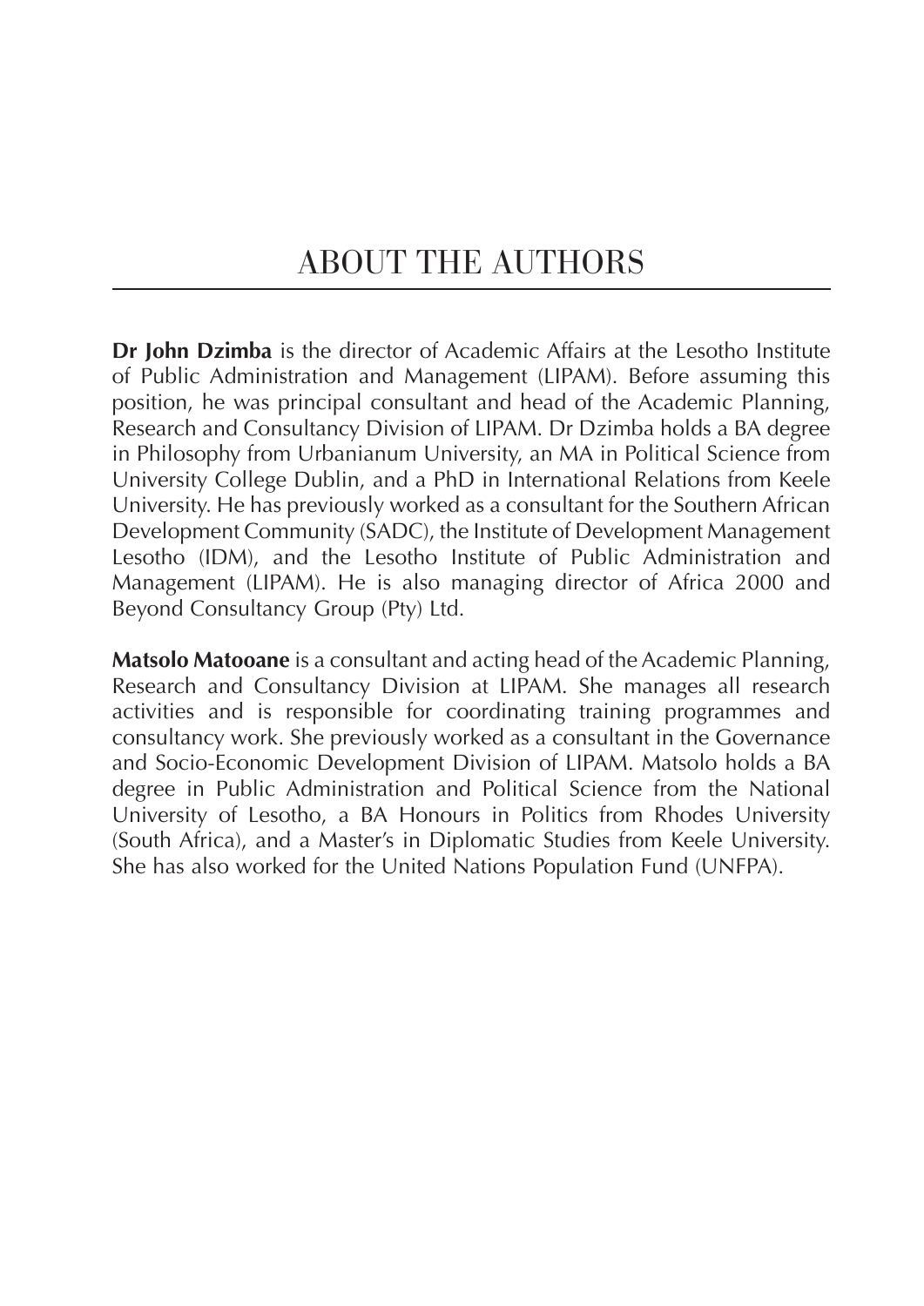# ABOUT THE AUTHORS

**Dr John Dzimba** is the director of Academic Affairs at the Lesotho Institute of Public Administration and Management (LIPAM). Before assuming this position, he was principal consultant and head of the Academic Planning, Research and Consultancy Division of LIPAM. Dr Dzimba holds a BA degree in Philosophy from Urbanianum University, an MA in Political Science from University College Dublin, and a PhD in International Relations from Keele University. He has previously worked as a consultant for the Southern African Development Community (SADC), the Institute of Development Management Lesotho (IDM), and the Lesotho Institute of Public Administration and Management (LIPAM). He is also managing director of Africa 2000 and Beyond Consultancy Group (Pty) Ltd.

**Matsolo Matooane** is a consultant and acting head of the Academic Planning, Research and Consultancy Division at LIPAM. She manages all research activities and is responsible for coordinating training programmes and consultancy work. She previously worked as a consultant in the Governance and Socio-Economic Development Division of LIPAM. Matsolo holds a BA degree in Public Administration and Political Science from the National University of Lesotho, a BA Honours in Politics from Rhodes University (South Africa), and a Master's in Diplomatic Studies from Keele University. She has also worked for the United Nations Population Fund (UNFPA).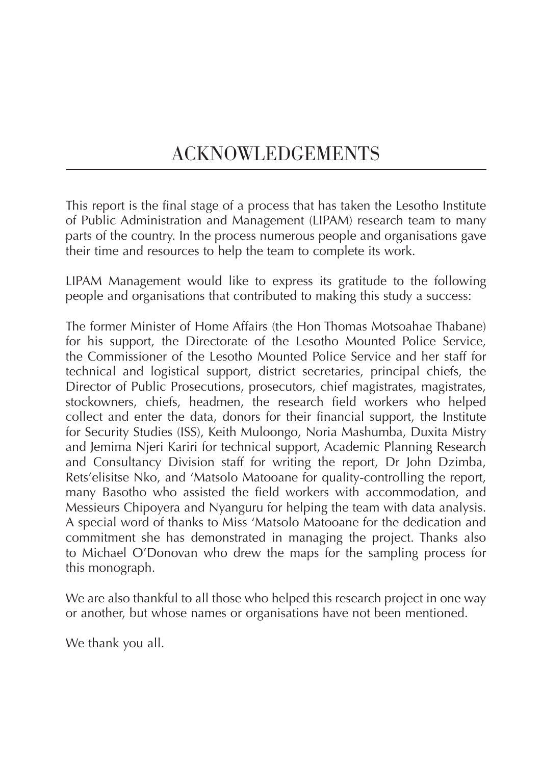# ACKNOWLEDGEMENTS

This report is the final stage of a process that has taken the Lesotho Institute of Public Administration and Management (LIPAM) research team to many parts of the country. In the process numerous people and organisations gave their time and resources to help the team to complete its work.

LIPAM Management would like to express its gratitude to the following people and organisations that contributed to making this study a success:

The former Minister of Home Affairs (the Hon Thomas Motsoahae Thabane) for his support, the Directorate of the Lesotho Mounted Police Service, the Commissioner of the Lesotho Mounted Police Service and her staff for technical and logistical support, district secretaries, principal chiefs, the Director of Public Prosecutions, prosecutors, chief magistrates, magistrates, stockowners, chiefs, headmen, the research field workers who helped collect and enter the data, donors for their financial support, the Institute for Security Studies (ISS), Keith Muloongo, Noria Mashumba, Duxita Mistry and Jemima Njeri Kariri for technical support, Academic Planning Research and Consultancy Division staff for writing the report, Dr John Dzimba, Rets'elisitse Nko, and 'Matsolo Matooane for quality-controlling the report, many Basotho who assisted the field workers with accommodation, and Messieurs Chipoyera and Nyanguru for helping the team with data analysis. A special word of thanks to Miss 'Matsolo Matooane for the dedication and commitment she has demonstrated in managing the project. Thanks also to Michael O'Donovan who drew the maps for the sampling process for this monograph.

We are also thankful to all those who helped this research project in one way or another, but whose names or organisations have not been mentioned.

We thank you all.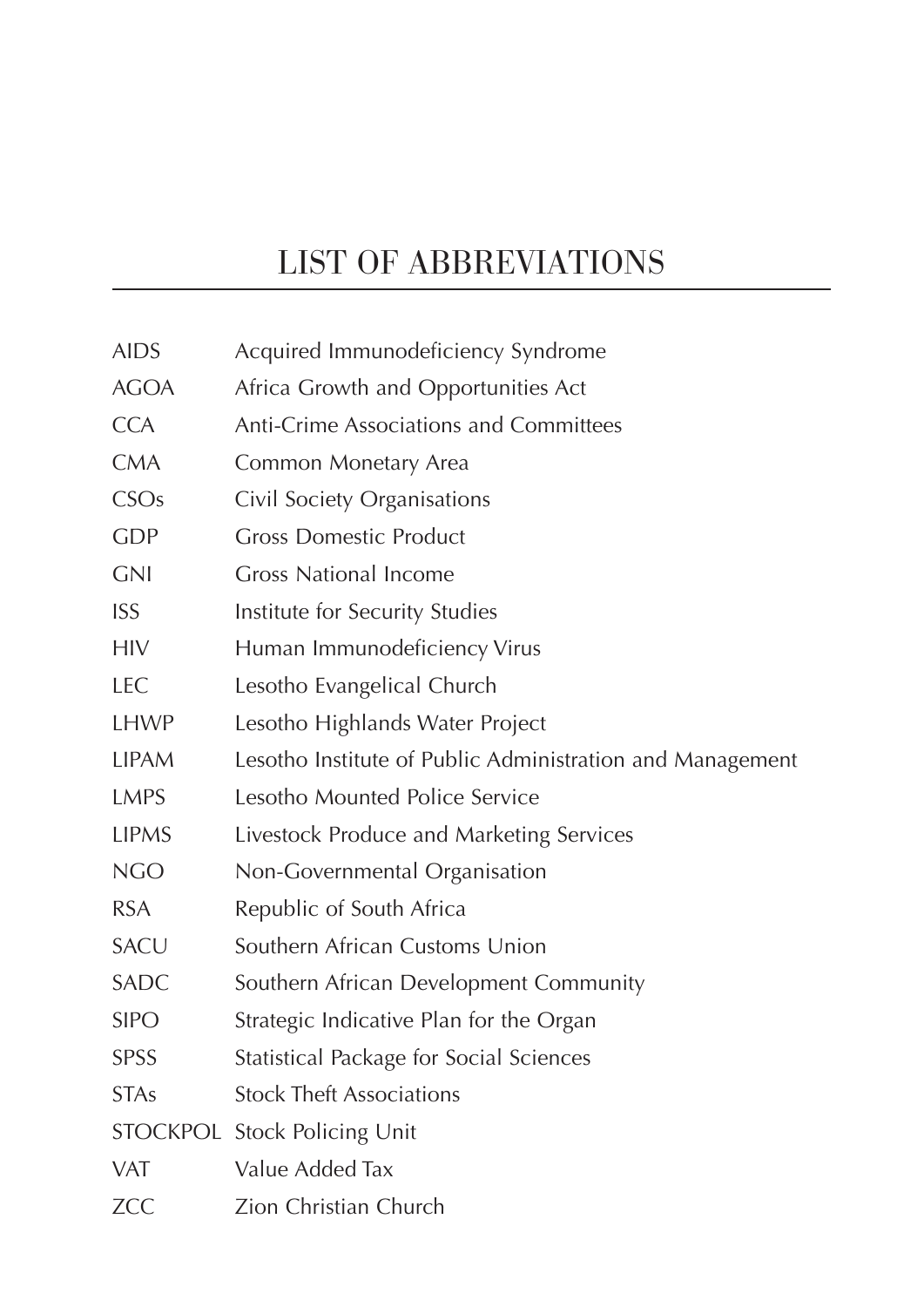# LIST OF ABBREVIATIONS

| | |
|---|---|
| AIDS | Acquired Immunodeficiency Syndrome |
| AGOA | Africa Growth and Opportunities Act |
| CCA | Anti-Crime Associations and Committees |
| CMA | Common Monetary Area |
| CSOs | Civil Society Organisations |
| GDP | Gross Domestic Product |
| GNI | Gross National Income |
| ISS | Institute for Security Studies |
| HIV | Human Immunodeficiency Virus |
| LEC | Lesotho Evangelical Church |
| LHWP | Lesotho Highlands Water Project |
| LIPAM | Lesotho Institute of Public Administration and Management |
| LMPS | Lesotho Mounted Police Service |
| LIPMS | Livestock Produce and Marketing Services |
| NGO | Non-Governmental Organisation |
| RSA | Republic of South Africa |
| SACU | Southern African Customs Union |
| SADC | Southern African Development Community |
| SIPO | Strategic Indicative Plan for the Organ |
| SPSS | Statistical Package for Social Sciences |
| STAs | Stock Theft Associations |
| STOCKPOL | Stock Policing Unit |
| VAT | Value Added Tax |
| ZCC | Zion Christian Church |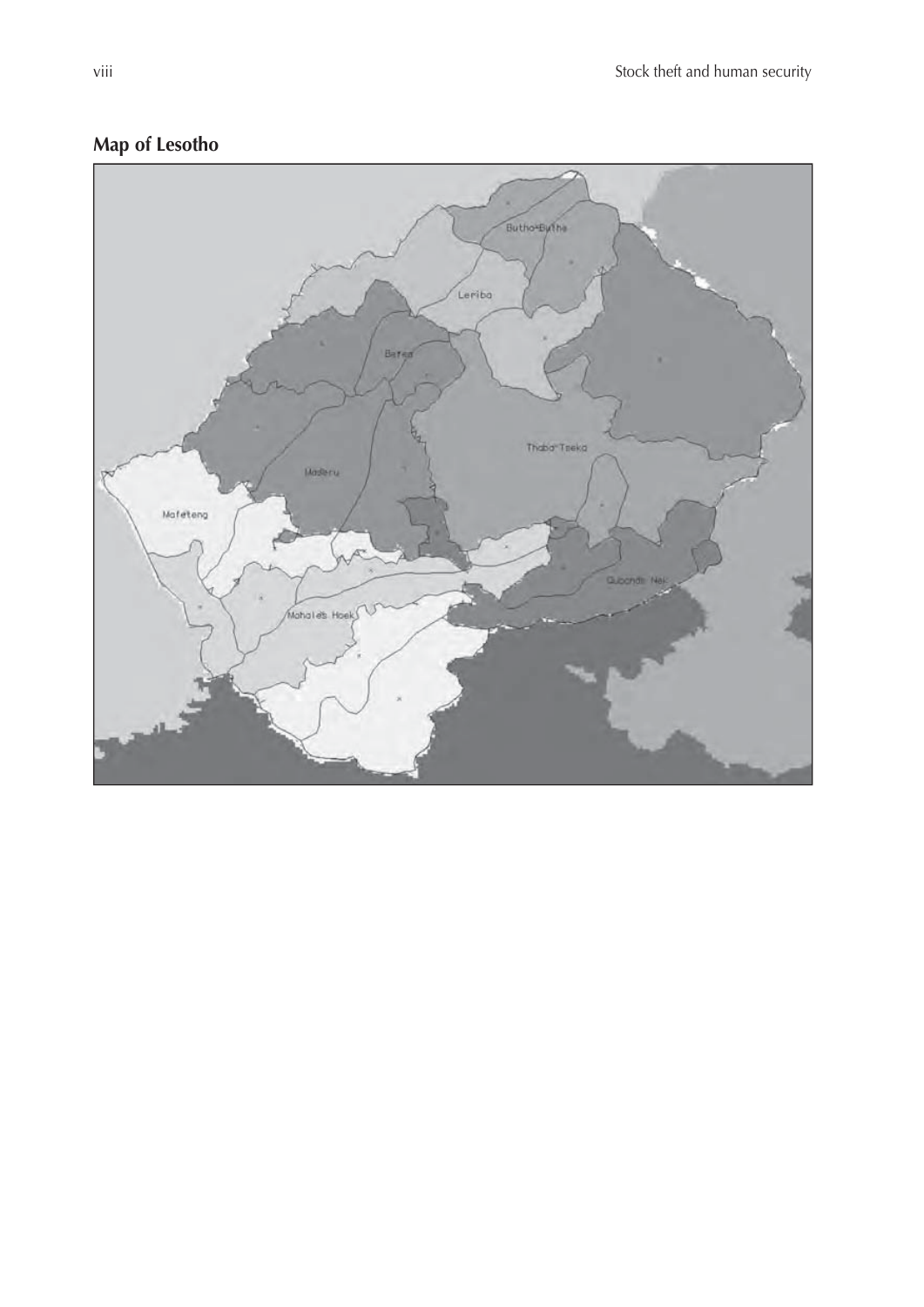## Map of Lesotho

Butha-Buthe

Leribe

Berea

Maseru

Thaba-Tseka

Mafeteng

Qacha's Nek

Mohale's Hoek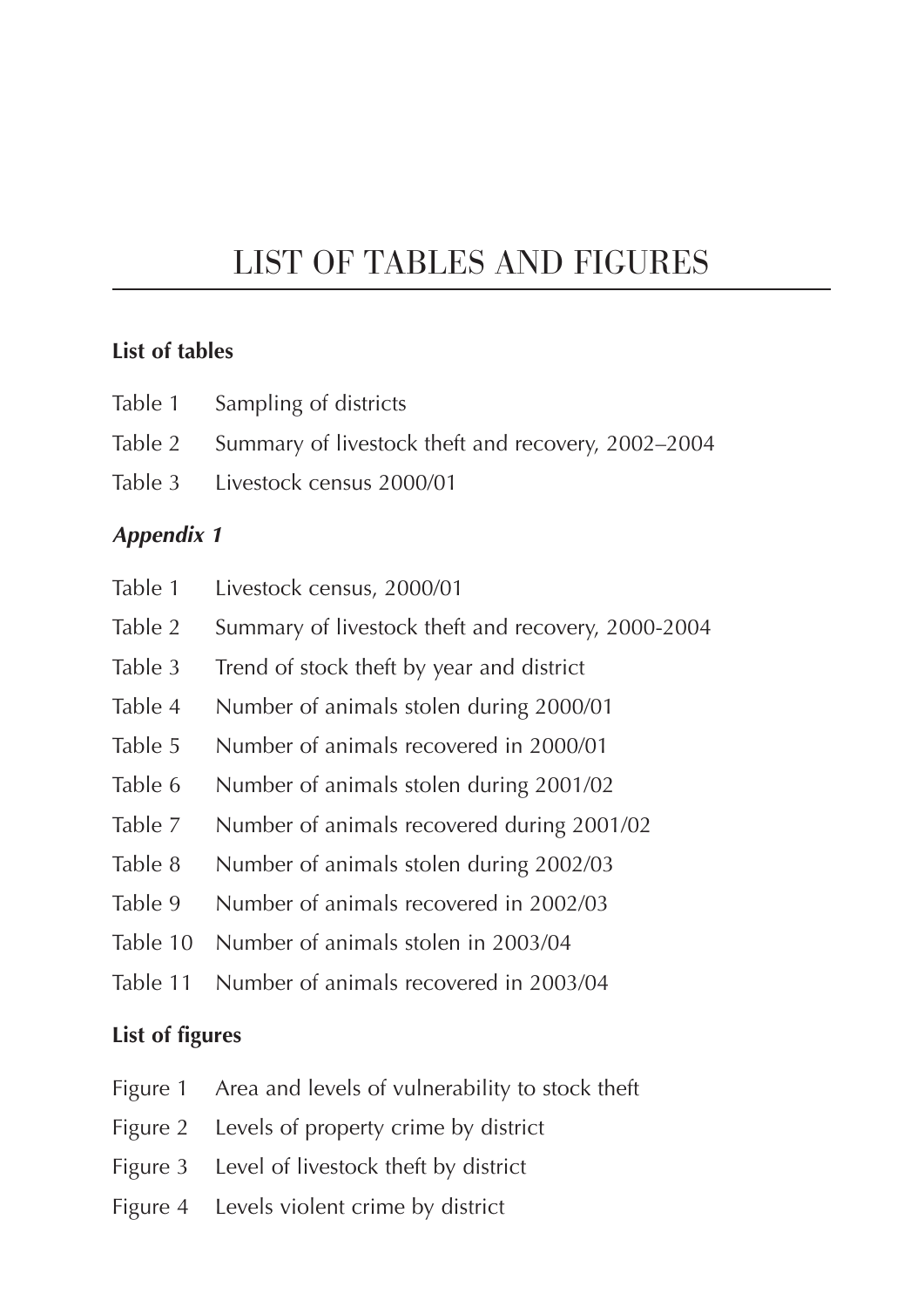# LIST OF TABLES AND FIGURES

**List of tables**

Table 1 Sampling of districts

Table 2 Summary of livestock theft and recovery, 2002–2004

Table 3 Livestock census 2000/01

***Appendix 1***

Table 1 Livestock census, 2000/01

Table 2 Summary of livestock theft and recovery, 2000-2004

Table 3 Trend of stock theft by year and district

Table 4 Number of animals stolen during 2000/01

Table 5 Number of animals recovered in 2000/01

Table 6 Number of animals stolen during 2001/02

Table 7 Number of animals recovered during 2001/02

Table 8 Number of animals stolen during 2002/03

Table 9 Number of animals recovered in 2002/03

Table 10 Number of animals stolen in 2003/04

Table 11 Number of animals recovered in 2003/04

**List of figures**

Figure 1 Area and levels of vulnerability to stock theft

Figure 2 Levels of property crime by district

Figure 3 Level of livestock theft by district

Figure 4 Levels violent crime by district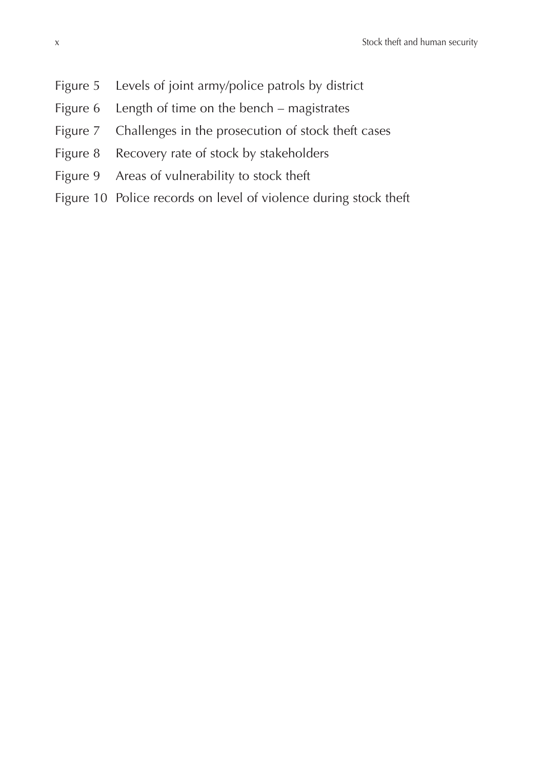Figure 5 Levels of joint army/police patrols by district

Figure 6 Length of time on the bench – magistrates

Figure 7 Challenges in the prosecution of stock theft cases

Figure 8 Recovery rate of stock by stakeholders

Figure 9 Areas of vulnerability to stock theft

Figure 10 Police records on level of violence during stock theft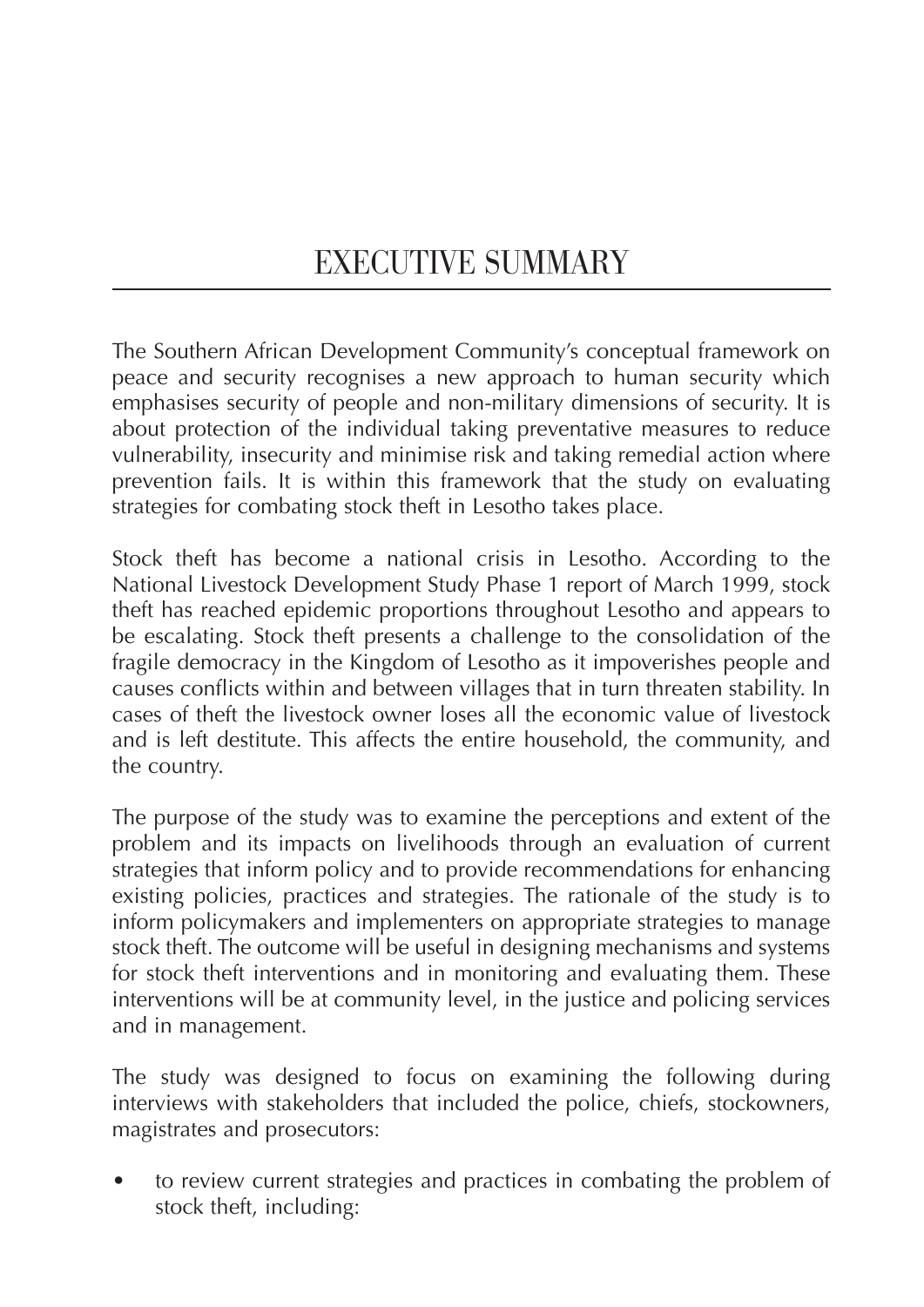# EXECUTIVE SUMMARY

The Southern African Development Community's conceptual framework on peace and security recognises a new approach to human security which emphasises security of people and non-military dimensions of security. It is about protection of the individual taking preventative measures to reduce vulnerability, insecurity and minimise risk and taking remedial action where prevention fails. It is within this framework that the study on evaluating strategies for combating stock theft in Lesotho takes place.

Stock theft has become a national crisis in Lesotho. According to the National Livestock Development Study Phase 1 report of March 1999, stock theft has reached epidemic proportions throughout Lesotho and appears to be escalating. Stock theft presents a challenge to the consolidation of the fragile democracy in the Kingdom of Lesotho as it impoverishes people and causes conflicts within and between villages that in turn threaten stability. In cases of theft the livestock owner loses all the economic value of livestock and is left destitute. This affects the entire household, the community, and the country.

The purpose of the study was to examine the perceptions and extent of the problem and its impacts on livelihoods through an evaluation of current strategies that inform policy and to provide recommendations for enhancing existing policies, practices and strategies. The rationale of the study is to inform policymakers and implementers on appropriate strategies to manage stock theft. The outcome will be useful in designing mechanisms and systems for stock theft interventions and in monitoring and evaluating them. These interventions will be at community level, in the justice and policing services and in management.

The study was designed to focus on examining the following during interviews with stakeholders that included the police, chiefs, stockowners, magistrates and prosecutors:

- to review current strategies and practices in combating the problem of stock theft, including: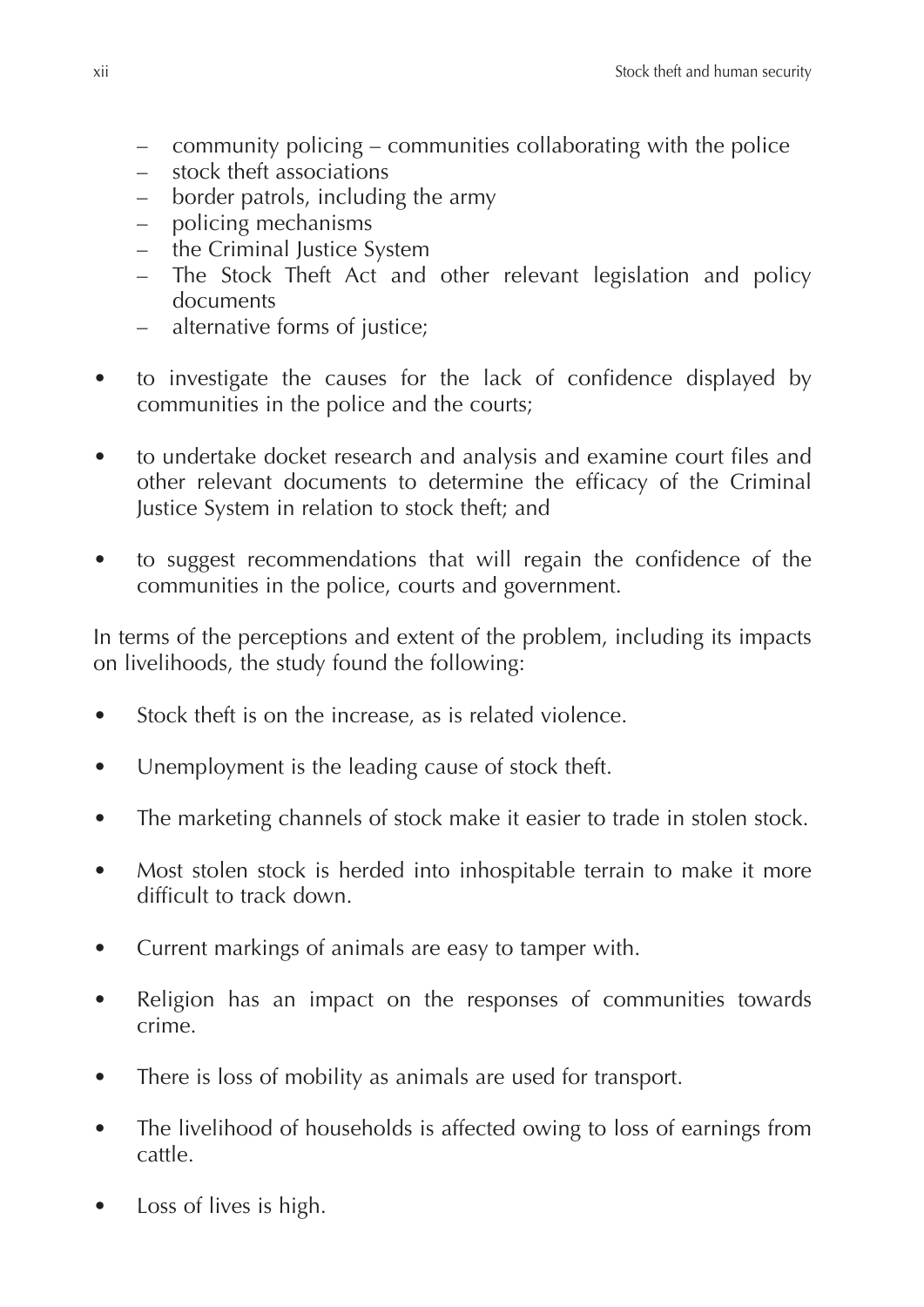- community policing – communities collaborating with the police
  - stock theft associations
  - border patrols, including the army
  - policing mechanisms
  - the Criminal Justice System
  - The Stock Theft Act and other relevant legislation and policy documents
  - alternative forms of justice;

- to investigate the causes for the lack of confidence displayed by communities in the police and the courts;

- to undertake docket research and analysis and examine court files and other relevant documents to determine the efficacy of the Criminal Justice System in relation to stock theft; and

- to suggest recommendations that will regain the confidence of the communities in the police, courts and government.

In terms of the perceptions and extent of the problem, including its impacts on livelihoods, the study found the following:

- Stock theft is on the increase, as is related violence.

- Unemployment is the leading cause of stock theft.

- The marketing channels of stock make it easier to trade in stolen stock.

- Most stolen stock is herded into inhospitable terrain to make it more difficult to track down.

- Current markings of animals are easy to tamper with.

- Religion has an impact on the responses of communities towards crime.

- There is loss of mobility as animals are used for transport.

- The livelihood of households is affected owing to loss of earnings from cattle.

- Loss of lives is high.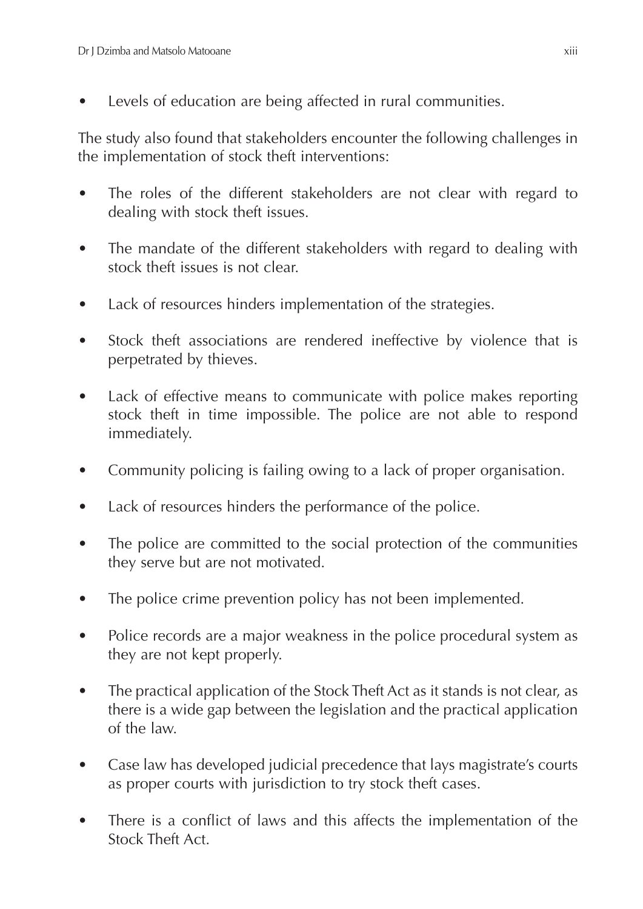- Levels of education are being affected in rural communities.

The study also found that stakeholders encounter the following challenges in the implementation of stock theft interventions:

- The roles of the different stakeholders are not clear with regard to dealing with stock theft issues.
- The mandate of the different stakeholders with regard to dealing with stock theft issues is not clear.
- Lack of resources hinders implementation of the strategies.
- Stock theft associations are rendered ineffective by violence that is perpetrated by thieves.
- Lack of effective means to communicate with police makes reporting stock theft in time impossible. The police are not able to respond immediately.
- Community policing is failing owing to a lack of proper organisation.
- Lack of resources hinders the performance of the police.
- The police are committed to the social protection of the communities they serve but are not motivated.
- The police crime prevention policy has not been implemented.
- Police records are a major weakness in the police procedural system as they are not kept properly.
- The practical application of the Stock Theft Act as it stands is not clear, as there is a wide gap between the legislation and the practical application of the law.
- Case law has developed judicial precedence that lays magistrate's courts as proper courts with jurisdiction to try stock theft cases.
- There is a conflict of laws and this affects the implementation of the Stock Theft Act.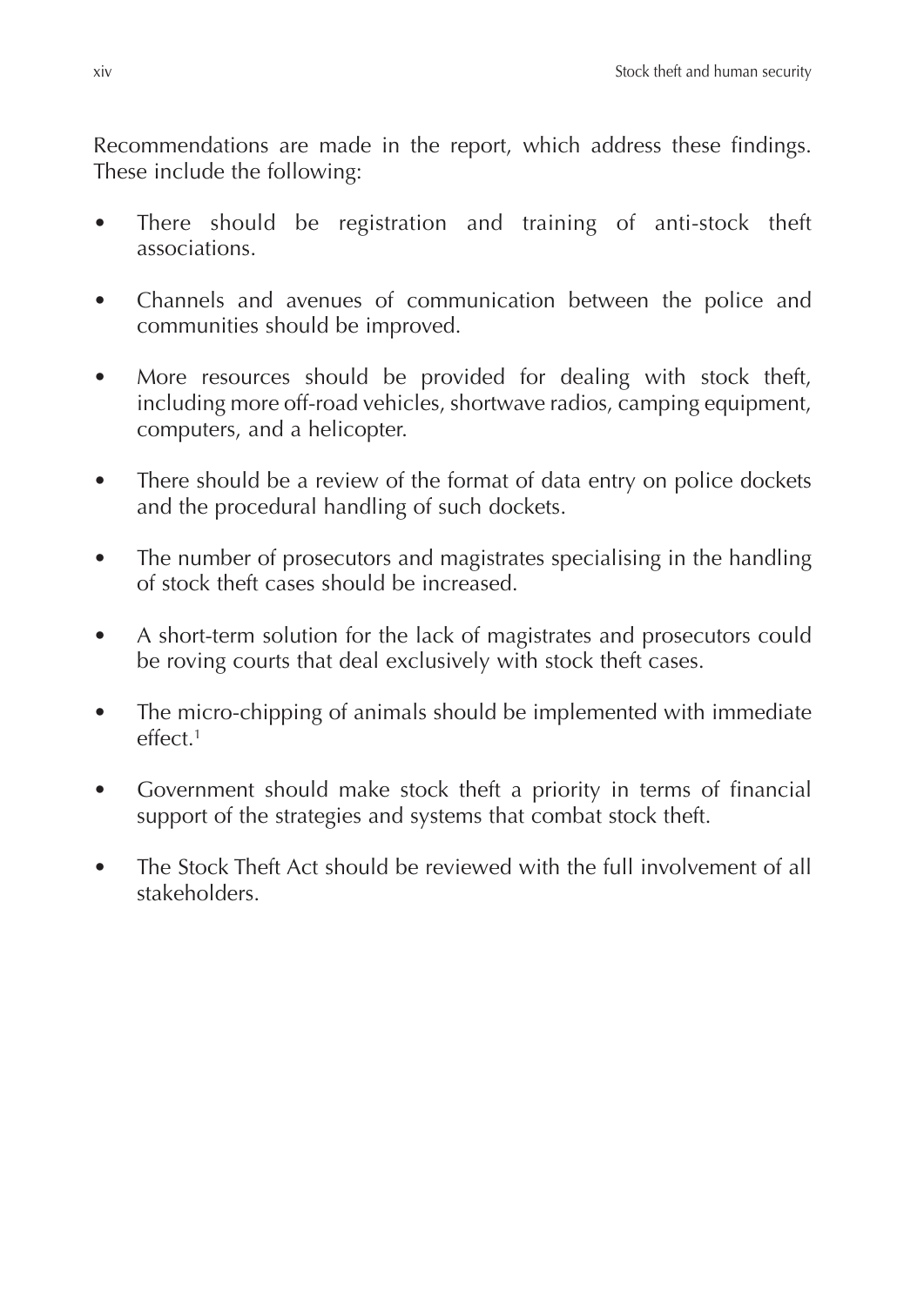Recommendations are made in the report, which address these findings. These include the following:

- There should be registration and training of anti-stock theft associations.
- Channels and avenues of communication between the police and communities should be improved.
- More resources should be provided for dealing with stock theft, including more off-road vehicles, shortwave radios, camping equipment, computers, and a helicopter.
- There should be a review of the format of data entry on police dockets and the procedural handling of such dockets.
- The number of prosecutors and magistrates specialising in the handling of stock theft cases should be increased.
- A short-term solution for the lack of magistrates and prosecutors could be roving courts that deal exclusively with stock theft cases.
- The micro-chipping of animals should be implemented with immediate effect.[1]
- Government should make stock theft a priority in terms of financial support of the strategies and systems that combat stock theft.
- The Stock Theft Act should be reviewed with the full involvement of all stakeholders.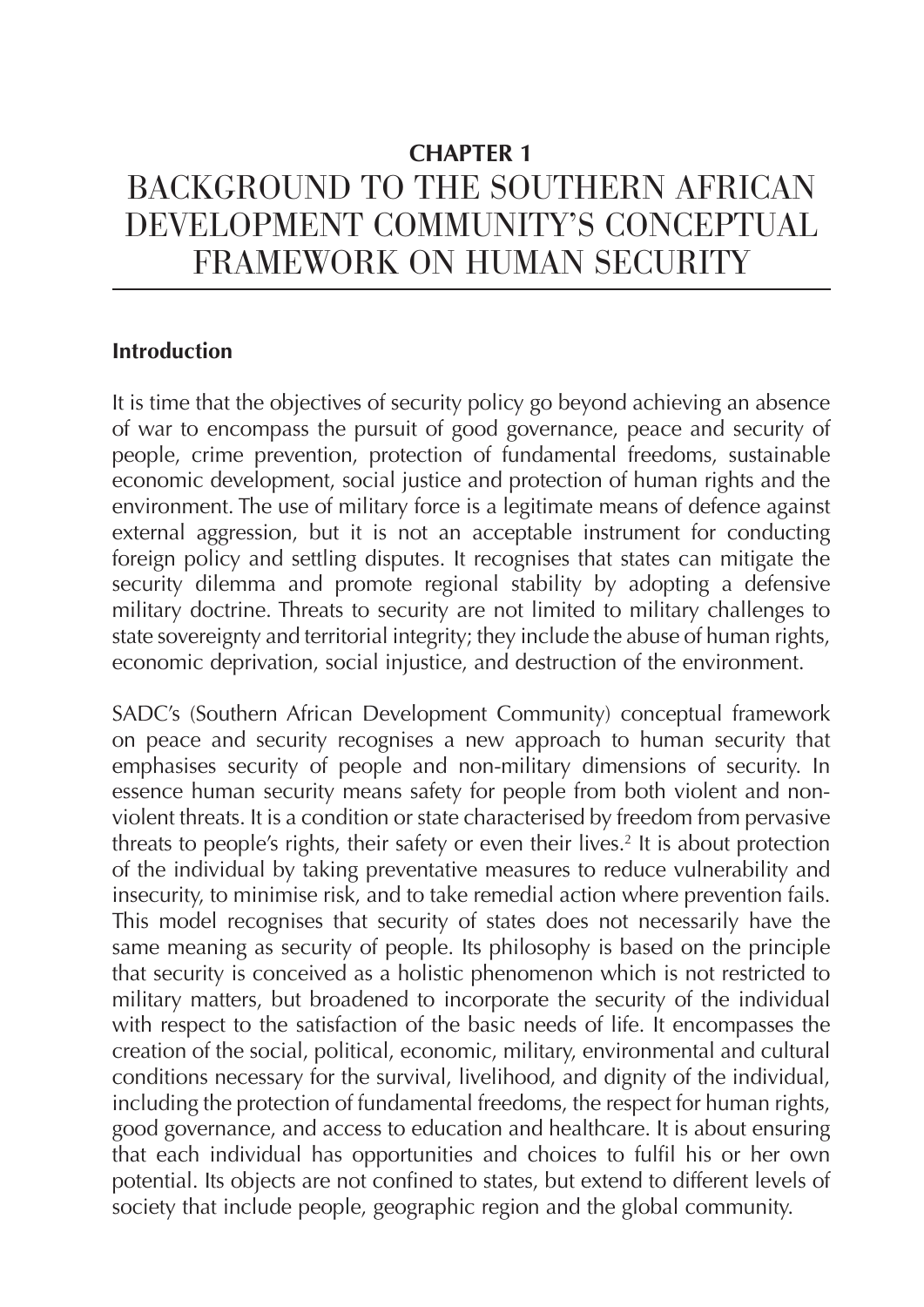**CHAPTER 1**

# BACKGROUND TO THE SOUTHERN AFRICAN DEVELOPMENT COMMUNITY'S CONCEPTUAL FRAMEWORK ON HUMAN SECURITY

## Introduction

It is time that the objectives of security policy go beyond achieving an absence of war to encompass the pursuit of good governance, peace and security of people, crime prevention, protection of fundamental freedoms, sustainable economic development, social justice and protection of human rights and the environment. The use of military force is a legitimate means of defence against external aggression, but it is not an acceptable instrument for conducting foreign policy and settling disputes. It recognises that states can mitigate the security dilemma and promote regional stability by adopting a defensive military doctrine. Threats to security are not limited to military challenges to state sovereignty and territorial integrity; they include the abuse of human rights, economic deprivation, social injustice, and destruction of the environment.

SADC's (Southern African Development Community) conceptual framework on peace and security recognises a new approach to human security that emphasises security of people and non-military dimensions of security. In essence human security means safety for people from both violent and non-violent threats. It is a condition or state characterised by freedom from pervasive threats to people's rights, their safety or even their lives.[2] It is about protection of the individual by taking preventative measures to reduce vulnerability and insecurity, to minimise risk, and to take remedial action where prevention fails. This model recognises that security of states does not necessarily have the same meaning as security of people. Its philosophy is based on the principle that security is conceived as a holistic phenomenon which is not restricted to military matters, but broadened to incorporate the security of the individual with respect to the satisfaction of the basic needs of life. It encompasses the creation of the social, political, economic, military, environmental and cultural conditions necessary for the survival, livelihood, and dignity of the individual, including the protection of fundamental freedoms, the respect for human rights, good governance, and access to education and healthcare. It is about ensuring that each individual has opportunities and choices to fulfil his or her own potential. Its objects are not confined to states, but extend to different levels of society that include people, geographic region and the global community.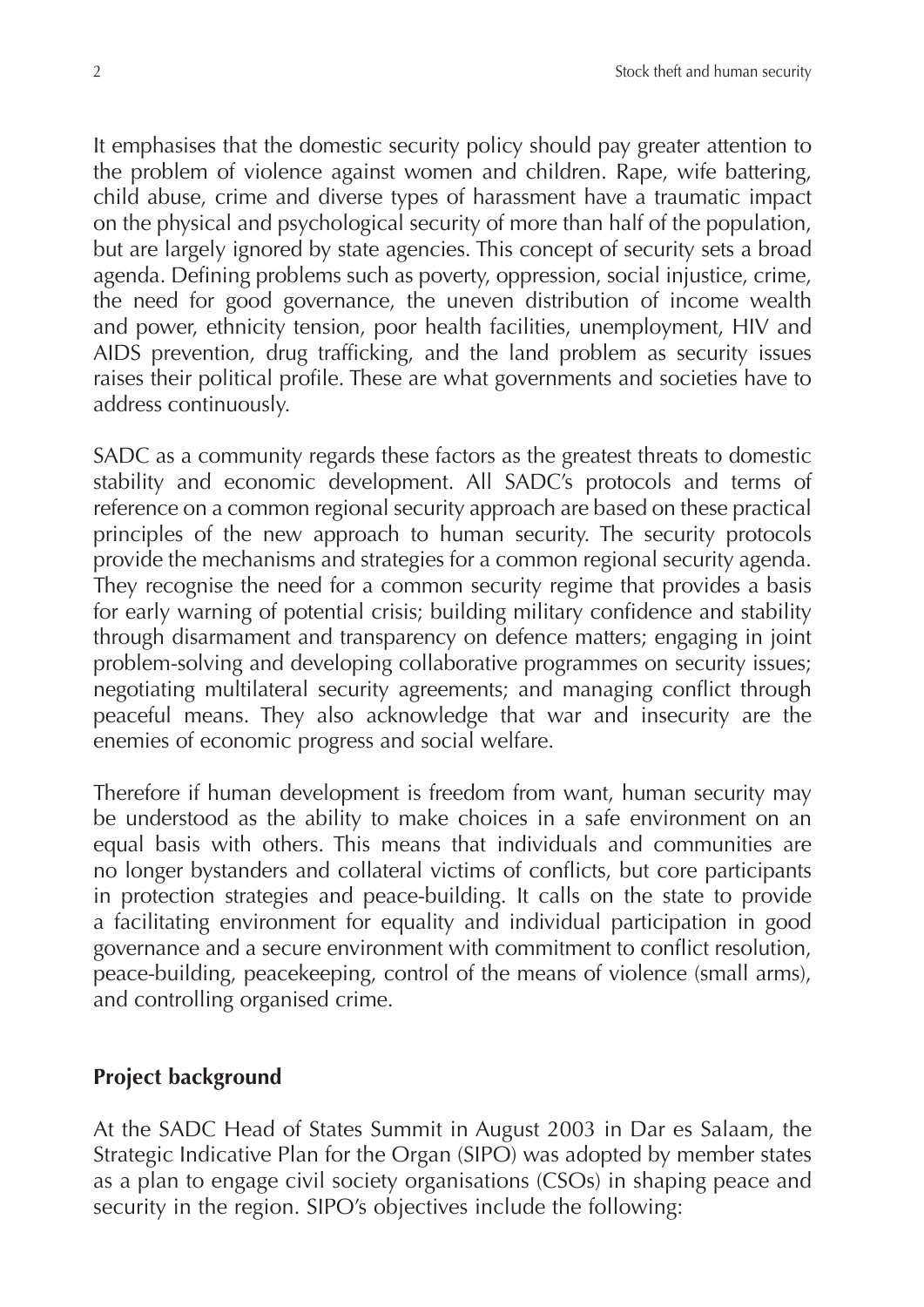It emphasises that the domestic security policy should pay greater attention to the problem of violence against women and children. Rape, wife battering, child abuse, crime and diverse types of harassment have a traumatic impact on the physical and psychological security of more than half of the population, but are largely ignored by state agencies. This concept of security sets a broad agenda. Defining problems such as poverty, oppression, social injustice, crime, the need for good governance, the uneven distribution of income wealth and power, ethnicity tension, poor health facilities, unemployment, HIV and AIDS prevention, drug trafficking, and the land problem as security issues raises their political profile. These are what governments and societies have to address continuously.

SADC as a community regards these factors as the greatest threats to domestic stability and economic development. All SADC's protocols and terms of reference on a common regional security approach are based on these practical principles of the new approach to human security. The security protocols provide the mechanisms and strategies for a common regional security agenda. They recognise the need for a common security regime that provides a basis for early warning of potential crisis; building military confidence and stability through disarmament and transparency on defence matters; engaging in joint problem-solving and developing collaborative programmes on security issues; negotiating multilateral security agreements; and managing conflict through peaceful means. They also acknowledge that war and insecurity are the enemies of economic progress and social welfare.

Therefore if human development is freedom from want, human security may be understood as the ability to make choices in a safe environment on an equal basis with others. This means that individuals and communities are no longer bystanders and collateral victims of conflicts, but core participants in protection strategies and peace-building. It calls on the state to provide a facilitating environment for equality and individual participation in good governance and a secure environment with commitment to conflict resolution, peace-building, peacekeeping, control of the means of violence (small arms), and controlling organised crime.

## Project background

At the SADC Head of States Summit in August 2003 in Dar es Salaam, the Strategic Indicative Plan for the Organ (SIPO) was adopted by member states as a plan to engage civil society organisations (CSOs) in shaping peace and security in the region. SIPO's objectives include the following: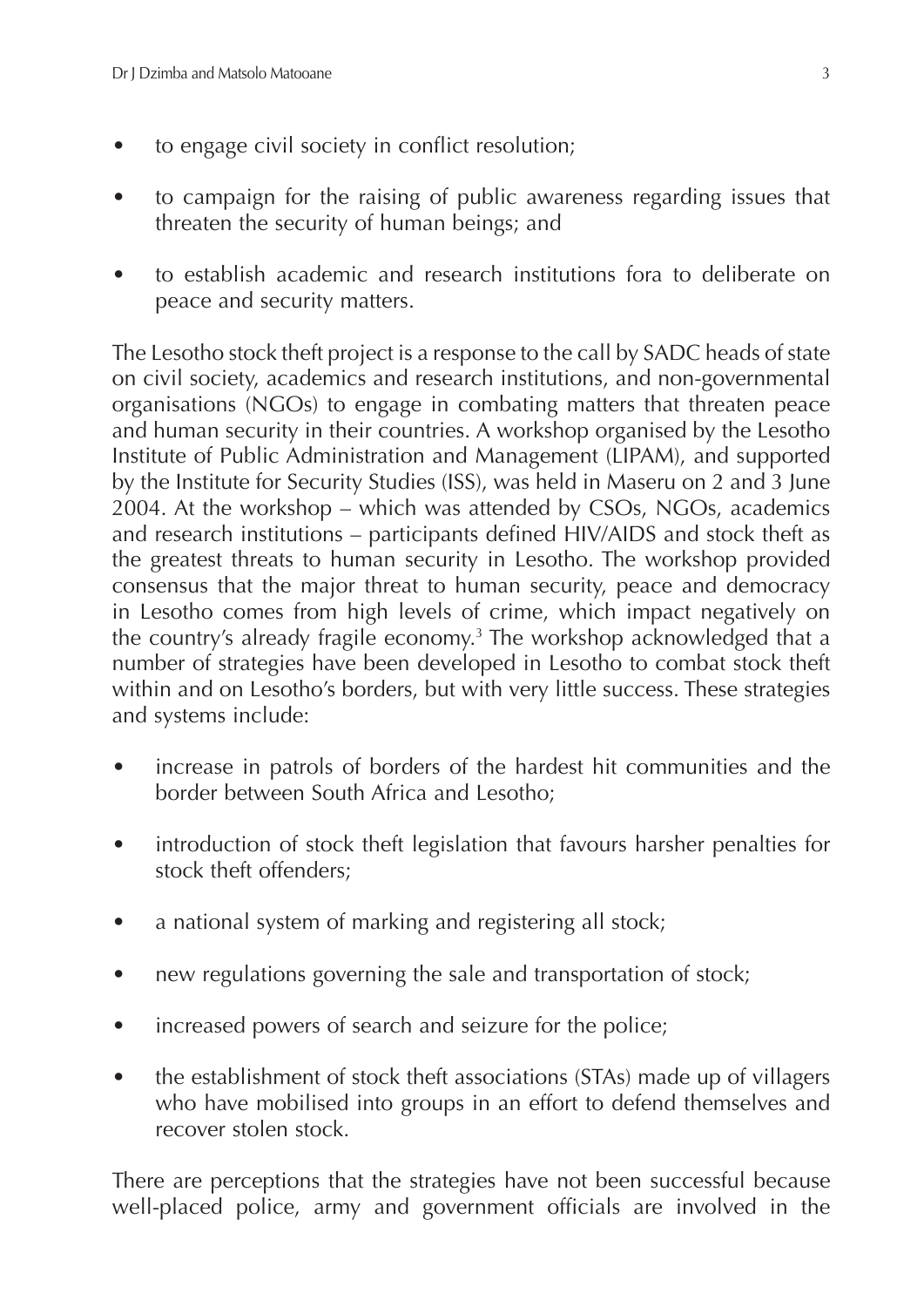- to engage civil society in conflict resolution;
- to campaign for the raising of public awareness regarding issues that threaten the security of human beings; and
- to establish academic and research institutions fora to deliberate on peace and security matters.

The Lesotho stock theft project is a response to the call by SADC heads of state on civil society, academics and research institutions, and non-governmental organisations (NGOs) to engage in combating matters that threaten peace and human security in their countries. A workshop organised by the Lesotho Institute of Public Administration and Management (LIPAM), and supported by the Institute for Security Studies (ISS), was held in Maseru on 2 and 3 June 2004. At the workshop – which was attended by CSOs, NGOs, academics and research institutions – participants defined HIV/AIDS and stock theft as the greatest threats to human security in Lesotho. The workshop provided consensus that the major threat to human security, peace and democracy in Lesotho comes from high levels of crime, which impact negatively on the country's already fragile economy.[3] The workshop acknowledged that a number of strategies have been developed in Lesotho to combat stock theft within and on Lesotho's borders, but with very little success. These strategies and systems include:

- increase in patrols of borders of the hardest hit communities and the border between South Africa and Lesotho;
- introduction of stock theft legislation that favours harsher penalties for stock theft offenders;
- a national system of marking and registering all stock;
- new regulations governing the sale and transportation of stock;
- increased powers of search and seizure for the police;
- the establishment of stock theft associations (STAs) made up of villagers who have mobilised into groups in an effort to defend themselves and recover stolen stock.

There are perceptions that the strategies have not been successful because well-placed police, army and government officials are involved in the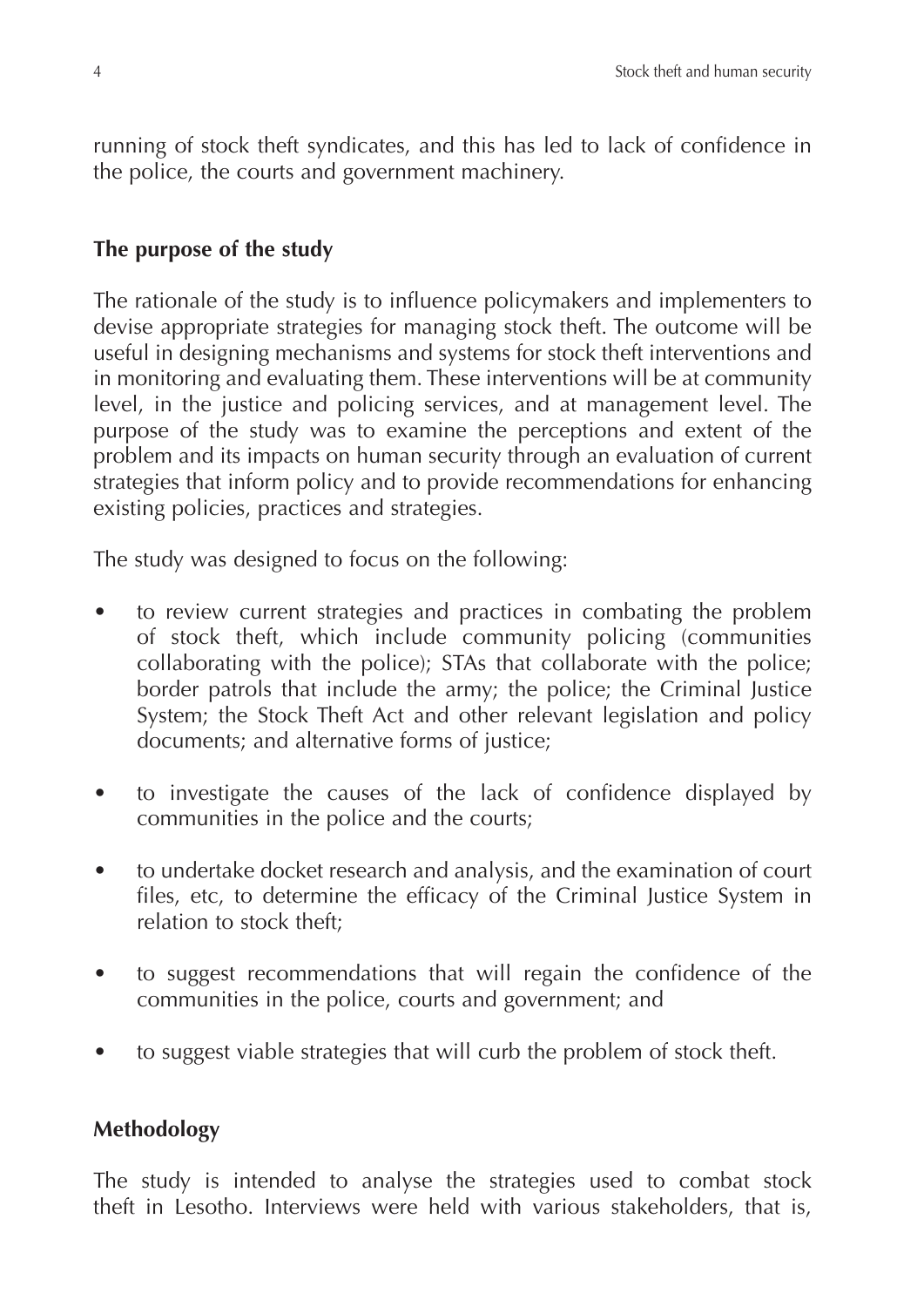running of stock theft syndicates, and this has led to lack of confidence in the police, the courts and government machinery.

## The purpose of the study

The rationale of the study is to influence policymakers and implementers to devise appropriate strategies for managing stock theft. The outcome will be useful in designing mechanisms and systems for stock theft interventions and in monitoring and evaluating them. These interventions will be at community level, in the justice and policing services, and at management level. The purpose of the study was to examine the perceptions and extent of the problem and its impacts on human security through an evaluation of current strategies that inform policy and to provide recommendations for enhancing existing policies, practices and strategies.

The study was designed to focus on the following:

- to review current strategies and practices in combating the problem of stock theft, which include community policing (communities collaborating with the police); STAs that collaborate with the police; border patrols that include the army; the police; the Criminal Justice System; the Stock Theft Act and other relevant legislation and policy documents; and alternative forms of justice;
- to investigate the causes of the lack of confidence displayed by communities in the police and the courts;
- to undertake docket research and analysis, and the examination of court files, etc, to determine the efficacy of the Criminal Justice System in relation to stock theft;
- to suggest recommendations that will regain the confidence of the communities in the police, courts and government; and
- to suggest viable strategies that will curb the problem of stock theft.

## Methodology

The study is intended to analyse the strategies used to combat stock theft in Lesotho. Interviews were held with various stakeholders, that is,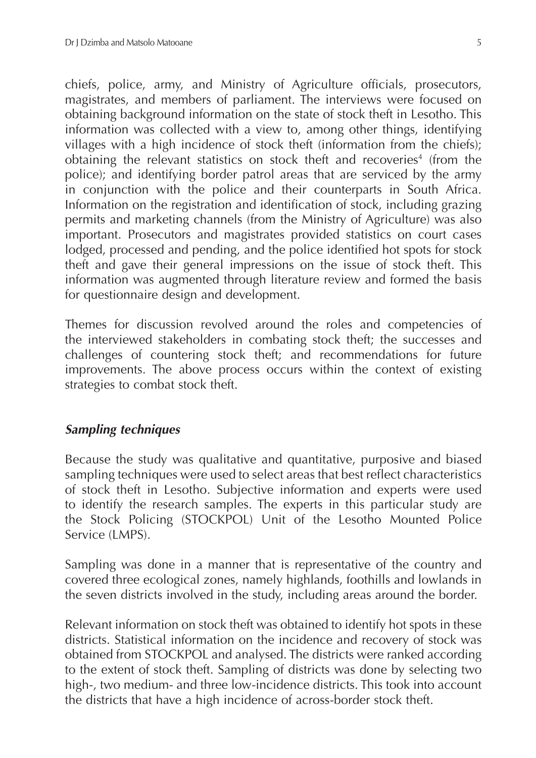chiefs, police, army, and Ministry of Agriculture officials, prosecutors, magistrates, and members of parliament. The interviews were focused on obtaining background information on the state of stock theft in Lesotho. This information was collected with a view to, among other things, identifying villages with a high incidence of stock theft (information from the chiefs); obtaining the relevant statistics on stock theft and recoveries[4] (from the police); and identifying border patrol areas that are serviced by the army in conjunction with the police and their counterparts in South Africa. Information on the registration and identification of stock, including grazing permits and marketing channels (from the Ministry of Agriculture) was also important. Prosecutors and magistrates provided statistics on court cases lodged, processed and pending, and the police identified hot spots for stock theft and gave their general impressions on the issue of stock theft. This information was augmented through literature review and formed the basis for questionnaire design and development.

Themes for discussion revolved around the roles and competencies of the interviewed stakeholders in combating stock theft; the successes and challenges of countering stock theft; and recommendations for future improvements. The above process occurs within the context of existing strategies to combat stock theft.

### *Sampling techniques*

Because the study was qualitative and quantitative, purposive and biased sampling techniques were used to select areas that best reflect characteristics of stock theft in Lesotho. Subjective information and experts were used to identify the research samples. The experts in this particular study are the Stock Policing (STOCKPOL) Unit of the Lesotho Mounted Police Service (LMPS).

Sampling was done in a manner that is representative of the country and covered three ecological zones, namely highlands, foothills and lowlands in the seven districts involved in the study, including areas around the border.

Relevant information on stock theft was obtained to identify hot spots in these districts. Statistical information on the incidence and recovery of stock was obtained from STOCKPOL and analysed. The districts were ranked according to the extent of stock theft. Sampling of districts was done by selecting two high-, two medium- and three low-incidence districts. This took into account the districts that have a high incidence of across-border stock theft.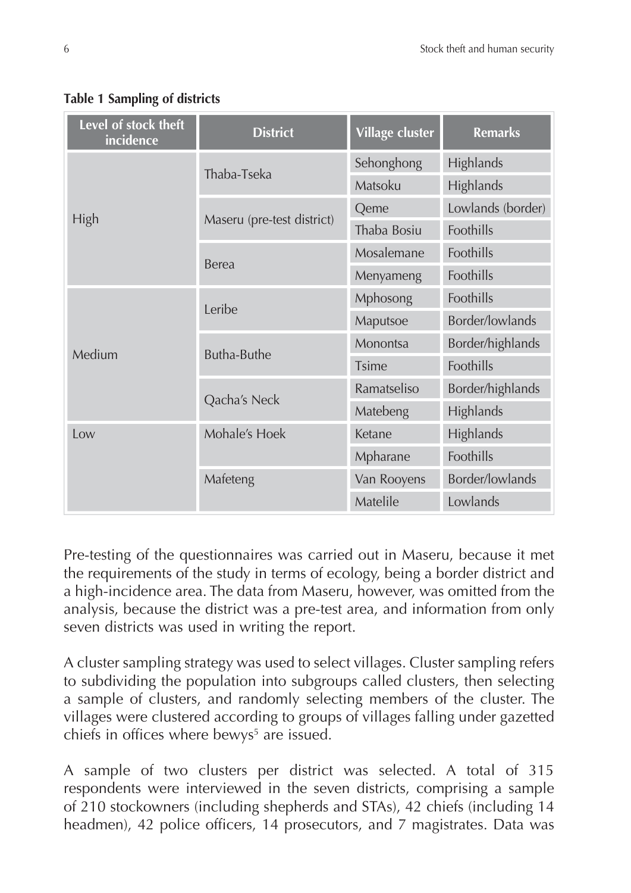**Table 1 Sampling of districts**

| Level of stock theft incidence | District | Village cluster | Remarks |
|---|---|---|---|
| High | Thaba-Tseka | Sehonghong | Highlands |
| | | Matsoku | Highlands |
| | Maseru (pre-test district) | Qeme | Lowlands (border) |
| | | Thaba Bosiu | Foothills |
| | Berea | Mosalemane | Foothills |
| | | Menyameng | Foothills |
| Medium | Leribe | Mphosong | Foothills |
| | | Maputsoe | Border/lowlands |
| | Butha-Buthe | Monontsa | Border/highlands |
| | | Tsime | Foothills |
| | Qacha's Neck | Ramatseliso | Border/highlands |
| | | Matebeng | Highlands |
| Low | Mohale's Hoek | Ketane | Highlands |
| | | Mpharane | Foothills |
| | Mafeteng | Van Rooyens | Border/lowlands |
| | | Matelile | Lowlands |

Pre-testing of the questionnaires was carried out in Maseru, because it met the requirements of the study in terms of ecology, being a border district and a high-incidence area. The data from Maseru, however, was omitted from the analysis, because the district was a pre-test area, and information from only seven districts was used in writing the report.

A cluster sampling strategy was used to select villages. Cluster sampling refers to subdividing the population into subgroups called clusters, then selecting a sample of clusters, and randomly selecting members of the cluster. The villages were clustered according to groups of villages falling under gazetted chiefs in offices where bewys[5] are issued.

A sample of two clusters per district was selected. A total of 315 respondents were interviewed in the seven districts, comprising a sample of 210 stockowners (including shepherds and STAs), 42 chiefs (including 14 headmen), 42 police officers, 14 prosecutors, and 7 magistrates. Data was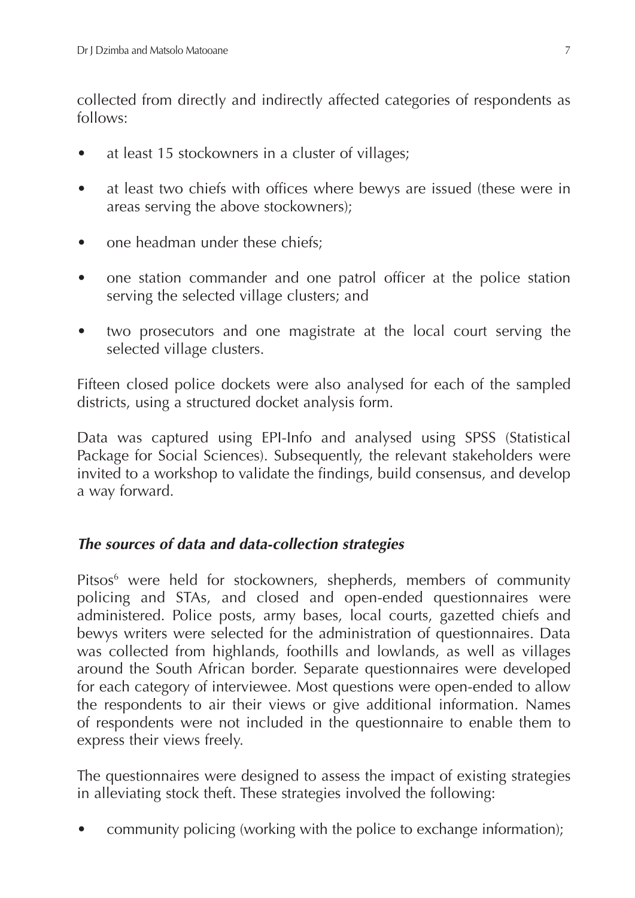collected from directly and indirectly affected categories of respondents as follows:

- at least 15 stockowners in a cluster of villages;
- at least two chiefs with offices where bewys are issued (these were in areas serving the above stockowners);
- one headman under these chiefs;
- one station commander and one patrol officer at the police station serving the selected village clusters; and
- two prosecutors and one magistrate at the local court serving the selected village clusters.

Fifteen closed police dockets were also analysed for each of the sampled districts, using a structured docket analysis form.

Data was captured using EPI-Info and analysed using SPSS (Statistical Package for Social Sciences). Subsequently, the relevant stakeholders were invited to a workshop to validate the findings, build consensus, and develop a way forward.

### *The sources of data and data-collection strategies*

Pitsos[6] were held for stockowners, shepherds, members of community policing and STAs, and closed and open-ended questionnaires were administered. Police posts, army bases, local courts, gazetted chiefs and bewys writers were selected for the administration of questionnaires. Data was collected from highlands, foothills and lowlands, as well as villages around the South African border. Separate questionnaires were developed for each category of interviewee. Most questions were open-ended to allow the respondents to air their views or give additional information. Names of respondents were not included in the questionnaire to enable them to express their views freely.

The questionnaires were designed to assess the impact of existing strategies in alleviating stock theft. These strategies involved the following:

- community policing (working with the police to exchange information);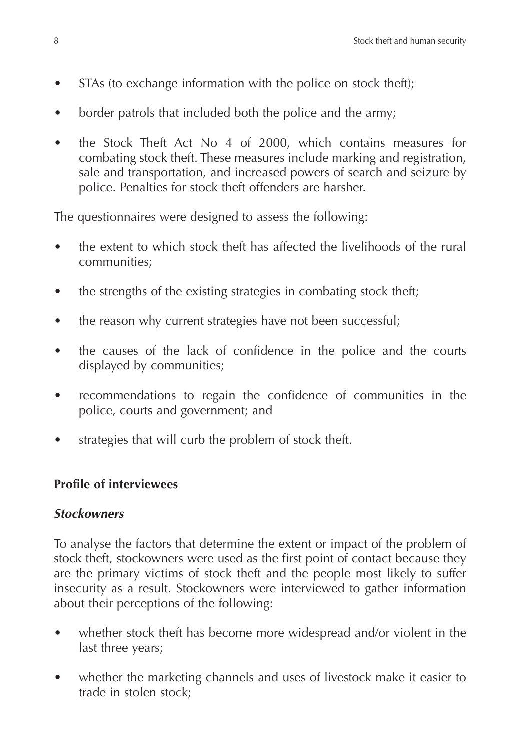- STAs (to exchange information with the police on stock theft);
- border patrols that included both the police and the army;
- the Stock Theft Act No 4 of 2000, which contains measures for combating stock theft. These measures include marking and registration, sale and transportation, and increased powers of search and seizure by police. Penalties for stock theft offenders are harsher.

The questionnaires were designed to assess the following:

- the extent to which stock theft has affected the livelihoods of the rural communities;
- the strengths of the existing strategies in combating stock theft;
- the reason why current strategies have not been successful;
- the causes of the lack of confidence in the police and the courts displayed by communities;
- recommendations to regain the confidence of communities in the police, courts and government; and
- strategies that will curb the problem of stock theft.

## Profile of interviewees

### *Stockowners*

To analyse the factors that determine the extent or impact of the problem of stock theft, stockowners were used as the first point of contact because they are the primary victims of stock theft and the people most likely to suffer insecurity as a result. Stockowners were interviewed to gather information about their perceptions of the following:

- whether stock theft has become more widespread and/or violent in the last three years;
- whether the marketing channels and uses of livestock make it easier to trade in stolen stock;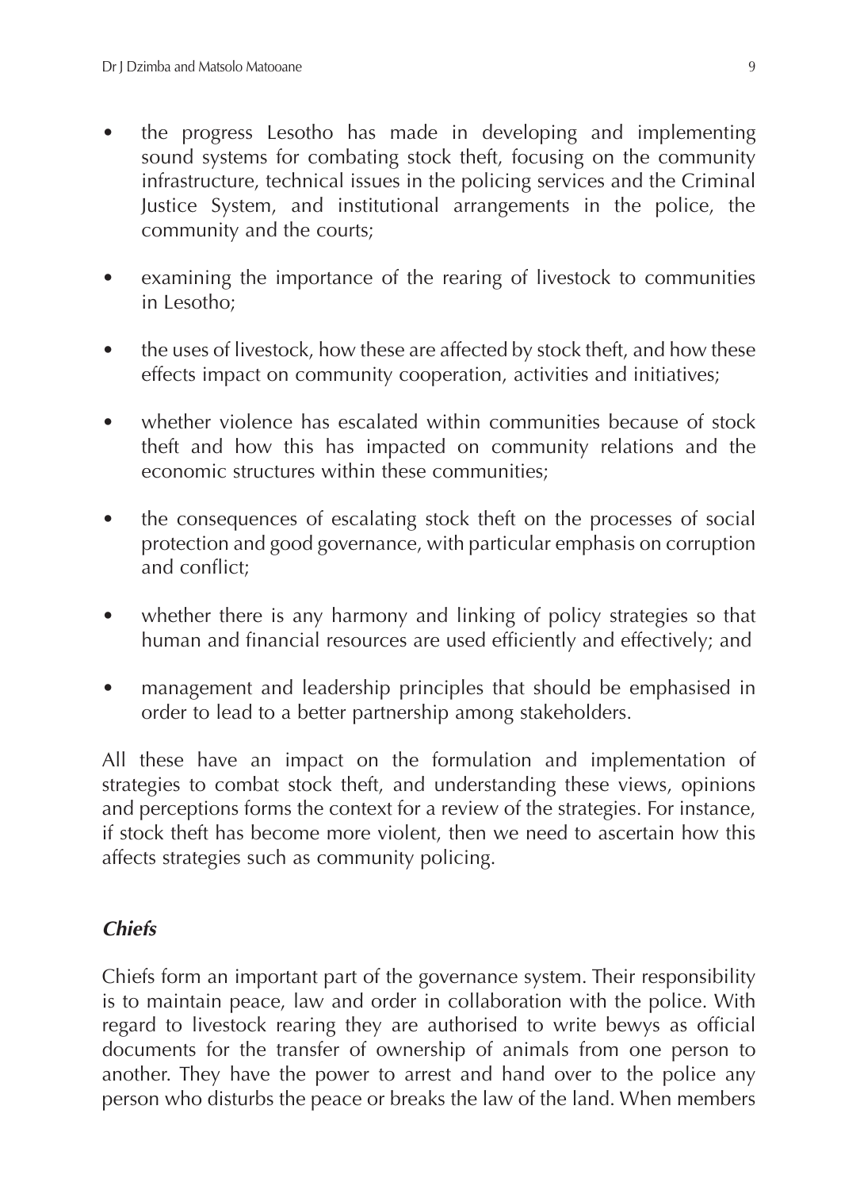- the progress Lesotho has made in developing and implementing sound systems for combating stock theft, focusing on the community infrastructure, technical issues in the policing services and the Criminal Justice System, and institutional arrangements in the police, the community and the courts;
- examining the importance of the rearing of livestock to communities in Lesotho;
- the uses of livestock, how these are affected by stock theft, and how these effects impact on community cooperation, activities and initiatives;
- whether violence has escalated within communities because of stock theft and how this has impacted on community relations and the economic structures within these communities;
- the consequences of escalating stock theft on the processes of social protection and good governance, with particular emphasis on corruption and conflict;
- whether there is any harmony and linking of policy strategies so that human and financial resources are used efficiently and effectively; and
- management and leadership principles that should be emphasised in order to lead to a better partnership among stakeholders.

All these have an impact on the formulation and implementation of strategies to combat stock theft, and understanding these views, opinions and perceptions forms the context for a review of the strategies. For instance, if stock theft has become more violent, then we need to ascertain how this affects strategies such as community policing.

### *Chiefs*

Chiefs form an important part of the governance system. Their responsibility is to maintain peace, law and order in collaboration with the police. With regard to livestock rearing they are authorised to write bewys as official documents for the transfer of ownership of animals from one person to another. They have the power to arrest and hand over to the police any person who disturbs the peace or breaks the law of the land. When members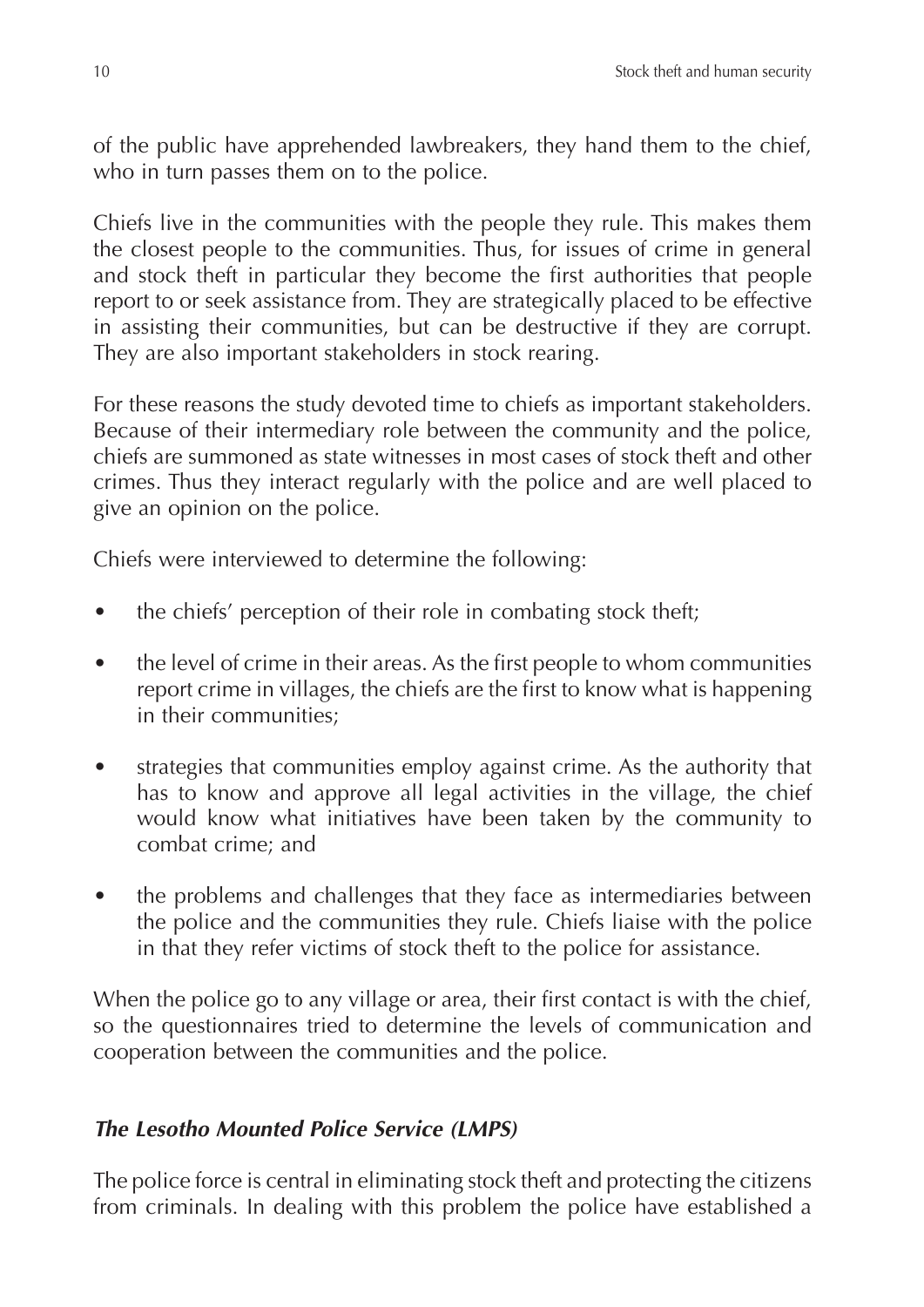of the public have apprehended lawbreakers, they hand them to the chief, who in turn passes them on to the police.

Chiefs live in the communities with the people they rule. This makes them the closest people to the communities. Thus, for issues of crime in general and stock theft in particular they become the first authorities that people report to or seek assistance from. They are strategically placed to be effective in assisting their communities, but can be destructive if they are corrupt. They are also important stakeholders in stock rearing.

For these reasons the study devoted time to chiefs as important stakeholders. Because of their intermediary role between the community and the police, chiefs are summoned as state witnesses in most cases of stock theft and other crimes. Thus they interact regularly with the police and are well placed to give an opinion on the police.

Chiefs were interviewed to determine the following:

- the chiefs' perception of their role in combating stock theft;
- the level of crime in their areas. As the first people to whom communities report crime in villages, the chiefs are the first to know what is happening in their communities;
- strategies that communities employ against crime. As the authority that has to know and approve all legal activities in the village, the chief would know what initiatives have been taken by the community to combat crime; and
- the problems and challenges that they face as intermediaries between the police and the communities they rule. Chiefs liaise with the police in that they refer victims of stock theft to the police for assistance.

When the police go to any village or area, their first contact is with the chief, so the questionnaires tried to determine the levels of communication and cooperation between the communities and the police.

### *The Lesotho Mounted Police Service (LMPS)*

The police force is central in eliminating stock theft and protecting the citizens from criminals. In dealing with this problem the police have established a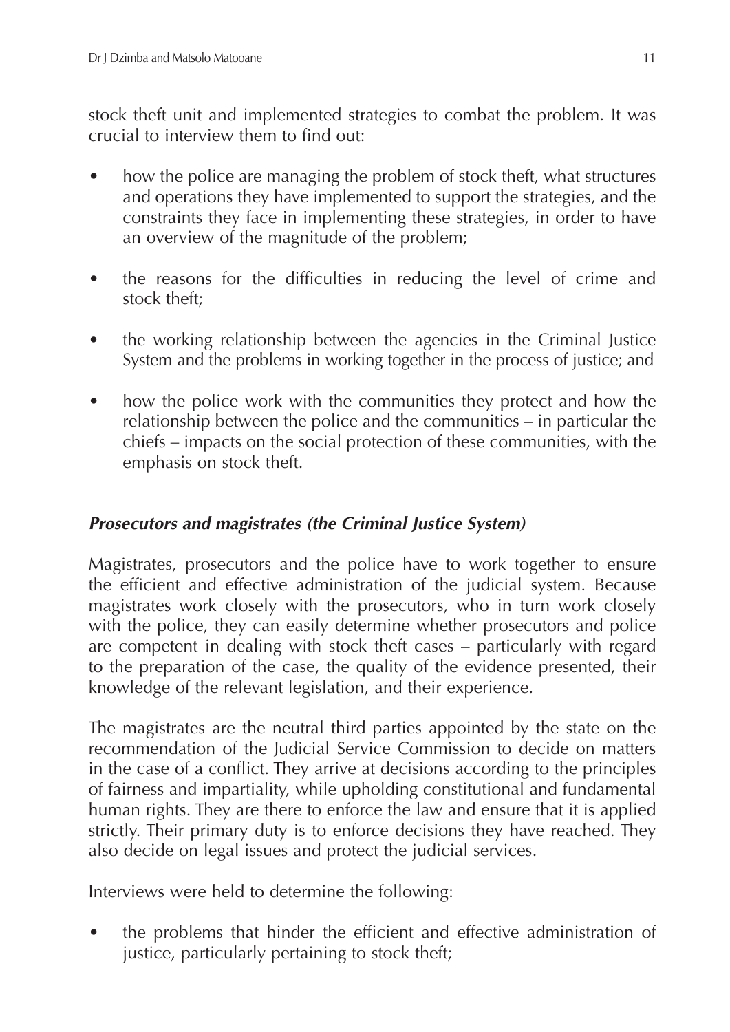stock theft unit and implemented strategies to combat the problem. It was crucial to interview them to find out:

- how the police are managing the problem of stock theft, what structures and operations they have implemented to support the strategies, and the constraints they face in implementing these strategies, in order to have an overview of the magnitude of the problem;
- the reasons for the difficulties in reducing the level of crime and stock theft;
- the working relationship between the agencies in the Criminal Justice System and the problems in working together in the process of justice; and
- how the police work with the communities they protect and how the relationship between the police and the communities – in particular the chiefs – impacts on the social protection of these communities, with the emphasis on stock theft.

### *Prosecutors and magistrates (the Criminal Justice System)*

Magistrates, prosecutors and the police have to work together to ensure the efficient and effective administration of the judicial system. Because magistrates work closely with the prosecutors, who in turn work closely with the police, they can easily determine whether prosecutors and police are competent in dealing with stock theft cases – particularly with regard to the preparation of the case, the quality of the evidence presented, their knowledge of the relevant legislation, and their experience.

The magistrates are the neutral third parties appointed by the state on the recommendation of the Judicial Service Commission to decide on matters in the case of a conflict. They arrive at decisions according to the principles of fairness and impartiality, while upholding constitutional and fundamental human rights. They are there to enforce the law and ensure that it is applied strictly. Their primary duty is to enforce decisions they have reached. They also decide on legal issues and protect the judicial services.

Interviews were held to determine the following:

- the problems that hinder the efficient and effective administration of justice, particularly pertaining to stock theft;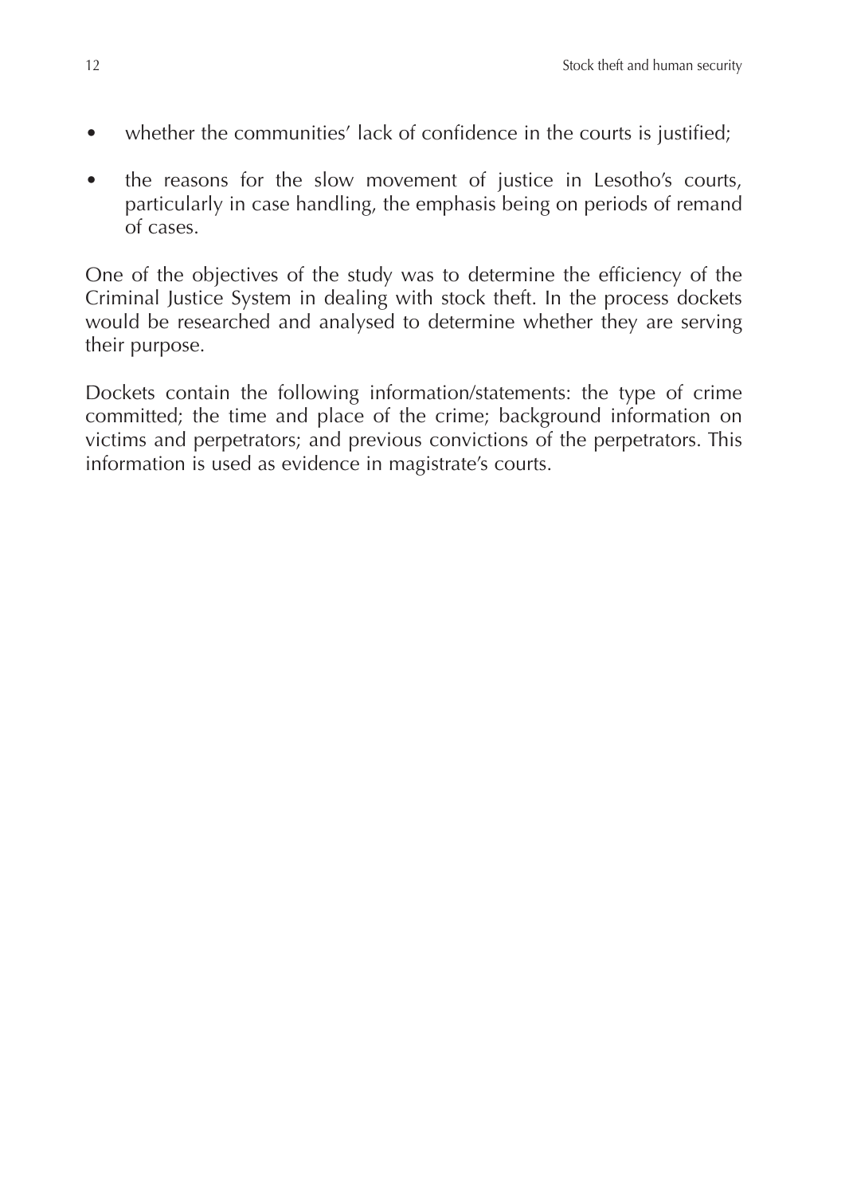- whether the communities' lack of confidence in the courts is justified;
- the reasons for the slow movement of justice in Lesotho's courts, particularly in case handling, the emphasis being on periods of remand of cases.

One of the objectives of the study was to determine the efficiency of the Criminal Justice System in dealing with stock theft. In the process dockets would be researched and analysed to determine whether they are serving their purpose.

Dockets contain the following information/statements: the type of crime committed; the time and place of the crime; background information on victims and perpetrators; and previous convictions of the perpetrators. This information is used as evidence in magistrate's courts.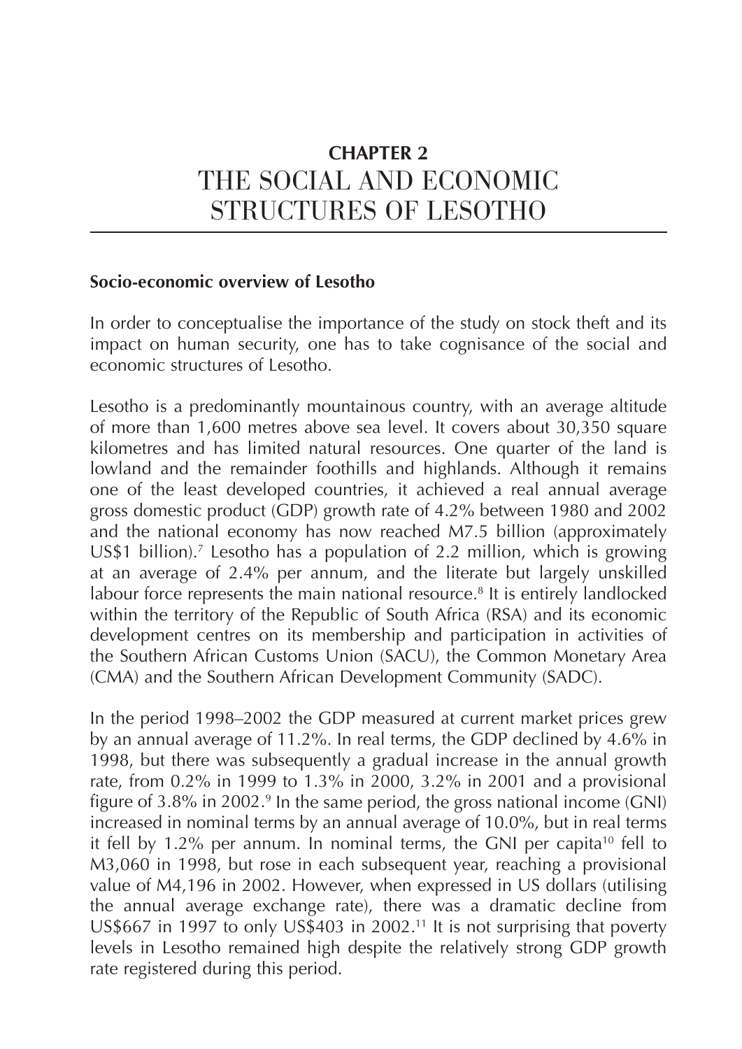# CHAPTER 2
# THE SOCIAL AND ECONOMIC STRUCTURES OF LESOTHO

## Socio-economic overview of Lesotho

In order to conceptualise the importance of the study on stock theft and its impact on human security, one has to take cognisance of the social and economic structures of Lesotho.

Lesotho is a predominantly mountainous country, with an average altitude of more than 1,600 metres above sea level. It covers about 30,350 square kilometres and has limited natural resources. One quarter of the land is lowland and the remainder foothills and highlands. Although it remains one of the least developed countries, it achieved a real annual average gross domestic product (GDP) growth rate of 4.2% between 1980 and 2002 and the national economy has now reached M7.5 billion (approximately US$1 billion).[7] Lesotho has a population of 2.2 million, which is growing at an average of 2.4% per annum, and the literate but largely unskilled labour force represents the main national resource.[8] It is entirely landlocked within the territory of the Republic of South Africa (RSA) and its economic development centres on its membership and participation in activities of the Southern African Customs Union (SACU), the Common Monetary Area (CMA) and the Southern African Development Community (SADC).

In the period 1998–2002 the GDP measured at current market prices grew by an annual average of 11.2%. In real terms, the GDP declined by 4.6% in 1998, but there was subsequently a gradual increase in the annual growth rate, from 0.2% in 1999 to 1.3% in 2000, 3.2% in 2001 and a provisional figure of 3.8% in 2002.[9] In the same period, the gross national income (GNI) increased in nominal terms by an annual average of 10.0%, but in real terms it fell by 1.2% per annum. In nominal terms, the GNI per capita[10] fell to M3,060 in 1998, but rose in each subsequent year, reaching a provisional value of M4,196 in 2002. However, when expressed in US dollars (utilising the annual average exchange rate), there was a dramatic decline from US$667 in 1997 to only US$403 in 2002.[11] It is not surprising that poverty levels in Lesotho remained high despite the relatively strong GDP growth rate registered during this period.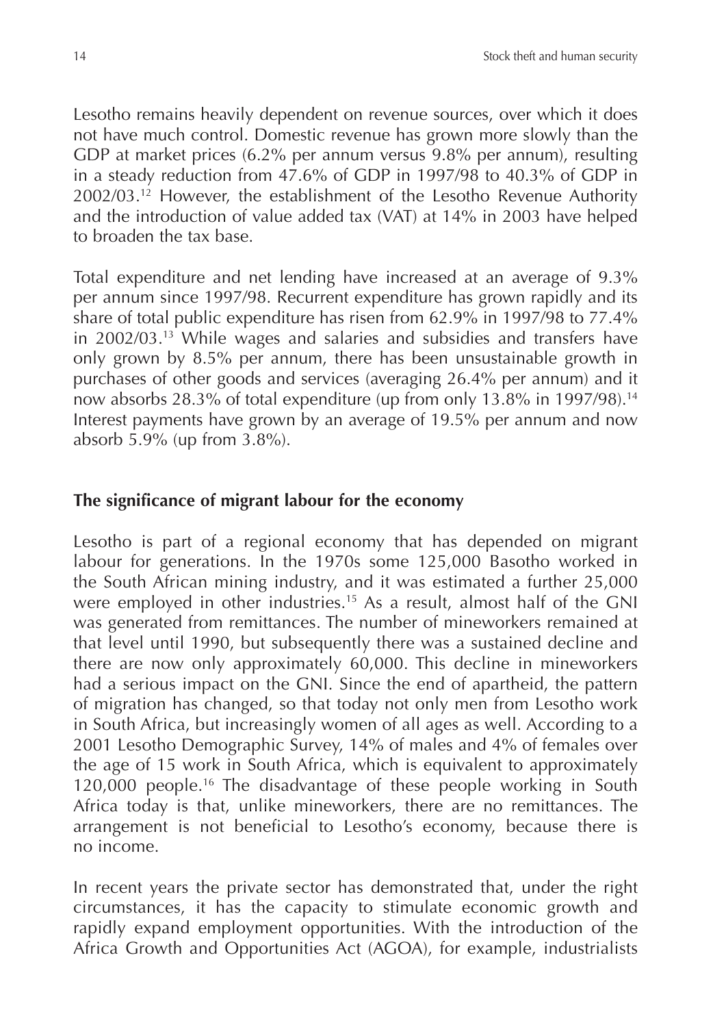Lesotho remains heavily dependent on revenue sources, over which it does not have much control. Domestic revenue has grown more slowly than the GDP at market prices (6.2% per annum versus 9.8% per annum), resulting in a steady reduction from 47.6% of GDP in 1997/98 to 40.3% of GDP in 2002/03.[12] However, the establishment of the Lesotho Revenue Authority and the introduction of value added tax (VAT) at 14% in 2003 have helped to broaden the tax base.

Total expenditure and net lending have increased at an average of 9.3% per annum since 1997/98. Recurrent expenditure has grown rapidly and its share of total public expenditure has risen from 62.9% in 1997/98 to 77.4% in 2002/03.[13] While wages and salaries and subsidies and transfers have only grown by 8.5% per annum, there has been unsustainable growth in purchases of other goods and services (averaging 26.4% per annum) and it now absorbs 28.3% of total expenditure (up from only 13.8% in 1997/98).[14] Interest payments have grown by an average of 19.5% per annum and now absorb 5.9% (up from 3.8%).

## The significance of migrant labour for the economy

Lesotho is part of a regional economy that has depended on migrant labour for generations. In the 1970s some 125,000 Basotho worked in the South African mining industry, and it was estimated a further 25,000 were employed in other industries.[15] As a result, almost half of the GNI was generated from remittances. The number of mineworkers remained at that level until 1990, but subsequently there was a sustained decline and there are now only approximately 60,000. This decline in mineworkers had a serious impact on the GNI. Since the end of apartheid, the pattern of migration has changed, so that today not only men from Lesotho work in South Africa, but increasingly women of all ages as well. According to a 2001 Lesotho Demographic Survey, 14% of males and 4% of females over the age of 15 work in South Africa, which is equivalent to approximately 120,000 people.[16] The disadvantage of these people working in South Africa today is that, unlike mineworkers, there are no remittances. The arrangement is not beneficial to Lesotho's economy, because there is no income.

In recent years the private sector has demonstrated that, under the right circumstances, it has the capacity to stimulate economic growth and rapidly expand employment opportunities. With the introduction of the Africa Growth and Opportunities Act (AGOA), for example, industrialists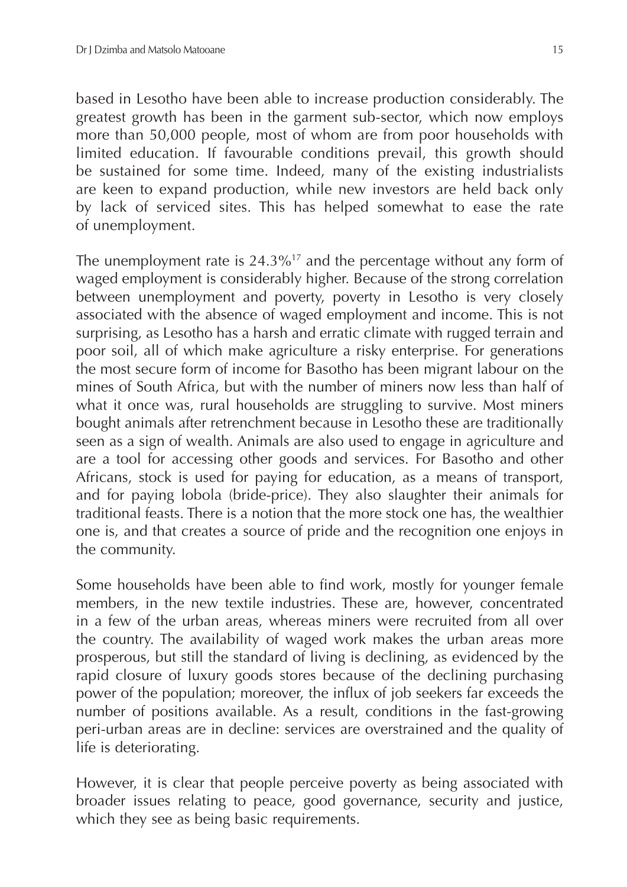based in Lesotho have been able to increase production considerably. The greatest growth has been in the garment sub-sector, which now employs more than 50,000 people, most of whom are from poor households with limited education. If favourable conditions prevail, this growth should be sustained for some time. Indeed, many of the existing industrialists are keen to expand production, while new investors are held back only by lack of serviced sites. This has helped somewhat to ease the rate of unemployment.

The unemployment rate is 24.3%[17] and the percentage without any form of waged employment is considerably higher. Because of the strong correlation between unemployment and poverty, poverty in Lesotho is very closely associated with the absence of waged employment and income. This is not surprising, as Lesotho has a harsh and erratic climate with rugged terrain and poor soil, all of which make agriculture a risky enterprise. For generations the most secure form of income for Basotho has been migrant labour on the mines of South Africa, but with the number of miners now less than half of what it once was, rural households are struggling to survive. Most miners bought animals after retrenchment because in Lesotho these are traditionally seen as a sign of wealth. Animals are also used to engage in agriculture and are a tool for accessing other goods and services. For Basotho and other Africans, stock is used for paying for education, as a means of transport, and for paying lobola (bride-price). They also slaughter their animals for traditional feasts. There is a notion that the more stock one has, the wealthier one is, and that creates a source of pride and the recognition one enjoys in the community.

Some households have been able to find work, mostly for younger female members, in the new textile industries. These are, however, concentrated in a few of the urban areas, whereas miners were recruited from all over the country. The availability of waged work makes the urban areas more prosperous, but still the standard of living is declining, as evidenced by the rapid closure of luxury goods stores because of the declining purchasing power of the population; moreover, the influx of job seekers far exceeds the number of positions available. As a result, conditions in the fast-growing peri-urban areas are in decline: services are overstrained and the quality of life is deteriorating.

However, it is clear that people perceive poverty as being associated with broader issues relating to peace, good governance, security and justice, which they see as being basic requirements.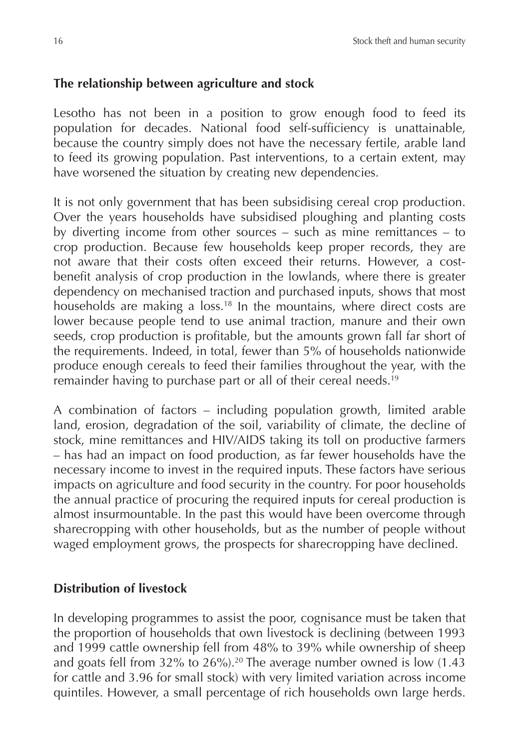## The relationship between agriculture and stock

Lesotho has not been in a position to grow enough food to feed its population for decades. National food self-sufficiency is unattainable, because the country simply does not have the necessary fertile, arable land to feed its growing population. Past interventions, to a certain extent, may have worsened the situation by creating new dependencies.

It is not only government that has been subsidising cereal crop production. Over the years households have subsidised ploughing and planting costs by diverting income from other sources – such as mine remittances – to crop production. Because few households keep proper records, they are not aware that their costs often exceed their returns. However, a cost-benefit analysis of crop production in the lowlands, where there is greater dependency on mechanised traction and purchased inputs, shows that most households are making a loss.[18] In the mountains, where direct costs are lower because people tend to use animal traction, manure and their own seeds, crop production is profitable, but the amounts grown fall far short of the requirements. Indeed, in total, fewer than 5% of households nationwide produce enough cereals to feed their families throughout the year, with the remainder having to purchase part or all of their cereal needs.[19]

A combination of factors – including population growth, limited arable land, erosion, degradation of the soil, variability of climate, the decline of stock, mine remittances and HIV/AIDS taking its toll on productive farmers – has had an impact on food production, as far fewer households have the necessary income to invest in the required inputs. These factors have serious impacts on agriculture and food security in the country. For poor households the annual practice of procuring the required inputs for cereal production is almost insurmountable. In the past this would have been overcome through sharecropping with other households, but as the number of people without waged employment grows, the prospects for sharecropping have declined.

## Distribution of livestock

In developing programmes to assist the poor, cognisance must be taken that the proportion of households that own livestock is declining (between 1993 and 1999 cattle ownership fell from 48% to 39% while ownership of sheep and goats fell from 32% to 26%).[20] The average number owned is low (1.43 for cattle and 3.96 for small stock) with very limited variation across income quintiles. However, a small percentage of rich households own large herds.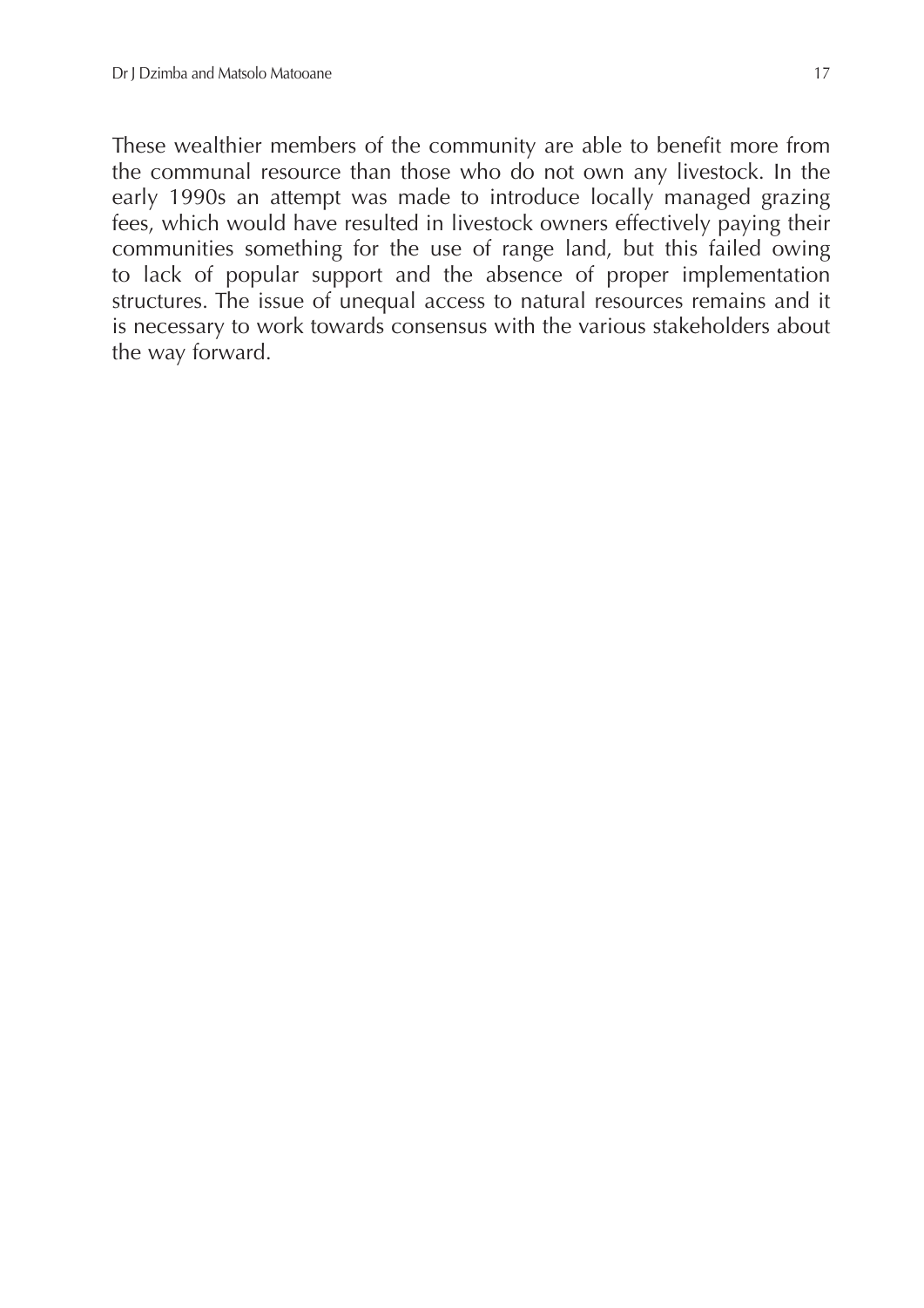These wealthier members of the community are able to benefit more from the communal resource than those who do not own any livestock. In the early 1990s an attempt was made to introduce locally managed grazing fees, which would have resulted in livestock owners effectively paying their communities something for the use of range land, but this failed owing to lack of popular support and the absence of proper implementation structures. The issue of unequal access to natural resources remains and it is necessary to work towards consensus with the various stakeholders about the way forward.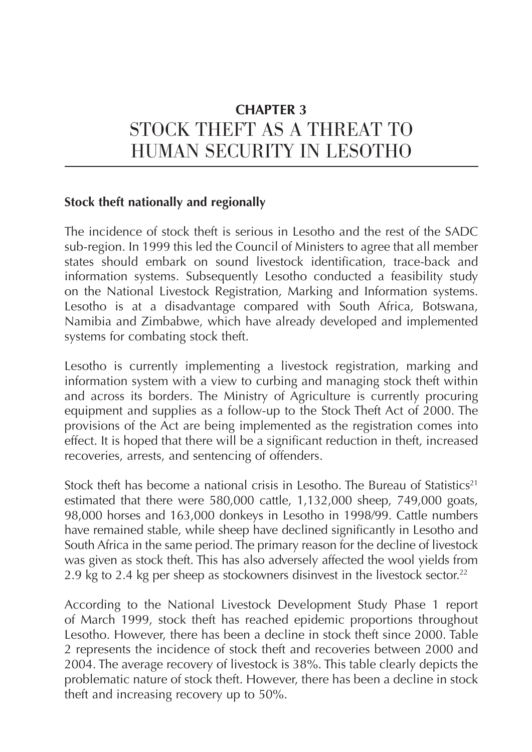# CHAPTER 3
# STOCK THEFT AS A THREAT TO HUMAN SECURITY IN LESOTHO

## Stock theft nationally and regionally

The incidence of stock theft is serious in Lesotho and the rest of the SADC sub-region. In 1999 this led the Council of Ministers to agree that all member states should embark on sound livestock identification, trace-back and information systems. Subsequently Lesotho conducted a feasibility study on the National Livestock Registration, Marking and Information systems. Lesotho is at a disadvantage compared with South Africa, Botswana, Namibia and Zimbabwe, which have already developed and implemented systems for combating stock theft.

Lesotho is currently implementing a livestock registration, marking and information system with a view to curbing and managing stock theft within and across its borders. The Ministry of Agriculture is currently procuring equipment and supplies as a follow-up to the Stock Theft Act of 2000. The provisions of the Act are being implemented as the registration comes into effect. It is hoped that there will be a significant reduction in theft, increased recoveries, arrests, and sentencing of offenders.

Stock theft has become a national crisis in Lesotho. The Bureau of Statistics[21] estimated that there were 580,000 cattle, 1,132,000 sheep, 749,000 goats, 98,000 horses and 163,000 donkeys in Lesotho in 1998/99. Cattle numbers have remained stable, while sheep have declined significantly in Lesotho and South Africa in the same period. The primary reason for the decline of livestock was given as stock theft. This has also adversely affected the wool yields from 2.9 kg to 2.4 kg per sheep as stockowners disinvest in the livestock sector.[22]

According to the National Livestock Development Study Phase 1 report of March 1999, stock theft has reached epidemic proportions throughout Lesotho. However, there has been a decline in stock theft since 2000. Table 2 represents the incidence of stock theft and recoveries between 2000 and 2004. The average recovery of livestock is 38%. This table clearly depicts the problematic nature of stock theft. However, there has been a decline in stock theft and increasing recovery up to 50%.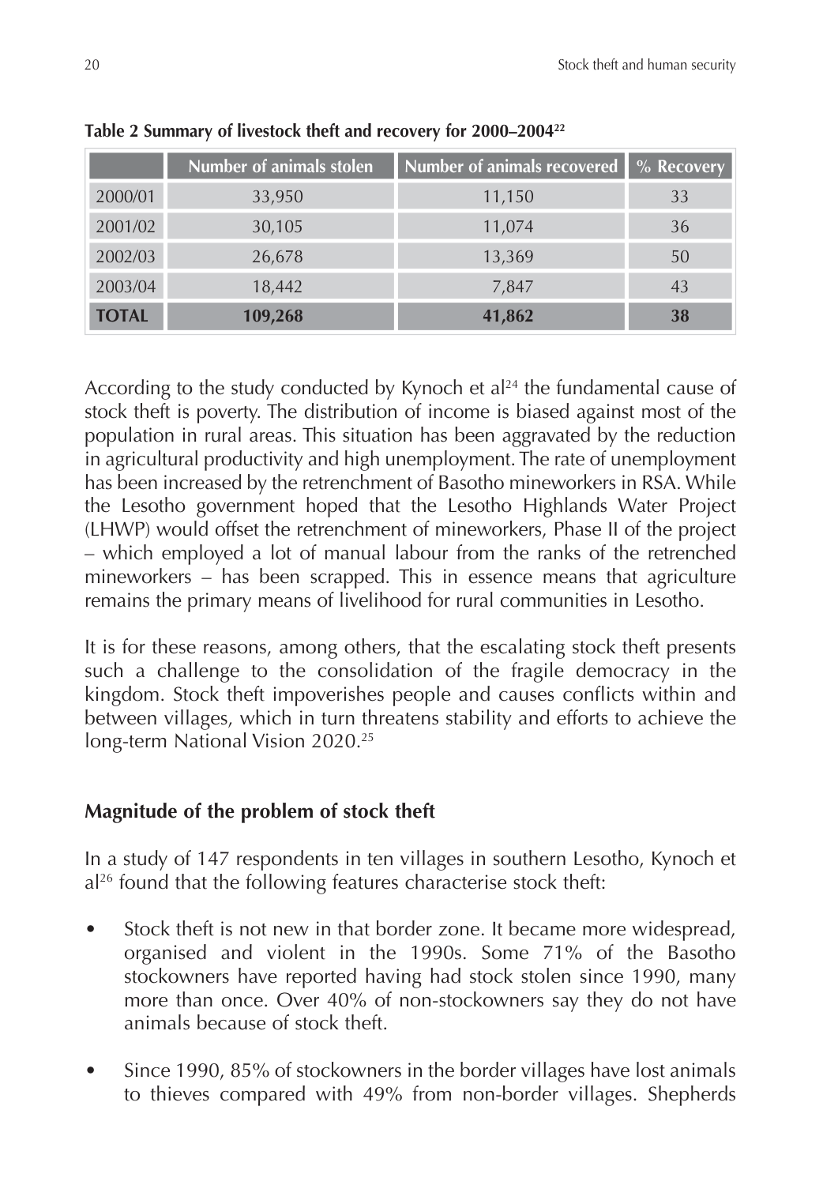**Table 2 Summary of livestock theft and recovery for 2000–2004[22]**

| | Number of animals stolen | Number of animals recovered | % Recovery |
|---|---|---|---|
| 2000/01 | 33,950 | 11,150 | 33 |
| 2001/02 | 30,105 | 11,074 | 36 |
| 2002/03 | 26,678 | 13,369 | 50 |
| 2003/04 | 18,442 | 7,847 | 43 |
| **TOTAL** | **109,268** | **41,862** | **38** |

According to the study conducted by Kynoch et al[24] the fundamental cause of stock theft is poverty. The distribution of income is biased against most of the population in rural areas. This situation has been aggravated by the reduction in agricultural productivity and high unemployment. The rate of unemployment has been increased by the retrenchment of Basotho mineworkers in RSA. While the Lesotho government hoped that the Lesotho Highlands Water Project (LHWP) would offset the retrenchment of mineworkers, Phase II of the project – which employed a lot of manual labour from the ranks of the retrenched mineworkers – has been scrapped. This in essence means that agriculture remains the primary means of livelihood for rural communities in Lesotho.

It is for these reasons, among others, that the escalating stock theft presents such a challenge to the consolidation of the fragile democracy in the kingdom. Stock theft impoverishes people and causes conflicts within and between villages, which in turn threatens stability and efforts to achieve the long-term National Vision 2020.[25]

## Magnitude of the problem of stock theft

In a study of 147 respondents in ten villages in southern Lesotho, Kynoch et al[26] found that the following features characterise stock theft:

- Stock theft is not new in that border zone. It became more widespread, organised and violent in the 1990s. Some 71% of the Basotho stockowners have reported having had stock stolen since 1990, many more than once. Over 40% of non-stockowners say they do not have animals because of stock theft.
- Since 1990, 85% of stockowners in the border villages have lost animals to thieves compared with 49% from non-border villages. Shepherds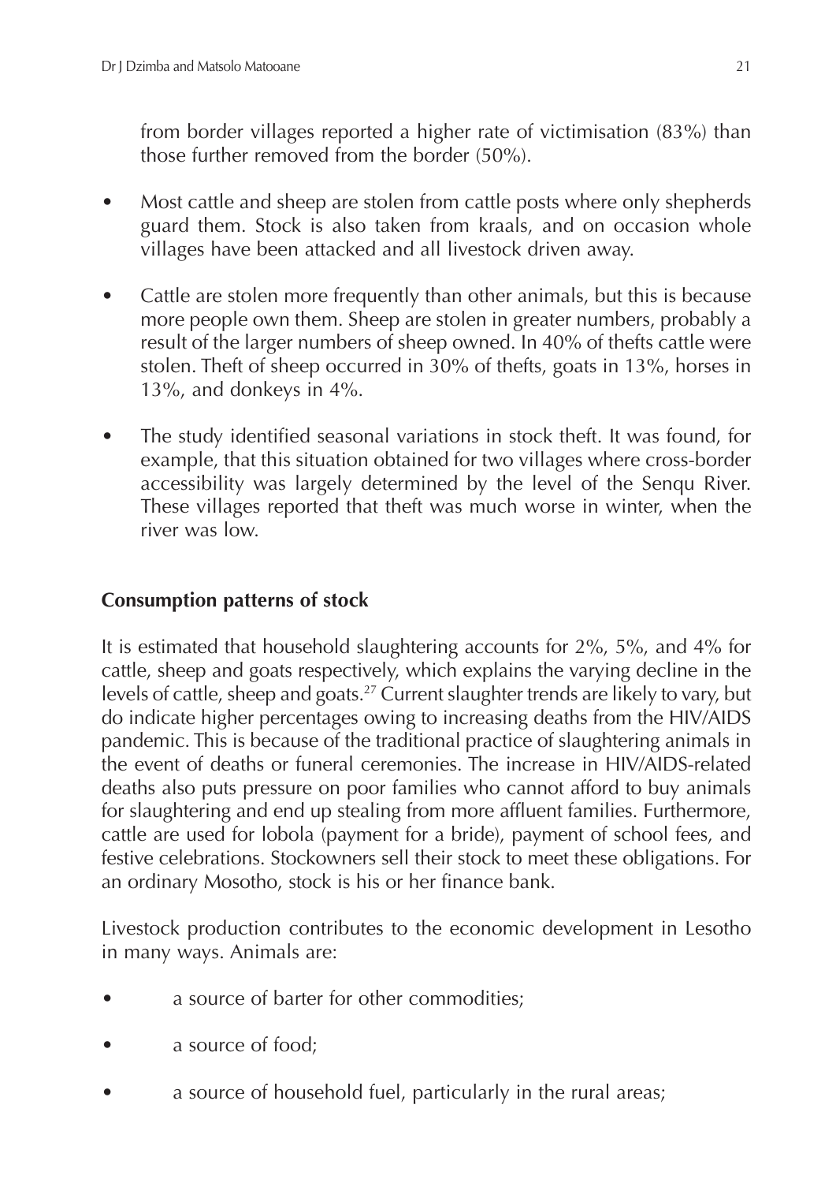from border villages reported a higher rate of victimisation (83%) than those further removed from the border (50%).

- Most cattle and sheep are stolen from cattle posts where only shepherds guard them. Stock is also taken from kraals, and on occasion whole villages have been attacked and all livestock driven away.
- Cattle are stolen more frequently than other animals, but this is because more people own them. Sheep are stolen in greater numbers, probably a result of the larger numbers of sheep owned. In 40% of thefts cattle were stolen. Theft of sheep occurred in 30% of thefts, goats in 13%, horses in 13%, and donkeys in 4%.
- The study identified seasonal variations in stock theft. It was found, for example, that this situation obtained for two villages where cross-border accessibility was largely determined by the level of the Senqu River. These villages reported that theft was much worse in winter, when the river was low.

## Consumption patterns of stock

It is estimated that household slaughtering accounts for 2%, 5%, and 4% for cattle, sheep and goats respectively, which explains the varying decline in the levels of cattle, sheep and goats.[27] Current slaughter trends are likely to vary, but do indicate higher percentages owing to increasing deaths from the HIV/AIDS pandemic. This is because of the traditional practice of slaughtering animals in the event of deaths or funeral ceremonies. The increase in HIV/AIDS-related deaths also puts pressure on poor families who cannot afford to buy animals for slaughtering and end up stealing from more affluent families. Furthermore, cattle are used for lobola (payment for a bride), payment of school fees, and festive celebrations. Stockowners sell their stock to meet these obligations. For an ordinary Mosotho, stock is his or her finance bank.

Livestock production contributes to the economic development in Lesotho in many ways. Animals are:

- a source of barter for other commodities;
- a source of food;
- a source of household fuel, particularly in the rural areas;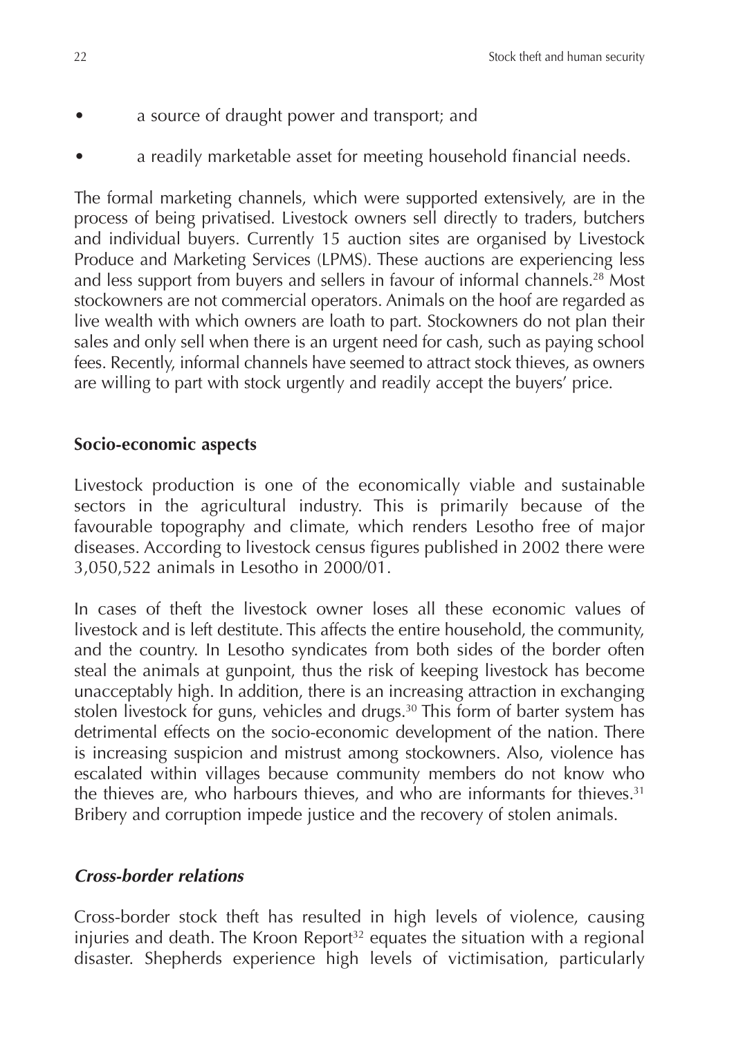- a source of draught power and transport; and
- a readily marketable asset for meeting household financial needs.

The formal marketing channels, which were supported extensively, are in the process of being privatised. Livestock owners sell directly to traders, butchers and individual buyers. Currently 15 auction sites are organised by Livestock Produce and Marketing Services (LPMS). These auctions are experiencing less and less support from buyers and sellers in favour of informal channels.[28] Most stockowners are not commercial operators. Animals on the hoof are regarded as live wealth with which owners are loath to part. Stockowners do not plan their sales and only sell when there is an urgent need for cash, such as paying school fees. Recently, informal channels have seemed to attract stock thieves, as owners are willing to part with stock urgently and readily accept the buyers' price.

**Socio-economic aspects**

Livestock production is one of the economically viable and sustainable sectors in the agricultural industry. This is primarily because of the favourable topography and climate, which renders Lesotho free of major diseases. According to livestock census figures published in 2002 there were 3,050,522 animals in Lesotho in 2000/01.

In cases of theft the livestock owner loses all these economic values of livestock and is left destitute. This affects the entire household, the community, and the country. In Lesotho syndicates from both sides of the border often steal the animals at gunpoint, thus the risk of keeping livestock has become unacceptably high. In addition, there is an increasing attraction in exchanging stolen livestock for guns, vehicles and drugs.[30] This form of barter system has detrimental effects on the socio-economic development of the nation. There is increasing suspicion and mistrust among stockowners. Also, violence has escalated within villages because community members do not know who the thieves are, who harbours thieves, and who are informants for thieves.[31] Bribery and corruption impede justice and the recovery of stolen animals.

***Cross-border relations***

Cross-border stock theft has resulted in high levels of violence, causing injuries and death. The Kroon Report[32] equates the situation with a regional disaster. Shepherds experience high levels of victimisation, particularly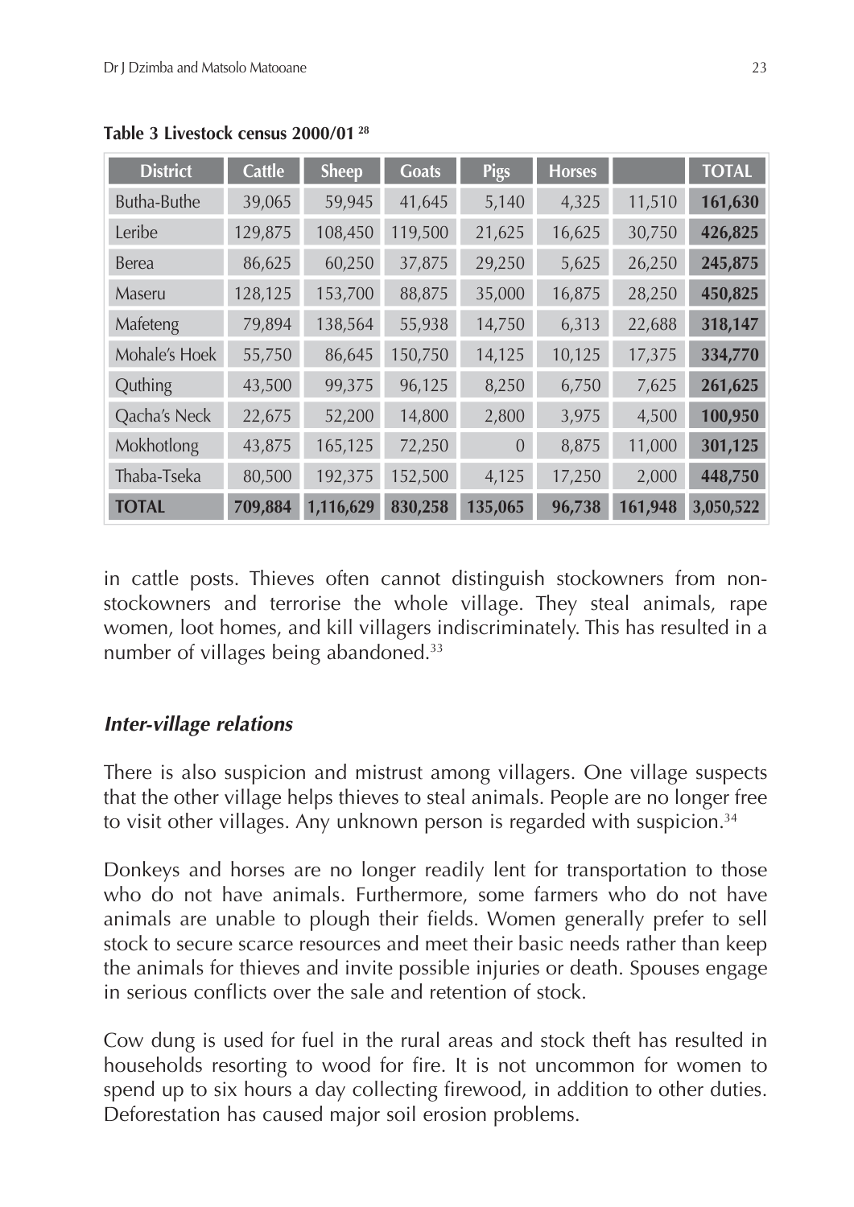**Table 3 Livestock census 2000/01** [28]

| District | Cattle | Sheep | Goats | Pigs | Horses | | TOTAL |
|---|---|---|---|---|---|---|---|
| Butha-Buthe | 39,065 | 59,945 | 41,645 | 5,140 | 4,325 | 11,510 | **161,630** |
| Leribe | 129,875 | 108,450 | 119,500 | 21,625 | 16,625 | 30,750 | **426,825** |
| Berea | 86,625 | 60,250 | 37,875 | 29,250 | 5,625 | 26,250 | **245,875** |
| Maseru | 128,125 | 153,700 | 88,875 | 35,000 | 16,875 | 28,250 | **450,825** |
| Mafeteng | 79,894 | 138,564 | 55,938 | 14,750 | 6,313 | 22,688 | **318,147** |
| Mohale's Hoek | 55,750 | 86,645 | 150,750 | 14,125 | 10,125 | 17,375 | **334,770** |
| Quthing | 43,500 | 99,375 | 96,125 | 8,250 | 6,750 | 7,625 | **261,625** |
| Qacha's Neck | 22,675 | 52,200 | 14,800 | 2,800 | 3,975 | 4,500 | **100,950** |
| Mokhotlong | 43,875 | 165,125 | 72,250 | 0 | 8,875 | 11,000 | **301,125** |
| Thaba-Tseka | 80,500 | 192,375 | 152,500 | 4,125 | 17,250 | 2,000 | **448,750** |
| **TOTAL** | **709,884** | **1,116,629** | **830,258** | **135,065** | **96,738** | **161,948** | **3,050,522** |

in cattle posts. Thieves often cannot distinguish stockowners from non-stockowners and terrorise the whole village. They steal animals, rape women, loot homes, and kill villagers indiscriminately. This has resulted in a number of villages being abandoned.[33]

### *Inter-village relations*

There is also suspicion and mistrust among villagers. One village suspects that the other village helps thieves to steal animals. People are no longer free to visit other villages. Any unknown person is regarded with suspicion.[34]

Donkeys and horses are no longer readily lent for transportation to those who do not have animals. Furthermore, some farmers who do not have animals are unable to plough their fields. Women generally prefer to sell stock to secure scarce resources and meet their basic needs rather than keep the animals for thieves and invite possible injuries or death. Spouses engage in serious conflicts over the sale and retention of stock.

Cow dung is used for fuel in the rural areas and stock theft has resulted in households resorting to wood for fire. It is not uncommon for women to spend up to six hours a day collecting firewood, in addition to other duties. Deforestation has caused major soil erosion problems.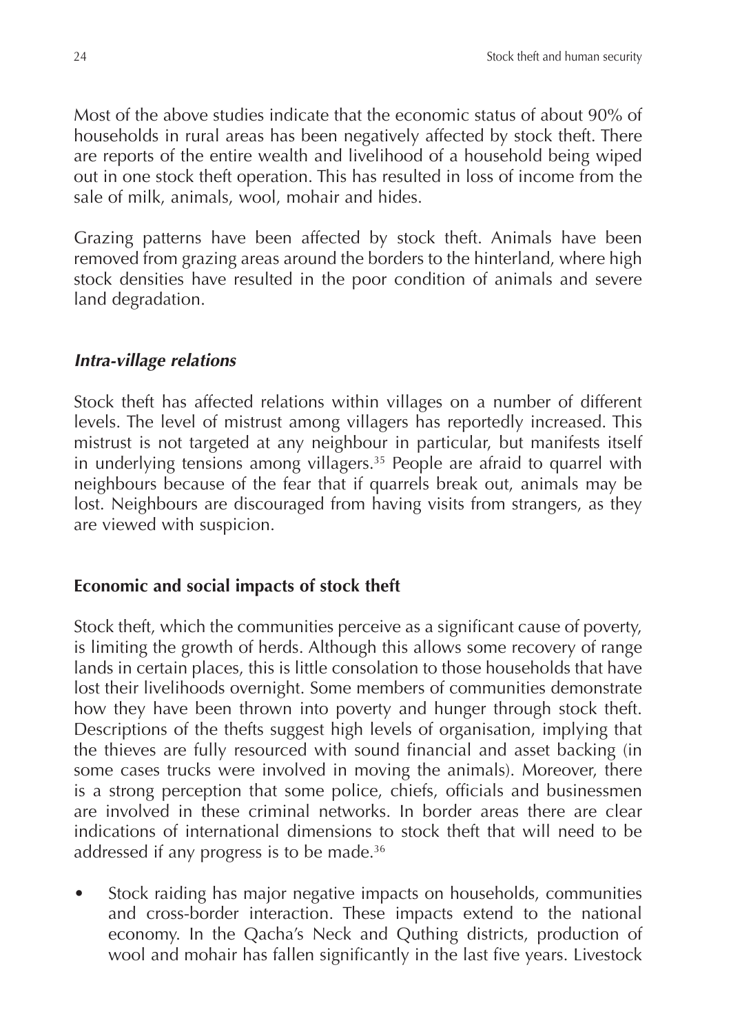Most of the above studies indicate that the economic status of about 90% of households in rural areas has been negatively affected by stock theft. There are reports of the entire wealth and livelihood of a household being wiped out in one stock theft operation. This has resulted in loss of income from the sale of milk, animals, wool, mohair and hides.

Grazing patterns have been affected by stock theft. Animals have been removed from grazing areas around the borders to the hinterland, where high stock densities have resulted in the poor condition of animals and severe land degradation.

### *Intra-village relations*

Stock theft has affected relations within villages on a number of different levels. The level of mistrust among villagers has reportedly increased. This mistrust is not targeted at any neighbour in particular, but manifests itself in underlying tensions among villagers.[35] People are afraid to quarrel with neighbours because of the fear that if quarrels break out, animals may be lost. Neighbours are discouraged from having visits from strangers, as they are viewed with suspicion.

## Economic and social impacts of stock theft

Stock theft, which the communities perceive as a significant cause of poverty, is limiting the growth of herds. Although this allows some recovery of range lands in certain places, this is little consolation to those households that have lost their livelihoods overnight. Some members of communities demonstrate how they have been thrown into poverty and hunger through stock theft. Descriptions of the thefts suggest high levels of organisation, implying that the thieves are fully resourced with sound financial and asset backing (in some cases trucks were involved in moving the animals). Moreover, there is a strong perception that some police, chiefs, officials and businessmen are involved in these criminal networks. In border areas there are clear indications of international dimensions to stock theft that will need to be addressed if any progress is to be made.[36]

- Stock raiding has major negative impacts on households, communities and cross-border interaction. These impacts extend to the national economy. In the Qacha's Neck and Quthing districts, production of wool and mohair has fallen significantly in the last five years. Livestock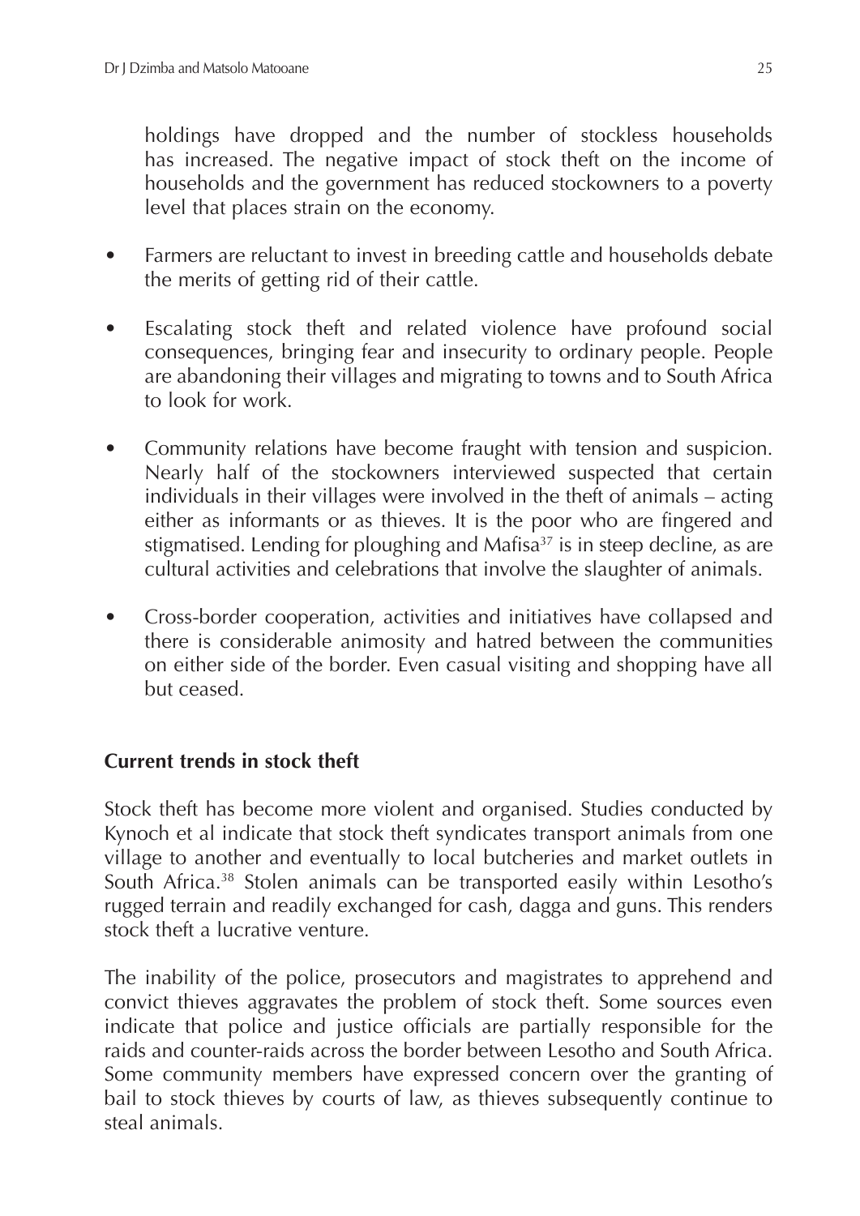holdings have dropped and the number of stockless households has increased. The negative impact of stock theft on the income of households and the government has reduced stockowners to a poverty level that places strain on the economy.

- Farmers are reluctant to invest in breeding cattle and households debate the merits of getting rid of their cattle.
- Escalating stock theft and related violence have profound social consequences, bringing fear and insecurity to ordinary people. People are abandoning their villages and migrating to towns and to South Africa to look for work.
- Community relations have become fraught with tension and suspicion. Nearly half of the stockowners interviewed suspected that certain individuals in their villages were involved in the theft of animals – acting either as informants or as thieves. It is the poor who are fingered and stigmatised. Lending for ploughing and Mafisa[37] is in steep decline, as are cultural activities and celebrations that involve the slaughter of animals.
- Cross-border cooperation, activities and initiatives have collapsed and there is considerable animosity and hatred between the communities on either side of the border. Even casual visiting and shopping have all but ceased.

**Current trends in stock theft**

Stock theft has become more violent and organised. Studies conducted by Kynoch et al indicate that stock theft syndicates transport animals from one village to another and eventually to local butcheries and market outlets in South Africa.[38] Stolen animals can be transported easily within Lesotho's rugged terrain and readily exchanged for cash, dagga and guns. This renders stock theft a lucrative venture.

The inability of the police, prosecutors and magistrates to apprehend and convict thieves aggravates the problem of stock theft. Some sources even indicate that police and justice officials are partially responsible for the raids and counter-raids across the border between Lesotho and South Africa. Some community members have expressed concern over the granting of bail to stock thieves by courts of law, as thieves subsequently continue to steal animals.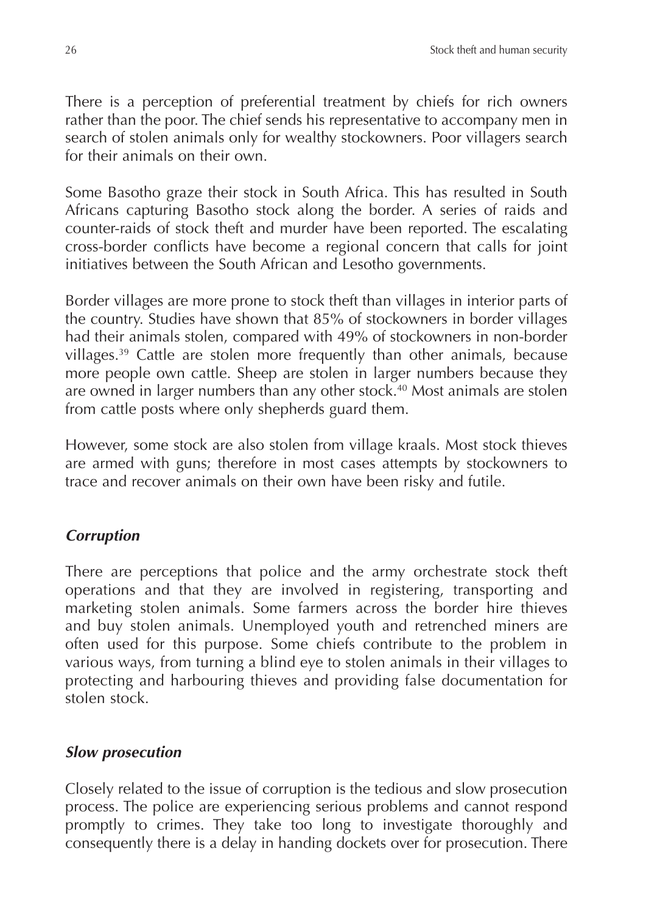There is a perception of preferential treatment by chiefs for rich owners rather than the poor. The chief sends his representative to accompany men in search of stolen animals only for wealthy stockowners. Poor villagers search for their animals on their own.

Some Basotho graze their stock in South Africa. This has resulted in South Africans capturing Basotho stock along the border. A series of raids and counter-raids of stock theft and murder have been reported. The escalating cross-border conflicts have become a regional concern that calls for joint initiatives between the South African and Lesotho governments.

Border villages are more prone to stock theft than villages in interior parts of the country. Studies have shown that 85% of stockowners in border villages had their animals stolen, compared with 49% of stockowners in non-border villages.[39] Cattle are stolen more frequently than other animals, because more people own cattle. Sheep are stolen in larger numbers because they are owned in larger numbers than any other stock.[40] Most animals are stolen from cattle posts where only shepherds guard them.

However, some stock are also stolen from village kraals. Most stock thieves are armed with guns; therefore in most cases attempts by stockowners to trace and recover animals on their own have been risky and futile.

### *Corruption*

There are perceptions that police and the army orchestrate stock theft operations and that they are involved in registering, transporting and marketing stolen animals. Some farmers across the border hire thieves and buy stolen animals. Unemployed youth and retrenched miners are often used for this purpose. Some chiefs contribute to the problem in various ways, from turning a blind eye to stolen animals in their villages to protecting and harbouring thieves and providing false documentation for stolen stock.

### *Slow prosecution*

Closely related to the issue of corruption is the tedious and slow prosecution process. The police are experiencing serious problems and cannot respond promptly to crimes. They take too long to investigate thoroughly and consequently there is a delay in handing dockets over for prosecution. There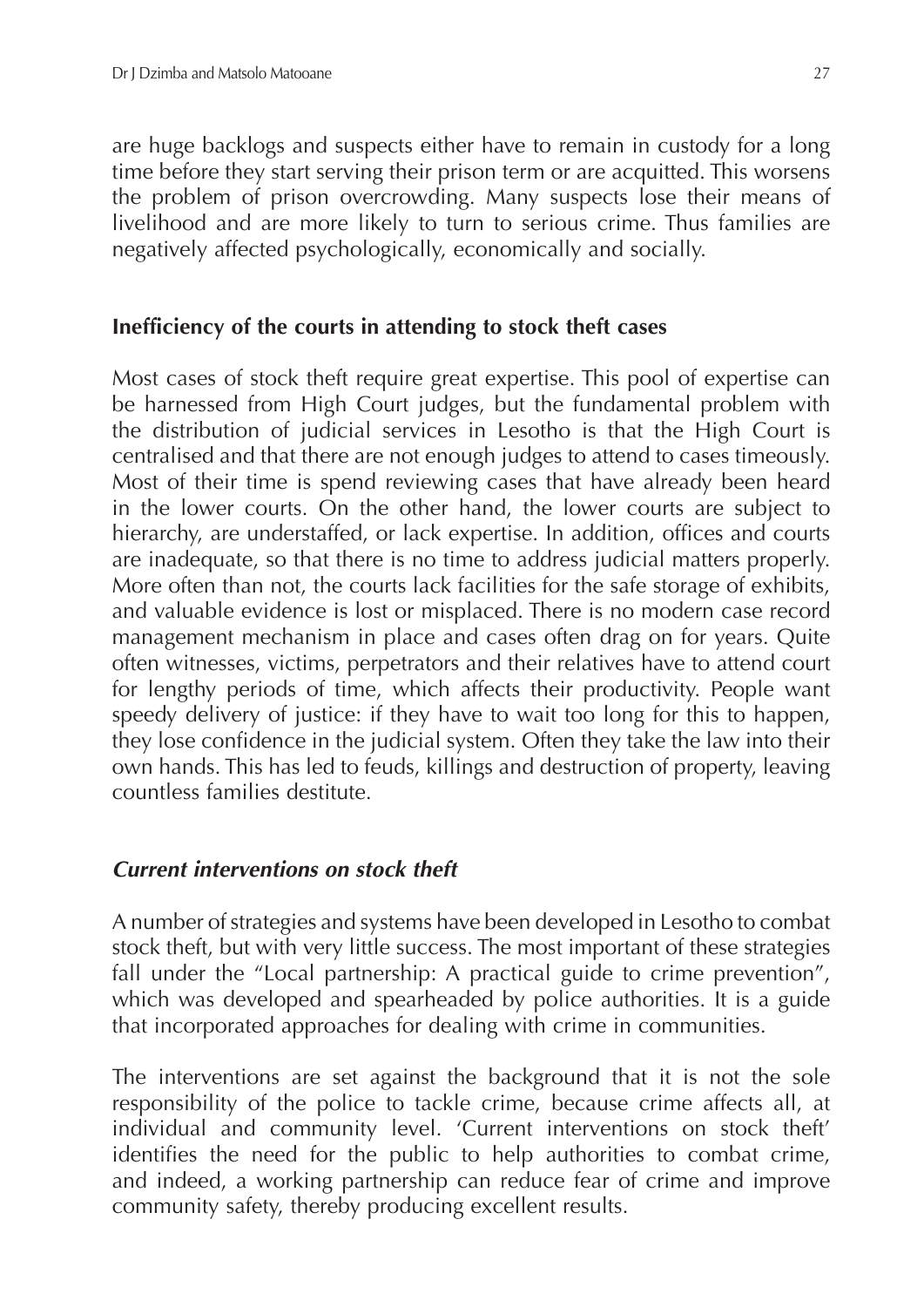are huge backlogs and suspects either have to remain in custody for a long time before they start serving their prison term or are acquitted. This worsens the problem of prison overcrowding. Many suspects lose their means of livelihood and are more likely to turn to serious crime. Thus families are negatively affected psychologically, economically and socially.

## Inefficiency of the courts in attending to stock theft cases

Most cases of stock theft require great expertise. This pool of expertise can be harnessed from High Court judges, but the fundamental problem with the distribution of judicial services in Lesotho is that the High Court is centralised and that there are not enough judges to attend to cases timeously. Most of their time is spend reviewing cases that have already been heard in the lower courts. On the other hand, the lower courts are subject to hierarchy, are understaffed, or lack expertise. In addition, offices and courts are inadequate, so that there is no time to address judicial matters properly. More often than not, the courts lack facilities for the safe storage of exhibits, and valuable evidence is lost or misplaced. There is no modern case record management mechanism in place and cases often drag on for years. Quite often witnesses, victims, perpetrators and their relatives have to attend court for lengthy periods of time, which affects their productivity. People want speedy delivery of justice: if they have to wait too long for this to happen, they lose confidence in the judicial system. Often they take the law into their own hands. This has led to feuds, killings and destruction of property, leaving countless families destitute.

### *Current interventions on stock theft*

A number of strategies and systems have been developed in Lesotho to combat stock theft, but with very little success. The most important of these strategies fall under the "Local partnership: A practical guide to crime prevention", which was developed and spearheaded by police authorities. It is a guide that incorporated approaches for dealing with crime in communities.

The interventions are set against the background that it is not the sole responsibility of the police to tackle crime, because crime affects all, at individual and community level. 'Current interventions on stock theft' identifies the need for the public to help authorities to combat crime, and indeed, a working partnership can reduce fear of crime and improve community safety, thereby producing excellent results.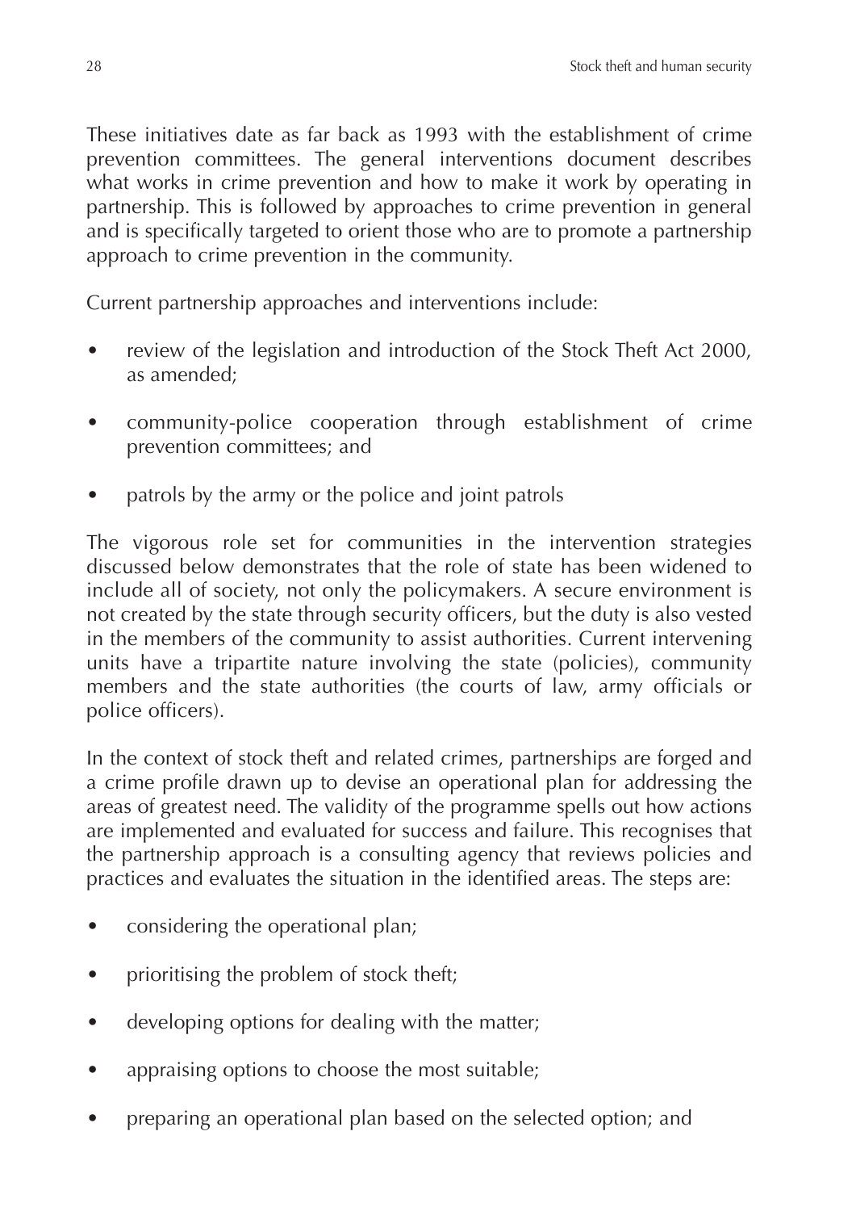These initiatives date as far back as 1993 with the establishment of crime prevention committees. The general interventions document describes what works in crime prevention and how to make it work by operating in partnership. This is followed by approaches to crime prevention in general and is specifically targeted to orient those who are to promote a partnership approach to crime prevention in the community.

Current partnership approaches and interventions include:

- review of the legislation and introduction of the Stock Theft Act 2000, as amended;
- community-police cooperation through establishment of crime prevention committees; and
- patrols by the army or the police and joint patrols

The vigorous role set for communities in the intervention strategies discussed below demonstrates that the role of state has been widened to include all of society, not only the policymakers. A secure environment is not created by the state through security officers, but the duty is also vested in the members of the community to assist authorities. Current intervening units have a tripartite nature involving the state (policies), community members and the state authorities (the courts of law, army officials or police officers).

In the context of stock theft and related crimes, partnerships are forged and a crime profile drawn up to devise an operational plan for addressing the areas of greatest need. The validity of the programme spells out how actions are implemented and evaluated for success and failure. This recognises that the partnership approach is a consulting agency that reviews policies and practices and evaluates the situation in the identified areas. The steps are:

- considering the operational plan;
- prioritising the problem of stock theft;
- developing options for dealing with the matter;
- appraising options to choose the most suitable;
- preparing an operational plan based on the selected option; and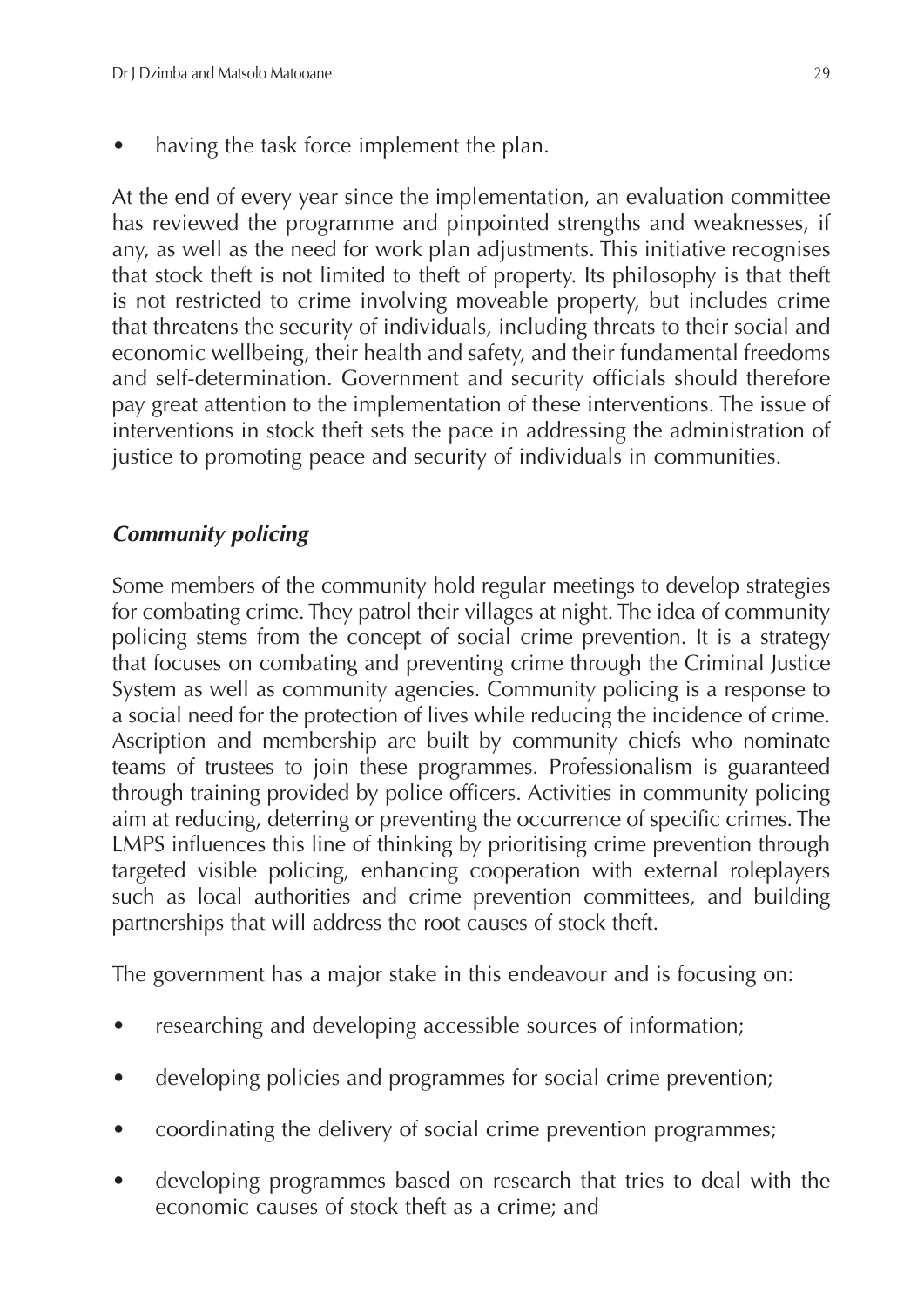- having the task force implement the plan.

At the end of every year since the implementation, an evaluation committee has reviewed the programme and pinpointed strengths and weaknesses, if any, as well as the need for work plan adjustments. This initiative recognises that stock theft is not limited to theft of property. Its philosophy is that theft is not restricted to crime involving moveable property, but includes crime that threatens the security of individuals, including threats to their social and economic wellbeing, their health and safety, and their fundamental freedoms and self-determination. Government and security officials should therefore pay great attention to the implementation of these interventions. The issue of interventions in stock theft sets the pace in addressing the administration of justice to promoting peace and security of individuals in communities.

### *Community policing*

Some members of the community hold regular meetings to develop strategies for combating crime. They patrol their villages at night. The idea of community policing stems from the concept of social crime prevention. It is a strategy that focuses on combating and preventing crime through the Criminal Justice System as well as community agencies. Community policing is a response to a social need for the protection of lives while reducing the incidence of crime. Ascription and membership are built by community chiefs who nominate teams of trustees to join these programmes. Professionalism is guaranteed through training provided by police officers. Activities in community policing aim at reducing, deterring or preventing the occurrence of specific crimes. The LMPS influences this line of thinking by prioritising crime prevention through targeted visible policing, enhancing cooperation with external roleplayers such as local authorities and crime prevention committees, and building partnerships that will address the root causes of stock theft.

The government has a major stake in this endeavour and is focusing on:

- researching and developing accessible sources of information;
- developing policies and programmes for social crime prevention;
- coordinating the delivery of social crime prevention programmes;
- developing programmes based on research that tries to deal with the economic causes of stock theft as a crime; and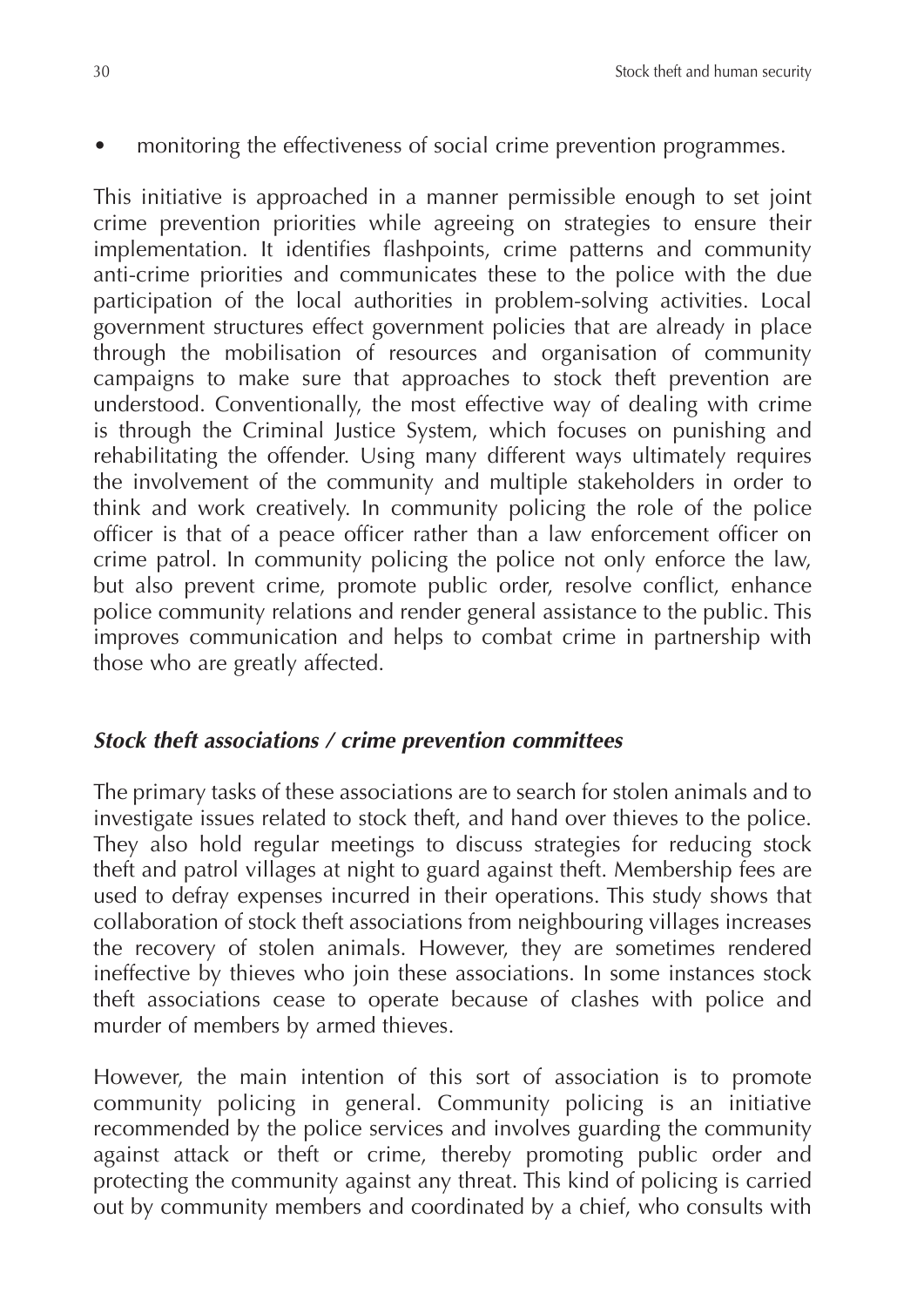- monitoring the effectiveness of social crime prevention programmes.

This initiative is approached in a manner permissible enough to set joint crime prevention priorities while agreeing on strategies to ensure their implementation. It identifies flashpoints, crime patterns and community anti-crime priorities and communicates these to the police with the due participation of the local authorities in problem-solving activities. Local government structures effect government policies that are already in place through the mobilisation of resources and organisation of community campaigns to make sure that approaches to stock theft prevention are understood. Conventionally, the most effective way of dealing with crime is through the Criminal Justice System, which focuses on punishing and rehabilitating the offender. Using many different ways ultimately requires the involvement of the community and multiple stakeholders in order to think and work creatively. In community policing the role of the police officer is that of a peace officer rather than a law enforcement officer on crime patrol. In community policing the police not only enforce the law, but also prevent crime, promote public order, resolve conflict, enhance police community relations and render general assistance to the public. This improves communication and helps to combat crime in partnership with those who are greatly affected.

### *Stock theft associations / crime prevention committees*

The primary tasks of these associations are to search for stolen animals and to investigate issues related to stock theft, and hand over thieves to the police. They also hold regular meetings to discuss strategies for reducing stock theft and patrol villages at night to guard against theft. Membership fees are used to defray expenses incurred in their operations. This study shows that collaboration of stock theft associations from neighbouring villages increases the recovery of stolen animals. However, they are sometimes rendered ineffective by thieves who join these associations. In some instances stock theft associations cease to operate because of clashes with police and murder of members by armed thieves.

However, the main intention of this sort of association is to promote community policing in general. Community policing is an initiative recommended by the police services and involves guarding the community against attack or theft or crime, thereby promoting public order and protecting the community against any threat. This kind of policing is carried out by community members and coordinated by a chief, who consults with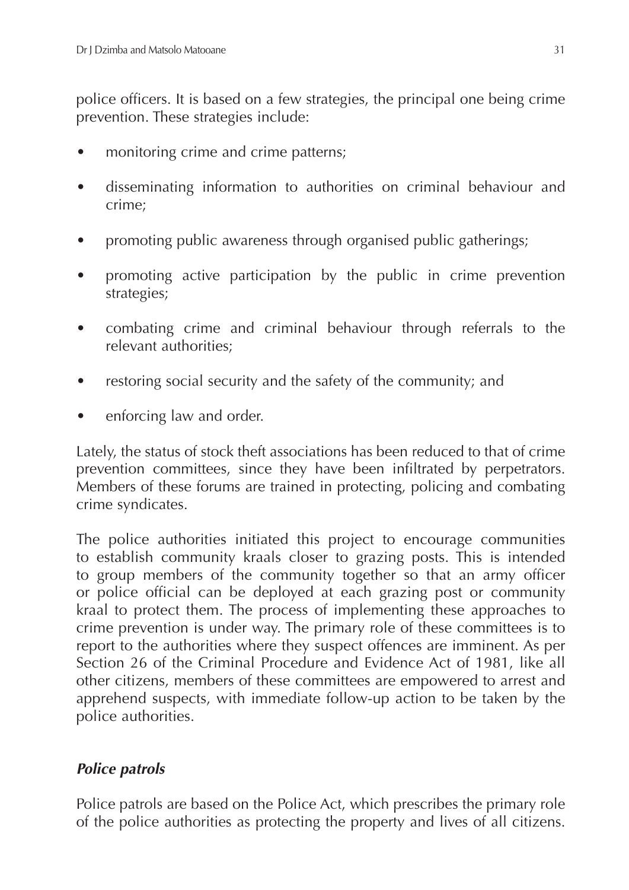police officers. It is based on a few strategies, the principal one being crime prevention. These strategies include:

- monitoring crime and crime patterns;
- disseminating information to authorities on criminal behaviour and crime;
- promoting public awareness through organised public gatherings;
- promoting active participation by the public in crime prevention strategies;
- combating crime and criminal behaviour through referrals to the relevant authorities;
- restoring social security and the safety of the community; and
- enforcing law and order.

Lately, the status of stock theft associations has been reduced to that of crime prevention committees, since they have been infiltrated by perpetrators. Members of these forums are trained in protecting, policing and combating crime syndicates.

The police authorities initiated this project to encourage communities to establish community kraals closer to grazing posts. This is intended to group members of the community together so that an army officer or police official can be deployed at each grazing post or community kraal to protect them. The process of implementing these approaches to crime prevention is under way. The primary role of these committees is to report to the authorities where they suspect offences are imminent. As per Section 26 of the Criminal Procedure and Evidence Act of 1981, like all other citizens, members of these committees are empowered to arrest and apprehend suspects, with immediate follow-up action to be taken by the police authorities.

### *Police patrols*

Police patrols are based on the Police Act, which prescribes the primary role of the police authorities as protecting the property and lives of all citizens.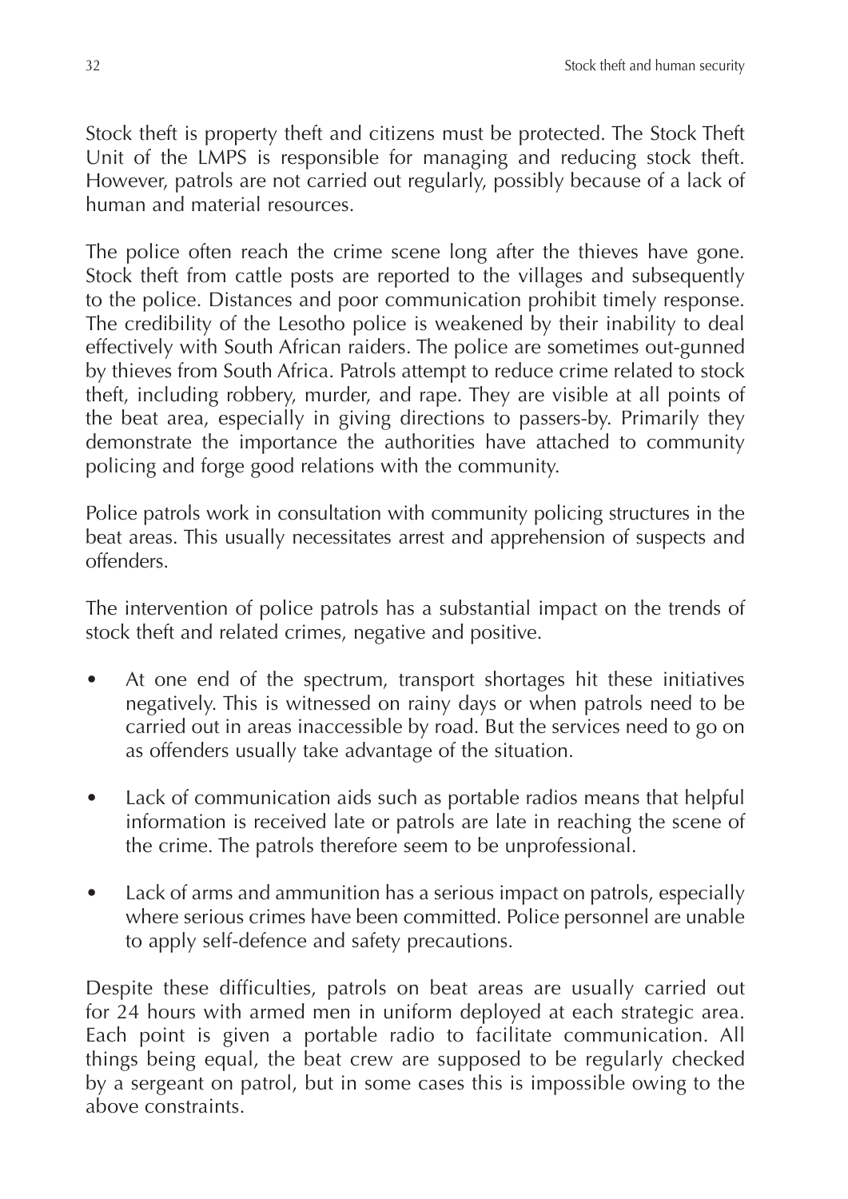Stock theft is property theft and citizens must be protected. The Stock Theft Unit of the LMPS is responsible for managing and reducing stock theft. However, patrols are not carried out regularly, possibly because of a lack of human and material resources.

The police often reach the crime scene long after the thieves have gone. Stock theft from cattle posts are reported to the villages and subsequently to the police. Distances and poor communication prohibit timely response. The credibility of the Lesotho police is weakened by their inability to deal effectively with South African raiders. The police are sometimes out-gunned by thieves from South Africa. Patrols attempt to reduce crime related to stock theft, including robbery, murder, and rape. They are visible at all points of the beat area, especially in giving directions to passers-by. Primarily they demonstrate the importance the authorities have attached to community policing and forge good relations with the community.

Police patrols work in consultation with community policing structures in the beat areas. This usually necessitates arrest and apprehension of suspects and offenders.

The intervention of police patrols has a substantial impact on the trends of stock theft and related crimes, negative and positive.

- At one end of the spectrum, transport shortages hit these initiatives negatively. This is witnessed on rainy days or when patrols need to be carried out in areas inaccessible by road. But the services need to go on as offenders usually take advantage of the situation.
- Lack of communication aids such as portable radios means that helpful information is received late or patrols are late in reaching the scene of the crime. The patrols therefore seem to be unprofessional.
- Lack of arms and ammunition has a serious impact on patrols, especially where serious crimes have been committed. Police personnel are unable to apply self-defence and safety precautions.

Despite these difficulties, patrols on beat areas are usually carried out for 24 hours with armed men in uniform deployed at each strategic area. Each point is given a portable radio to facilitate communication. All things being equal, the beat crew are supposed to be regularly checked by a sergeant on patrol, but in some cases this is impossible owing to the above constraints.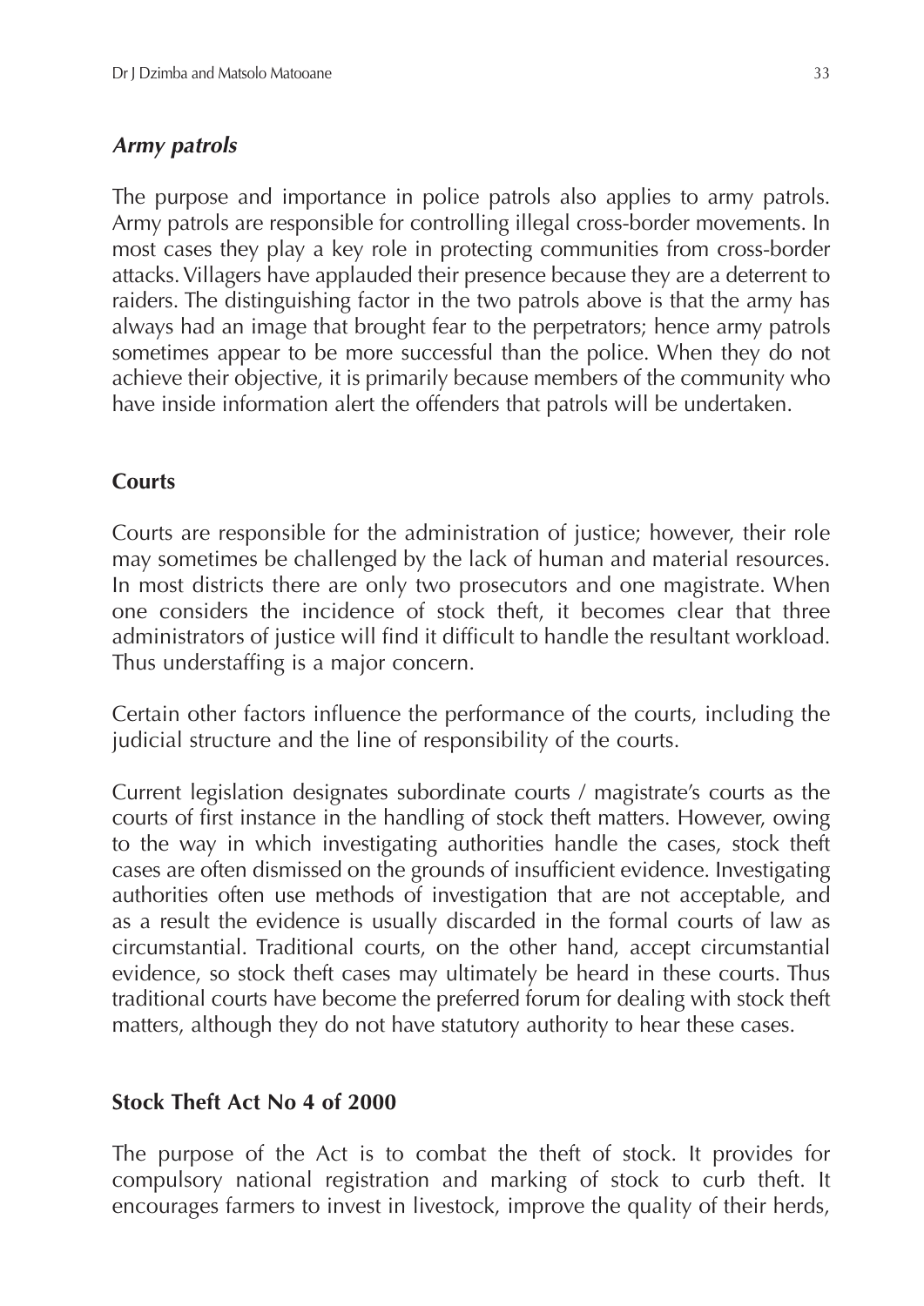### *Army patrols*

The purpose and importance in police patrols also applies to army patrols. Army patrols are responsible for controlling illegal cross-border movements. In most cases they play a key role in protecting communities from cross-border attacks. Villagers have applauded their presence because they are a deterrent to raiders. The distinguishing factor in the two patrols above is that the army has always had an image that brought fear to the perpetrators; hence army patrols sometimes appear to be more successful than the police. When they do not achieve their objective, it is primarily because members of the community who have inside information alert the offenders that patrols will be undertaken.

### **Courts**

Courts are responsible for the administration of justice; however, their role may sometimes be challenged by the lack of human and material resources. In most districts there are only two prosecutors and one magistrate. When one considers the incidence of stock theft, it becomes clear that three administrators of justice will find it difficult to handle the resultant workload. Thus understaffing is a major concern.

Certain other factors influence the performance of the courts, including the judicial structure and the line of responsibility of the courts.

Current legislation designates subordinate courts / magistrate's courts as the courts of first instance in the handling of stock theft matters. However, owing to the way in which investigating authorities handle the cases, stock theft cases are often dismissed on the grounds of insufficient evidence. Investigating authorities often use methods of investigation that are not acceptable, and as a result the evidence is usually discarded in the formal courts of law as circumstantial. Traditional courts, on the other hand, accept circumstantial evidence, so stock theft cases may ultimately be heard in these courts. Thus traditional courts have become the preferred forum for dealing with stock theft matters, although they do not have statutory authority to hear these cases.

### **Stock Theft Act No 4 of 2000**

The purpose of the Act is to combat the theft of stock. It provides for compulsory national registration and marking of stock to curb theft. It encourages farmers to invest in livestock, improve the quality of their herds,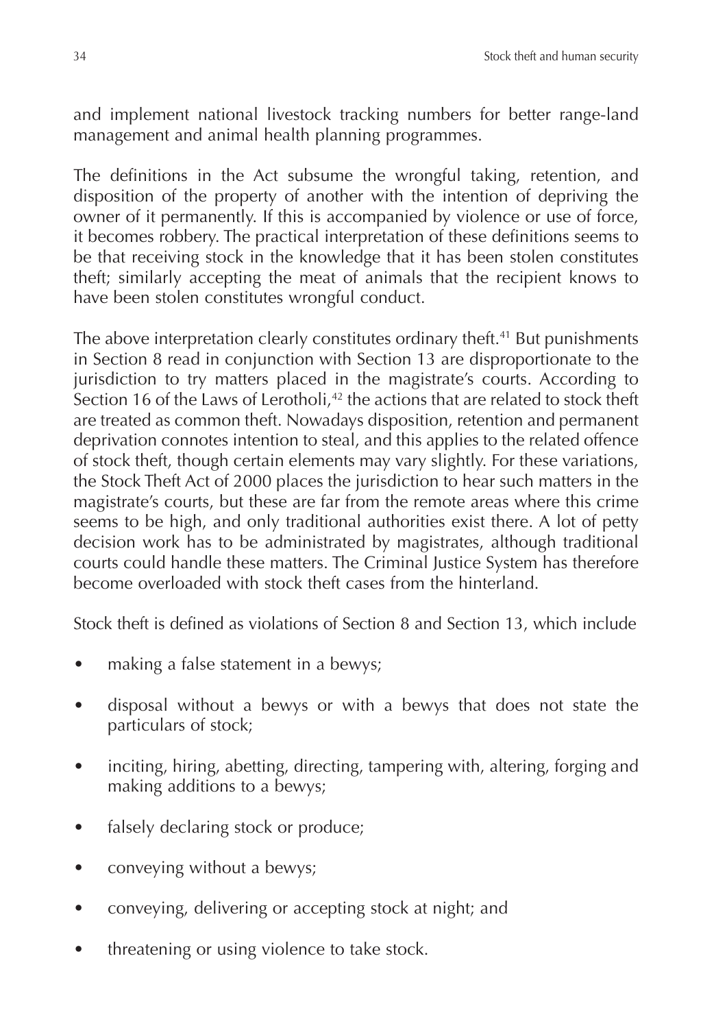and implement national livestock tracking numbers for better range-land management and animal health planning programmes.

The definitions in the Act subsume the wrongful taking, retention, and disposition of the property of another with the intention of depriving the owner of it permanently. If this is accompanied by violence or use of force, it becomes robbery. The practical interpretation of these definitions seems to be that receiving stock in the knowledge that it has been stolen constitutes theft; similarly accepting the meat of animals that the recipient knows to have been stolen constitutes wrongful conduct.

The above interpretation clearly constitutes ordinary theft.[41] But punishments in Section 8 read in conjunction with Section 13 are disproportionate to the jurisdiction to try matters placed in the magistrate's courts. According to Section 16 of the Laws of Lerotholi,[42] the actions that are related to stock theft are treated as common theft. Nowadays disposition, retention and permanent deprivation connotes intention to steal, and this applies to the related offence of stock theft, though certain elements may vary slightly. For these variations, the Stock Theft Act of 2000 places the jurisdiction to hear such matters in the magistrate's courts, but these are far from the remote areas where this crime seems to be high, and only traditional authorities exist there. A lot of petty decision work has to be administrated by magistrates, although traditional courts could handle these matters. The Criminal Justice System has therefore become overloaded with stock theft cases from the hinterland.

Stock theft is defined as violations of Section 8 and Section 13, which include

- making a false statement in a bewys;
- disposal without a bewys or with a bewys that does not state the particulars of stock;
- inciting, hiring, abetting, directing, tampering with, altering, forging and making additions to a bewys;
- falsely declaring stock or produce;
- conveying without a bewys;
- conveying, delivering or accepting stock at night; and
- threatening or using violence to take stock.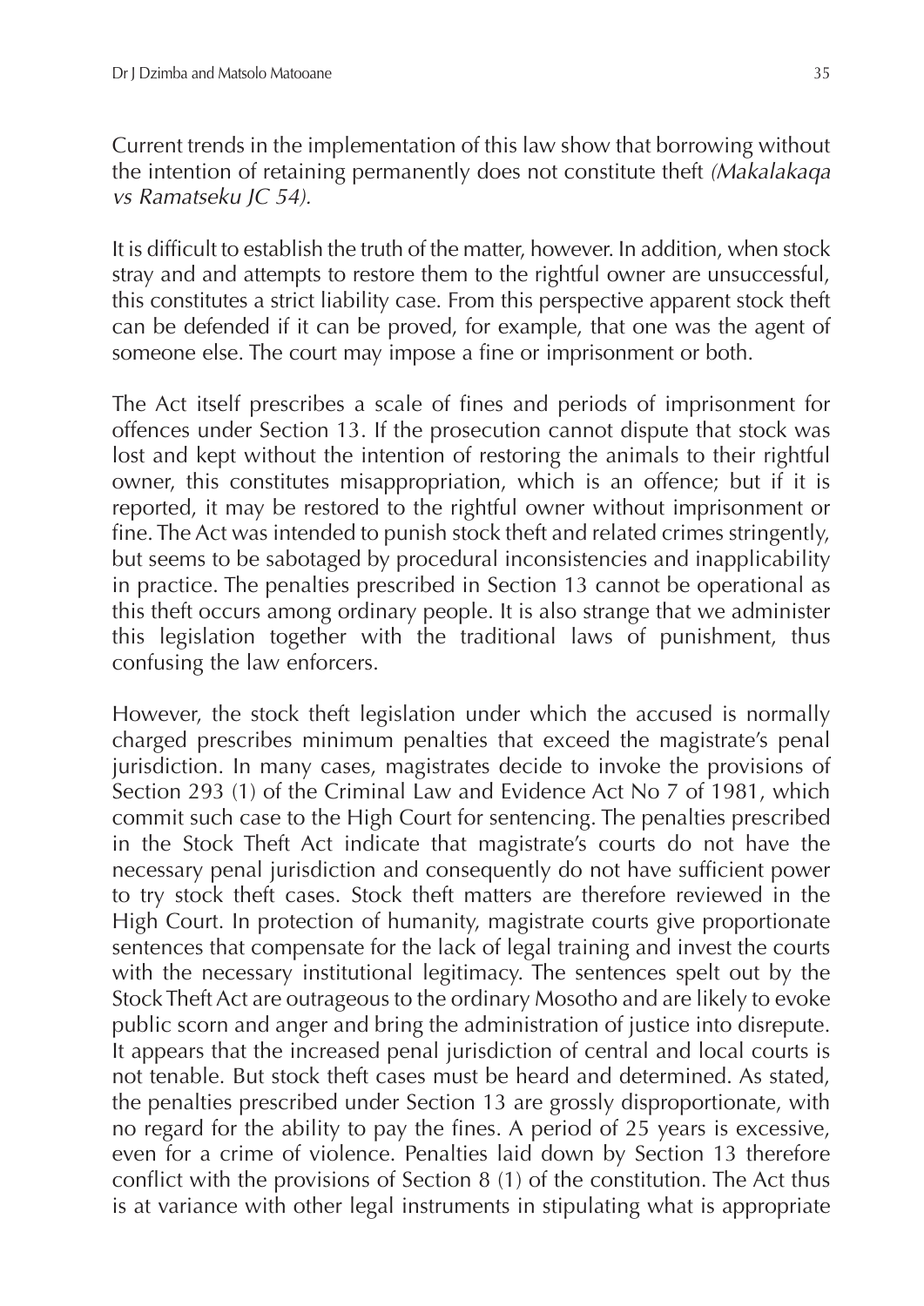Current trends in the implementation of this law show that borrowing without the intention of retaining permanently does not constitute theft *(Makalakaqa vs Ramatseku JC 54).*

It is difficult to establish the truth of the matter, however. In addition, when stock stray and and attempts to restore them to the rightful owner are unsuccessful, this constitutes a strict liability case. From this perspective apparent stock theft can be defended if it can be proved, for example, that one was the agent of someone else. The court may impose a fine or imprisonment or both.

The Act itself prescribes a scale of fines and periods of imprisonment for offences under Section 13. If the prosecution cannot dispute that stock was lost and kept without the intention of restoring the animals to their rightful owner, this constitutes misappropriation, which is an offence; but if it is reported, it may be restored to the rightful owner without imprisonment or fine. The Act was intended to punish stock theft and related crimes stringently, but seems to be sabotaged by procedural inconsistencies and inapplicability in practice. The penalties prescribed in Section 13 cannot be operational as this theft occurs among ordinary people. It is also strange that we administer this legislation together with the traditional laws of punishment, thus confusing the law enforcers.

However, the stock theft legislation under which the accused is normally charged prescribes minimum penalties that exceed the magistrate's penal jurisdiction. In many cases, magistrates decide to invoke the provisions of Section 293 (1) of the Criminal Law and Evidence Act No 7 of 1981, which commit such case to the High Court for sentencing. The penalties prescribed in the Stock Theft Act indicate that magistrate's courts do not have the necessary penal jurisdiction and consequently do not have sufficient power to try stock theft cases. Stock theft matters are therefore reviewed in the High Court. In protection of humanity, magistrate courts give proportionate sentences that compensate for the lack of legal training and invest the courts with the necessary institutional legitimacy. The sentences spelt out by the Stock Theft Act are outrageous to the ordinary Mosotho and are likely to evoke public scorn and anger and bring the administration of justice into disrepute. It appears that the increased penal jurisdiction of central and local courts is not tenable. But stock theft cases must be heard and determined. As stated, the penalties prescribed under Section 13 are grossly disproportionate, with no regard for the ability to pay the fines. A period of 25 years is excessive, even for a crime of violence. Penalties laid down by Section 13 therefore conflict with the provisions of Section 8 (1) of the constitution. The Act thus is at variance with other legal instruments in stipulating what is appropriate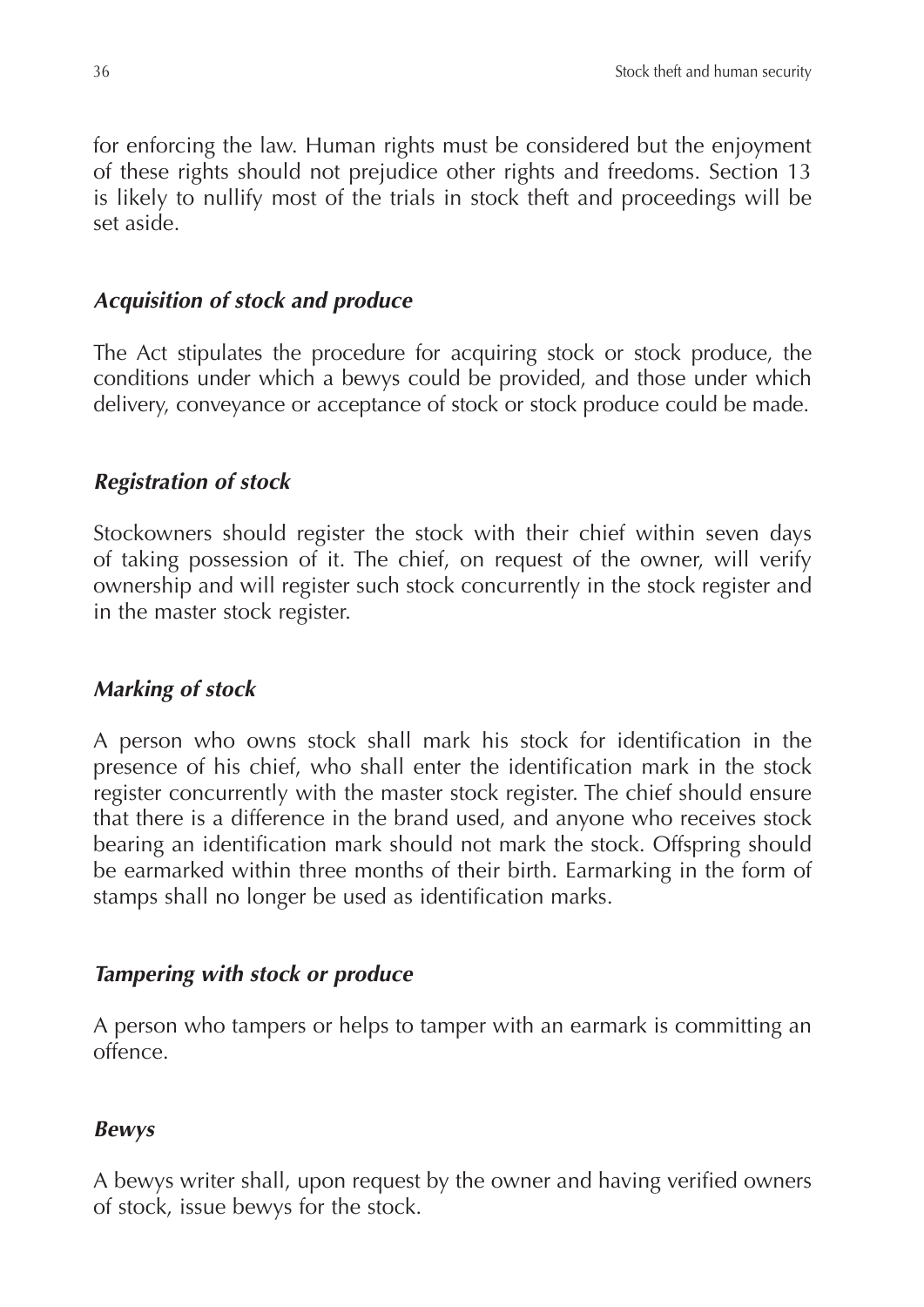for enforcing the law. Human rights must be considered but the enjoyment of these rights should not prejudice other rights and freedoms. Section 13 is likely to nullify most of the trials in stock theft and proceedings will be set aside.

### *Acquisition of stock and produce*

The Act stipulates the procedure for acquiring stock or stock produce, the conditions under which a bewys could be provided, and those under which delivery, conveyance or acceptance of stock or stock produce could be made.

### *Registration of stock*

Stockowners should register the stock with their chief within seven days of taking possession of it. The chief, on request of the owner, will verify ownership and will register such stock concurrently in the stock register and in the master stock register.

### *Marking of stock*

A person who owns stock shall mark his stock for identification in the presence of his chief, who shall enter the identification mark in the stock register concurrently with the master stock register. The chief should ensure that there is a difference in the brand used, and anyone who receives stock bearing an identification mark should not mark the stock. Offspring should be earmarked within three months of their birth. Earmarking in the form of stamps shall no longer be used as identification marks.

### *Tampering with stock or produce*

A person who tampers or helps to tamper with an earmark is committing an offence.

### *Bewys*

A bewys writer shall, upon request by the owner and having verified owners of stock, issue bewys for the stock.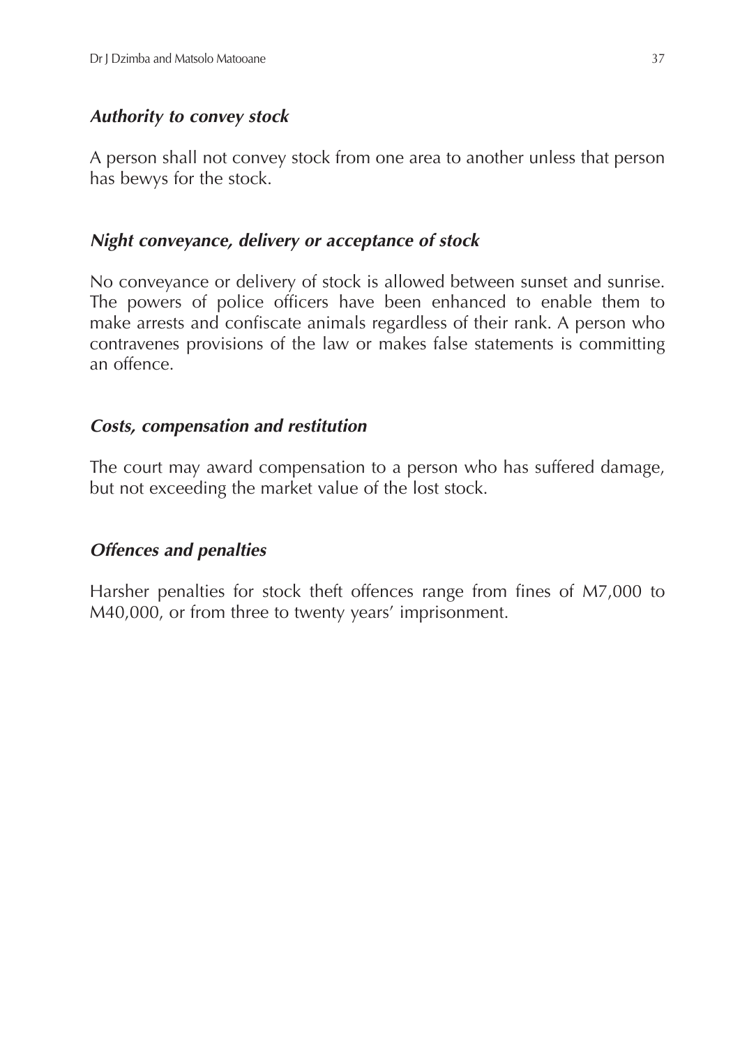***Authority to convey stock***

A person shall not convey stock from one area to another unless that person has bewys for the stock.

***Night conveyance, delivery or acceptance of stock***

No conveyance or delivery of stock is allowed between sunset and sunrise. The powers of police officers have been enhanced to enable them to make arrests and confiscate animals regardless of their rank. A person who contravenes provisions of the law or makes false statements is committing an offence.

***Costs, compensation and restitution***

The court may award compensation to a person who has suffered damage, but not exceeding the market value of the lost stock.

***Offences and penalties***

Harsher penalties for stock theft offences range from fines of M7,000 to M40,000, or from three to twenty years' imprisonment.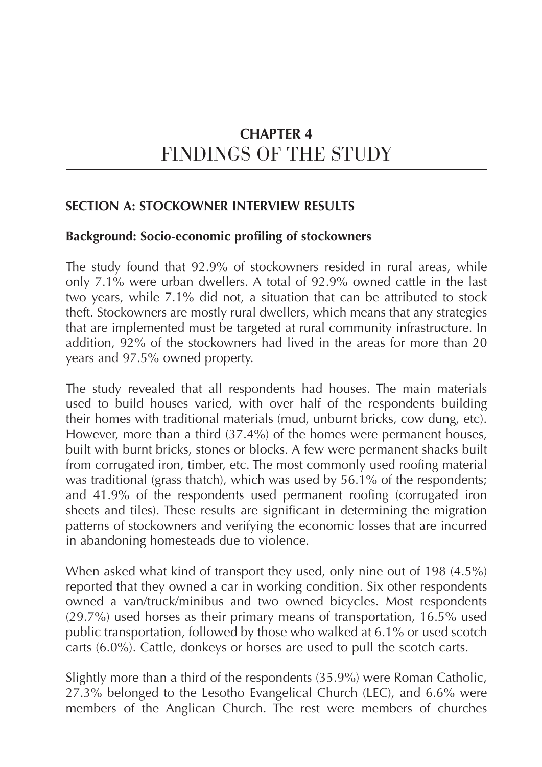# CHAPTER 4
# FINDINGS OF THE STUDY

## SECTION A: STOCKOWNER INTERVIEW RESULTS

### Background: Socio-economic profiling of stockowners

The study found that 92.9% of stockowners resided in rural areas, while only 7.1% were urban dwellers. A total of 92.9% owned cattle in the last two years, while 7.1% did not, a situation that can be attributed to stock theft. Stockowners are mostly rural dwellers, which means that any strategies that are implemented must be targeted at rural community infrastructure. In addition, 92% of the stockowners had lived in the areas for more than 20 years and 97.5% owned property.

The study revealed that all respondents had houses. The main materials used to build houses varied, with over half of the respondents building their homes with traditional materials (mud, unburnt bricks, cow dung, etc). However, more than a third (37.4%) of the homes were permanent houses, built with burnt bricks, stones or blocks. A few were permanent shacks built from corrugated iron, timber, etc. The most commonly used roofing material was traditional (grass thatch), which was used by 56.1% of the respondents; and 41.9% of the respondents used permanent roofing (corrugated iron sheets and tiles). These results are significant in determining the migration patterns of stockowners and verifying the economic losses that are incurred in abandoning homesteads due to violence.

When asked what kind of transport they used, only nine out of 198 (4.5%) reported that they owned a car in working condition. Six other respondents owned a van/truck/minibus and two owned bicycles. Most respondents (29.7%) used horses as their primary means of transportation, 16.5% used public transportation, followed by those who walked at 6.1% or used scotch carts (6.0%). Cattle, donkeys or horses are used to pull the scotch carts.

Slightly more than a third of the respondents (35.9%) were Roman Catholic, 27.3% belonged to the Lesotho Evangelical Church (LEC), and 6.6% were members of the Anglican Church. The rest were members of churches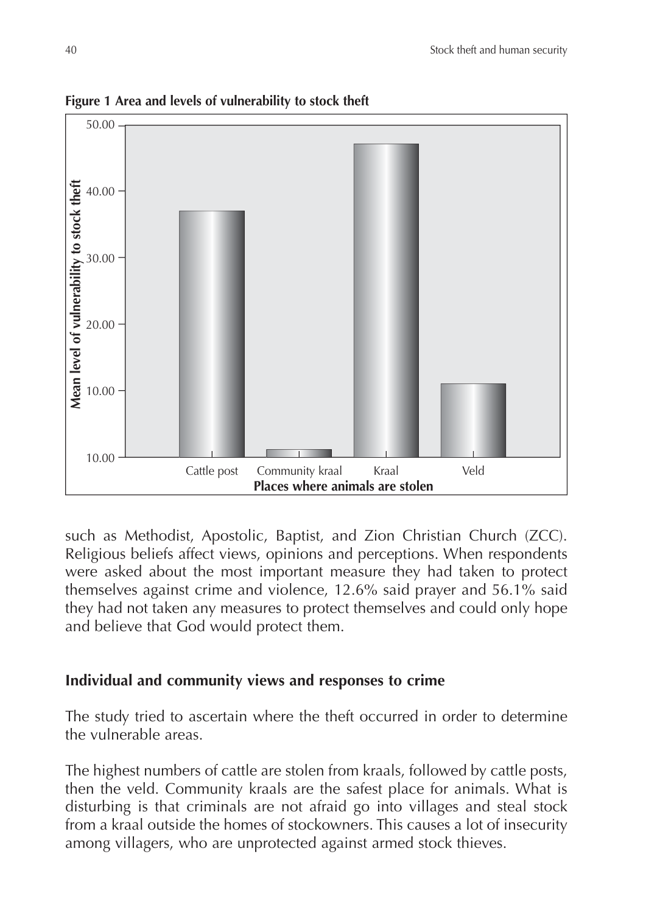**Figure 1 Area and levels of vulnerability to stock theft**

such as Methodist, Apostolic, Baptist, and Zion Christian Church (ZCC). Religious beliefs affect views, opinions and perceptions. When respondents were asked about the most important measure they had taken to protect themselves against crime and violence, 12.6% said prayer and 56.1% said they had not taken any measures to protect themselves and could only hope and believe that God would protect them.

## Individual and community views and responses to crime

The study tried to ascertain where the theft occurred in order to determine the vulnerable areas.

The highest numbers of cattle are stolen from kraals, followed by cattle posts, then the veld. Community kraals are the safest place for animals. What is disturbing is that criminals are not afraid go into villages and steal stock from a kraal outside the homes of stockowners. This causes a lot of insecurity among villagers, who are unprotected against armed stock thieves.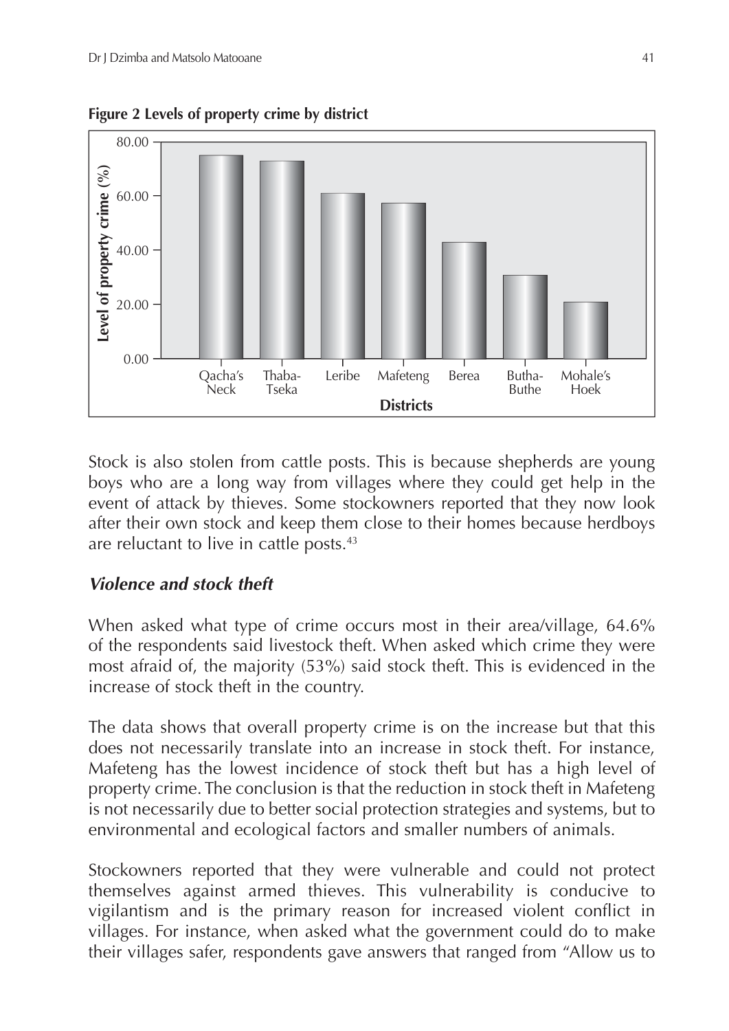**Figure 2 Levels of property crime by district**

Stock is also stolen from cattle posts. This is because shepherds are young boys who are a long way from villages where they could get help in the event of attack by thieves. Some stockowners reported that they now look after their own stock and keep them close to their homes because herdboys are reluctant to live in cattle posts.[43]

### *Violence and stock theft*

When asked what type of crime occurs most in their area/village, 64.6% of the respondents said livestock theft. When asked which crime they were most afraid of, the majority (53%) said stock theft. This is evidenced in the increase of stock theft in the country.

The data shows that overall property crime is on the increase but that this does not necessarily translate into an increase in stock theft. For instance, Mafeteng has the lowest incidence of stock theft but has a high level of property crime. The conclusion is that the reduction in stock theft in Mafeteng is not necessarily due to better social protection strategies and systems, but to environmental and ecological factors and smaller numbers of animals.

Stockowners reported that they were vulnerable and could not protect themselves against armed thieves. This vulnerability is conducive to vigilantism and is the primary reason for increased violent conflict in villages. For instance, when asked what the government could do to make their villages safer, respondents gave answers that ranged from "Allow us to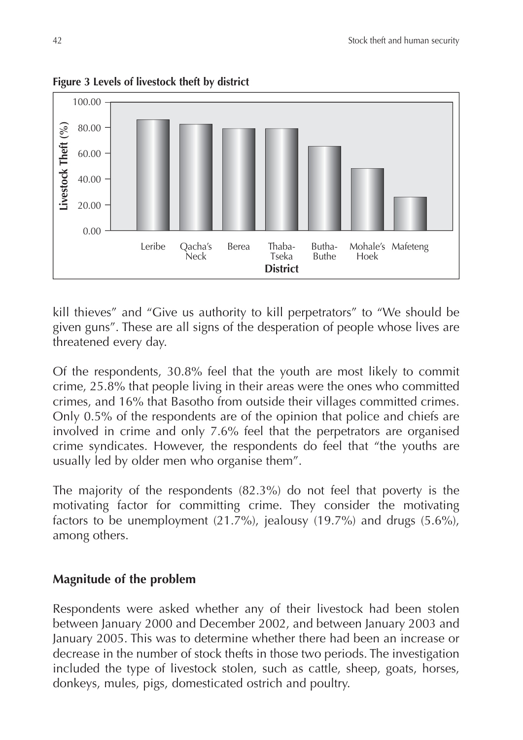**Figure 3 Levels of livestock theft by district**

kill thieves" and "Give us authority to kill perpetrators" to "We should be given guns". These are all signs of the desperation of people whose lives are threatened every day.

Of the respondents, 30.8% feel that the youth are most likely to commit crime, 25.8% that people living in their areas were the ones who committed crimes, and 16% that Basotho from outside their villages committed crimes. Only 0.5% of the respondents are of the opinion that police and chiefs are involved in crime and only 7.6% feel that the perpetrators are organised crime syndicates. However, the respondents do feel that "the youths are usually led by older men who organise them".

The majority of the respondents (82.3%) do not feel that poverty is the motivating factor for committing crime. They consider the motivating factors to be unemployment (21.7%), jealousy (19.7%) and drugs (5.6%), among others.

## Magnitude of the problem

Respondents were asked whether any of their livestock had been stolen between January 2000 and December 2002, and between January 2003 and January 2005. This was to determine whether there had been an increase or decrease in the number of stock thefts in those two periods. The investigation included the type of livestock stolen, such as cattle, sheep, goats, horses, donkeys, mules, pigs, domesticated ostrich and poultry.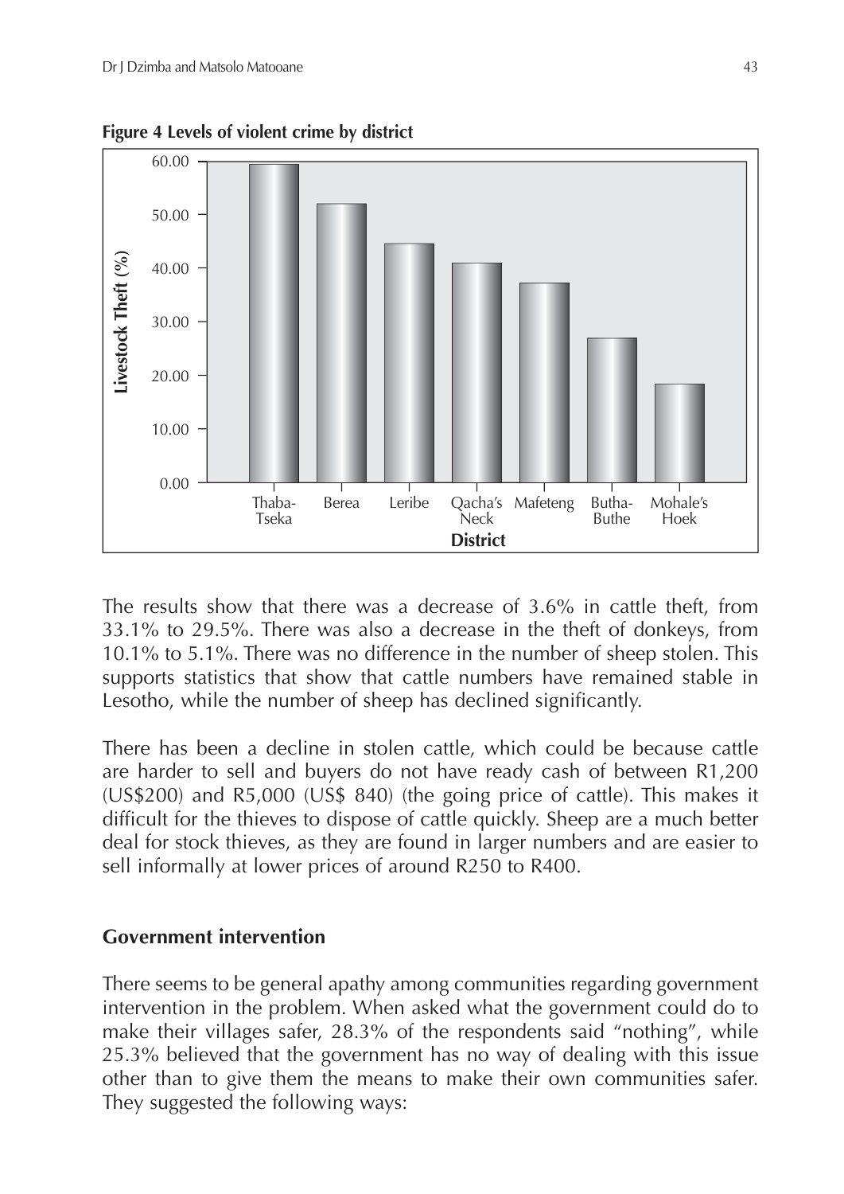**Figure 4 Levels of violent crime by district**

| District | Livestock Theft (%) |
|---|---|
| Thaba-Tseka | ~59.5 |
| Berea | ~52 |
| Leribe | ~44.5 |
| Qacha's Neck | ~41 |
| Mafeteng | ~37 |
| Butha-Buthe | ~27 |
| Mohale's Hoek | ~18 |

The results show that there was a decrease of 3.6% in cattle theft, from 33.1% to 29.5%. There was also a decrease in the theft of donkeys, from 10.1% to 5.1%. There was no difference in the number of sheep stolen. This supports statistics that show that cattle numbers have remained stable in Lesotho, while the number of sheep has declined significantly.

There has been a decline in stolen cattle, which could be because cattle are harder to sell and buyers do not have ready cash of between R1,200 (US$200) and R5,000 (US$ 840) (the going price of cattle). This makes it difficult for the thieves to dispose of cattle quickly. Sheep are a much better deal for stock thieves, as they are found in larger numbers and are easier to sell informally at lower prices of around R250 to R400.

## Government intervention

There seems to be general apathy among communities regarding government intervention in the problem. When asked what the government could do to make their villages safer, 28.3% of the respondents said "nothing", while 25.3% believed that the government has no way of dealing with this issue other than to give them the means to make their own communities safer. They suggested the following ways: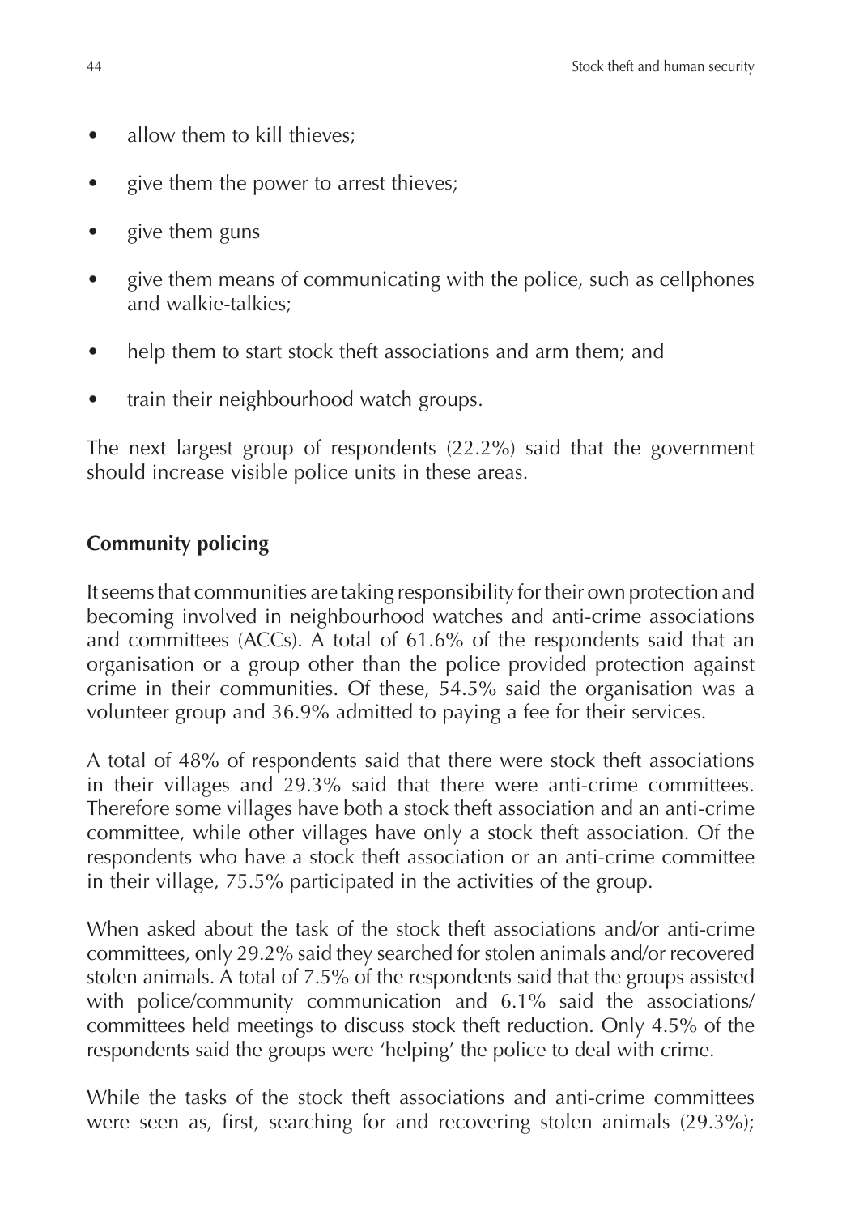- allow them to kill thieves;
- give them the power to arrest thieves;
- give them guns
- give them means of communicating with the police, such as cellphones and walkie-talkies;
- help them to start stock theft associations and arm them; and
- train their neighbourhood watch groups.

The next largest group of respondents (22.2%) said that the government should increase visible police units in these areas.

**Community policing**

It seems that communities are taking responsibility for their own protection and becoming involved in neighbourhood watches and anti-crime associations and committees (ACCs). A total of 61.6% of the respondents said that an organisation or a group other than the police provided protection against crime in their communities. Of these, 54.5% said the organisation was a volunteer group and 36.9% admitted to paying a fee for their services.

A total of 48% of respondents said that there were stock theft associations in their villages and 29.3% said that there were anti-crime committees. Therefore some villages have both a stock theft association and an anti-crime committee, while other villages have only a stock theft association. Of the respondents who have a stock theft association or an anti-crime committee in their village, 75.5% participated in the activities of the group.

When asked about the task of the stock theft associations and/or anti-crime committees, only 29.2% said they searched for stolen animals and/or recovered stolen animals. A total of 7.5% of the respondents said that the groups assisted with police/community communication and 6.1% said the associations/committees held meetings to discuss stock theft reduction. Only 4.5% of the respondents said the groups were 'helping' the police to deal with crime.

While the tasks of the stock theft associations and anti-crime committees were seen as, first, searching for and recovering stolen animals (29.3%);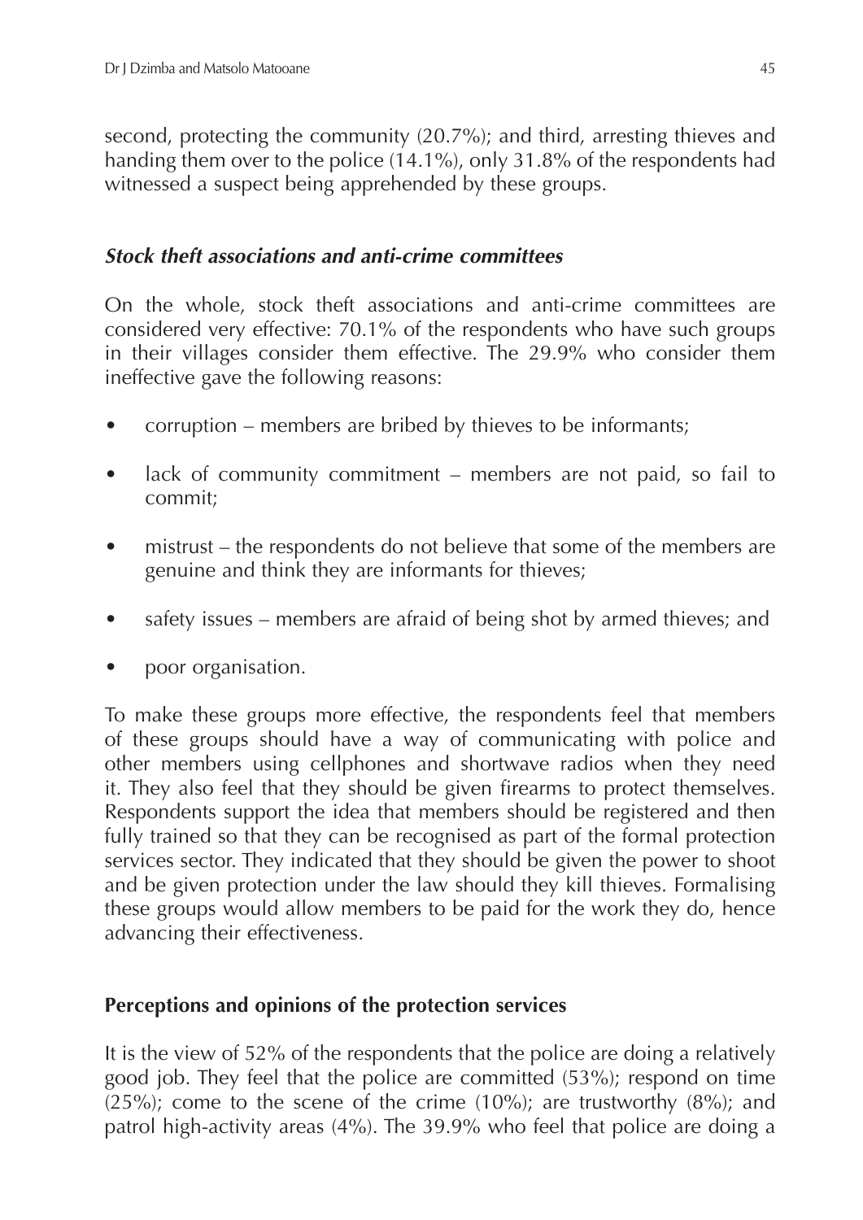second, protecting the community (20.7%); and third, arresting thieves and handing them over to the police (14.1%), only 31.8% of the respondents had witnessed a suspect being apprehended by these groups.

### *Stock theft associations and anti-crime committees*

On the whole, stock theft associations and anti-crime committees are considered very effective: 70.1% of the respondents who have such groups in their villages consider them effective. The 29.9% who consider them ineffective gave the following reasons:

- corruption – members are bribed by thieves to be informants;
- lack of community commitment – members are not paid, so fail to commit;
- mistrust – the respondents do not believe that some of the members are genuine and think they are informants for thieves;
- safety issues – members are afraid of being shot by armed thieves; and
- poor organisation.

To make these groups more effective, the respondents feel that members of these groups should have a way of communicating with police and other members using cellphones and shortwave radios when they need it. They also feel that they should be given firearms to protect themselves. Respondents support the idea that members should be registered and then fully trained so that they can be recognised as part of the formal protection services sector. They indicated that they should be given the power to shoot and be given protection under the law should they kill thieves. Formalising these groups would allow members to be paid for the work they do, hence advancing their effectiveness.

## Perceptions and opinions of the protection services

It is the view of 52% of the respondents that the police are doing a relatively good job. They feel that the police are committed (53%); respond on time (25%); come to the scene of the crime (10%); are trustworthy (8%); and patrol high-activity areas (4%). The 39.9% who feel that police are doing a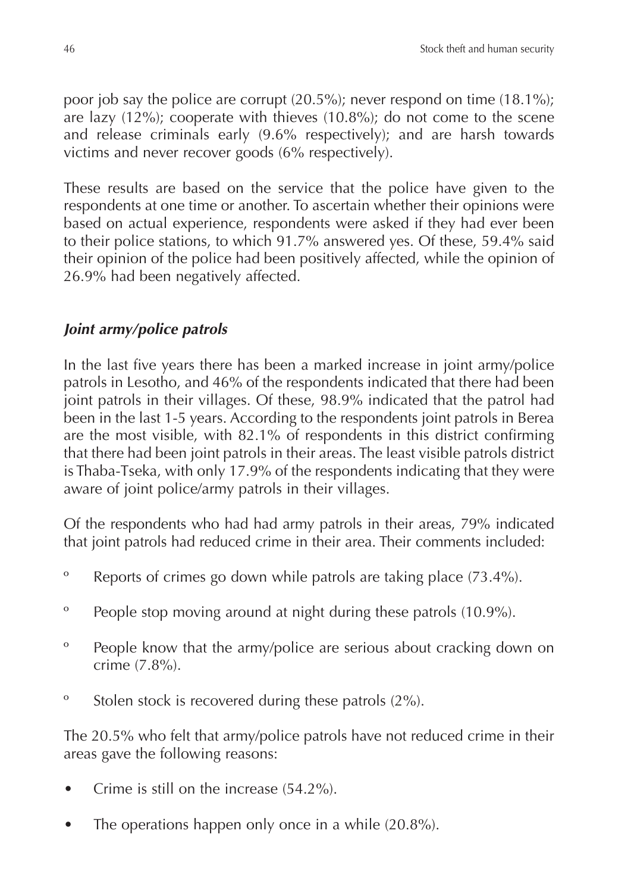poor job say the police are corrupt (20.5%); never respond on time (18.1%); are lazy (12%); cooperate with thieves (10.8%); do not come to the scene and release criminals early (9.6% respectively); and are harsh towards victims and never recover goods (6% respectively).

These results are based on the service that the police have given to the respondents at one time or another. To ascertain whether their opinions were based on actual experience, respondents were asked if they had ever been to their police stations, to which 91.7% answered yes. Of these, 59.4% said their opinion of the police had been positively affected, while the opinion of 26.9% had been negatively affected.

### *Joint army/police patrols*

In the last five years there has been a marked increase in joint army/police patrols in Lesotho, and 46% of the respondents indicated that there had been joint patrols in their villages. Of these, 98.9% indicated that the patrol had been in the last 1-5 years. According to the respondents joint patrols in Berea are the most visible, with 82.1% of respondents in this district confirming that there had been joint patrols in their areas. The least visible patrols district is Thaba-Tseka, with only 17.9% of the respondents indicating that they were aware of joint police/army patrols in their villages.

Of the respondents who had had army patrols in their areas, 79% indicated that joint patrols had reduced crime in their area. Their comments included:

- Reports of crimes go down while patrols are taking place (73.4%).
- People stop moving around at night during these patrols (10.9%).
- People know that the army/police are serious about cracking down on crime (7.8%).
- Stolen stock is recovered during these patrols (2%).

The 20.5% who felt that army/police patrols have not reduced crime in their areas gave the following reasons:

- Crime is still on the increase (54.2%).
- The operations happen only once in a while (20.8%).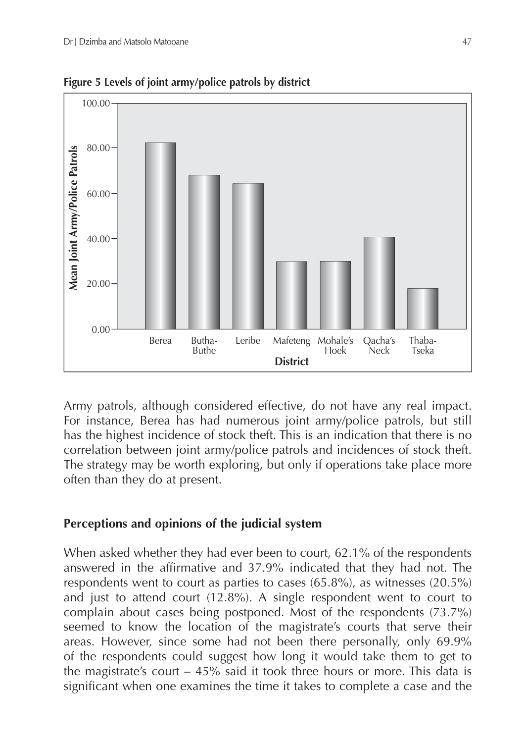**Figure 5 Levels of joint army/police patrols by district**

Army patrols, although considered effective, do not have any real impact. For instance, Berea has had numerous joint army/police patrols, but still has the highest incidence of stock theft. This is an indication that there is no correlation between joint army/police patrols and incidences of stock theft. The strategy may be worth exploring, but only if operations take place more often than they do at present.

## Perceptions and opinions of the judicial system

When asked whether they had ever been to court, 62.1% of the respondents answered in the affirmative and 37.9% indicated that they had not. The respondents went to court as parties to cases (65.8%), as witnesses (20.5%) and just to attend court (12.8%). A single respondent went to court to complain about cases being postponed. Most of the respondents (73.7%) seemed to know the location of the magistrate's courts that serve their areas. However, since some had not been there personally, only 69.9% of the respondents could suggest how long it would take them to get to the magistrate's court – 45% said it took three hours or more. This data is significant when one examines the time it takes to complete a case and the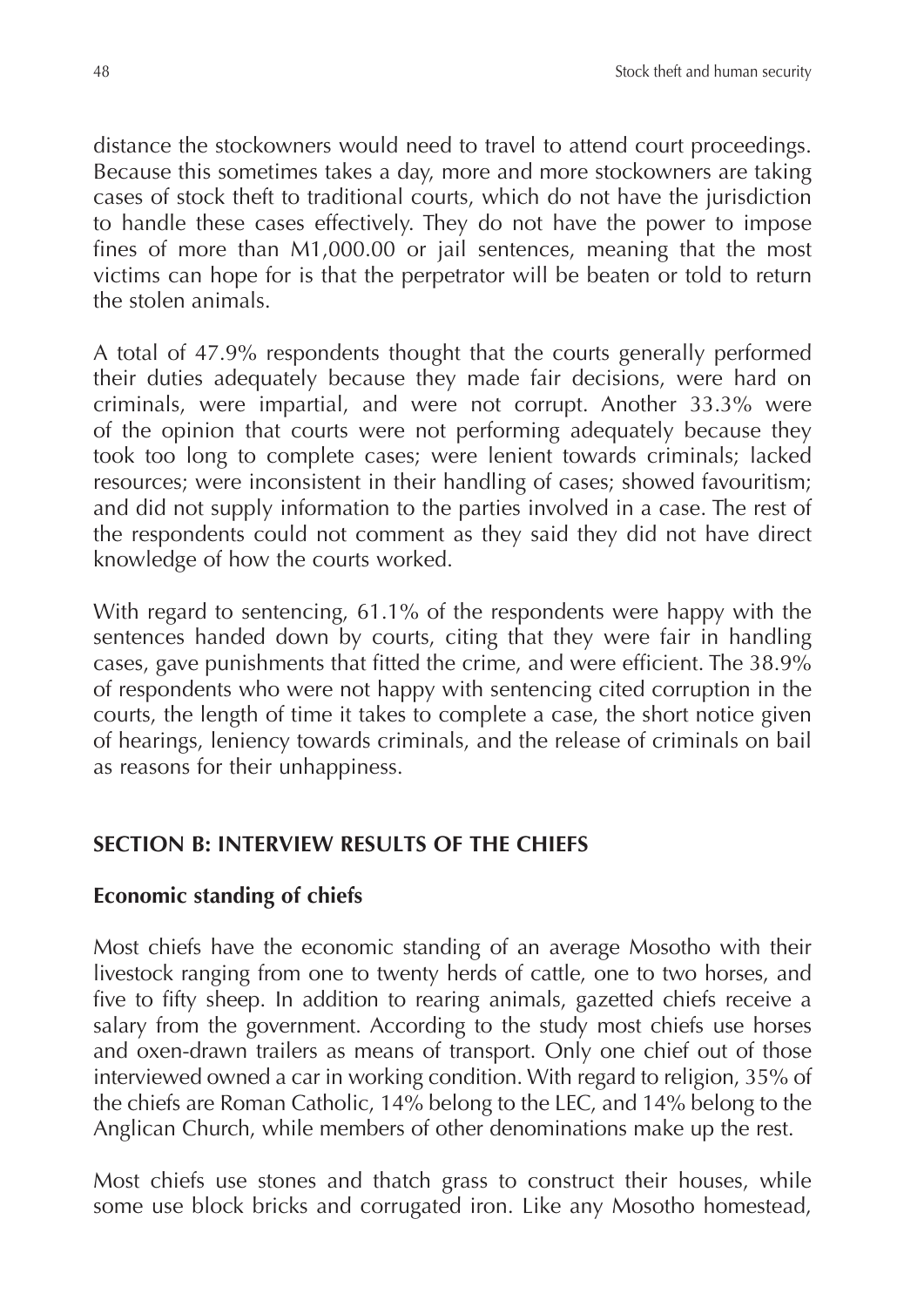distance the stockowners would need to travel to attend court proceedings. Because this sometimes takes a day, more and more stockowners are taking cases of stock theft to traditional courts, which do not have the jurisdiction to handle these cases effectively. They do not have the power to impose fines of more than M1,000.00 or jail sentences, meaning that the most victims can hope for is that the perpetrator will be beaten or told to return the stolen animals.

A total of 47.9% respondents thought that the courts generally performed their duties adequately because they made fair decisions, were hard on criminals, were impartial, and were not corrupt. Another 33.3% were of the opinion that courts were not performing adequately because they took too long to complete cases; were lenient towards criminals; lacked resources; were inconsistent in their handling of cases; showed favouritism; and did not supply information to the parties involved in a case. The rest of the respondents could not comment as they said they did not have direct knowledge of how the courts worked.

With regard to sentencing, 61.1% of the respondents were happy with the sentences handed down by courts, citing that they were fair in handling cases, gave punishments that fitted the crime, and were efficient. The 38.9% of respondents who were not happy with sentencing cited corruption in the courts, the length of time it takes to complete a case, the short notice given of hearings, leniency towards criminals, and the release of criminals on bail as reasons for their unhappiness.

## SECTION B: INTERVIEW RESULTS OF THE CHIEFS

### Economic standing of chiefs

Most chiefs have the economic standing of an average Mosotho with their livestock ranging from one to twenty herds of cattle, one to two horses, and five to fifty sheep. In addition to rearing animals, gazetted chiefs receive a salary from the government. According to the study most chiefs use horses and oxen-drawn trailers as means of transport. Only one chief out of those interviewed owned a car in working condition. With regard to religion, 35% of the chiefs are Roman Catholic, 14% belong to the LEC, and 14% belong to the Anglican Church, while members of other denominations make up the rest.

Most chiefs use stones and thatch grass to construct their houses, while some use block bricks and corrugated iron. Like any Mosotho homestead,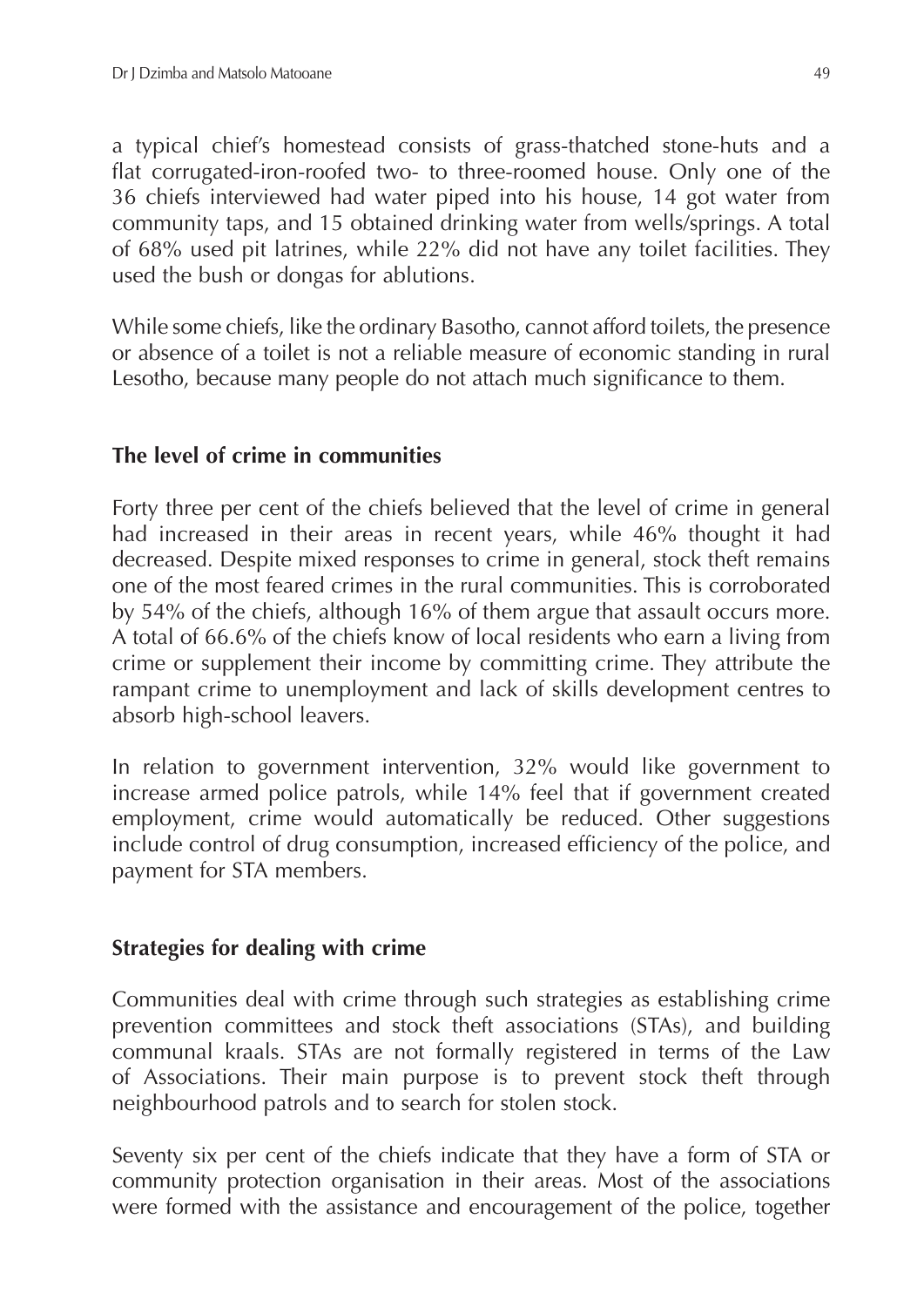a typical chief's homestead consists of grass-thatched stone-huts and a flat corrugated-iron-roofed two- to three-roomed house. Only one of the 36 chiefs interviewed had water piped into his house, 14 got water from community taps, and 15 obtained drinking water from wells/springs. A total of 68% used pit latrines, while 22% did not have any toilet facilities. They used the bush or dongas for ablutions.

While some chiefs, like the ordinary Basotho, cannot afford toilets, the presence or absence of a toilet is not a reliable measure of economic standing in rural Lesotho, because many people do not attach much significance to them.

### The level of crime in communities

Forty three per cent of the chiefs believed that the level of crime in general had increased in their areas in recent years, while 46% thought it had decreased. Despite mixed responses to crime in general, stock theft remains one of the most feared crimes in the rural communities. This is corroborated by 54% of the chiefs, although 16% of them argue that assault occurs more. A total of 66.6% of the chiefs know of local residents who earn a living from crime or supplement their income by committing crime. They attribute the rampant crime to unemployment and lack of skills development centres to absorb high-school leavers.

In relation to government intervention, 32% would like government to increase armed police patrols, while 14% feel that if government created employment, crime would automatically be reduced. Other suggestions include control of drug consumption, increased efficiency of the police, and payment for STA members.

### Strategies for dealing with crime

Communities deal with crime through such strategies as establishing crime prevention committees and stock theft associations (STAs), and building communal kraals. STAs are not formally registered in terms of the Law of Associations. Their main purpose is to prevent stock theft through neighbourhood patrols and to search for stolen stock.

Seventy six per cent of the chiefs indicate that they have a form of STA or community protection organisation in their areas. Most of the associations were formed with the assistance and encouragement of the police, together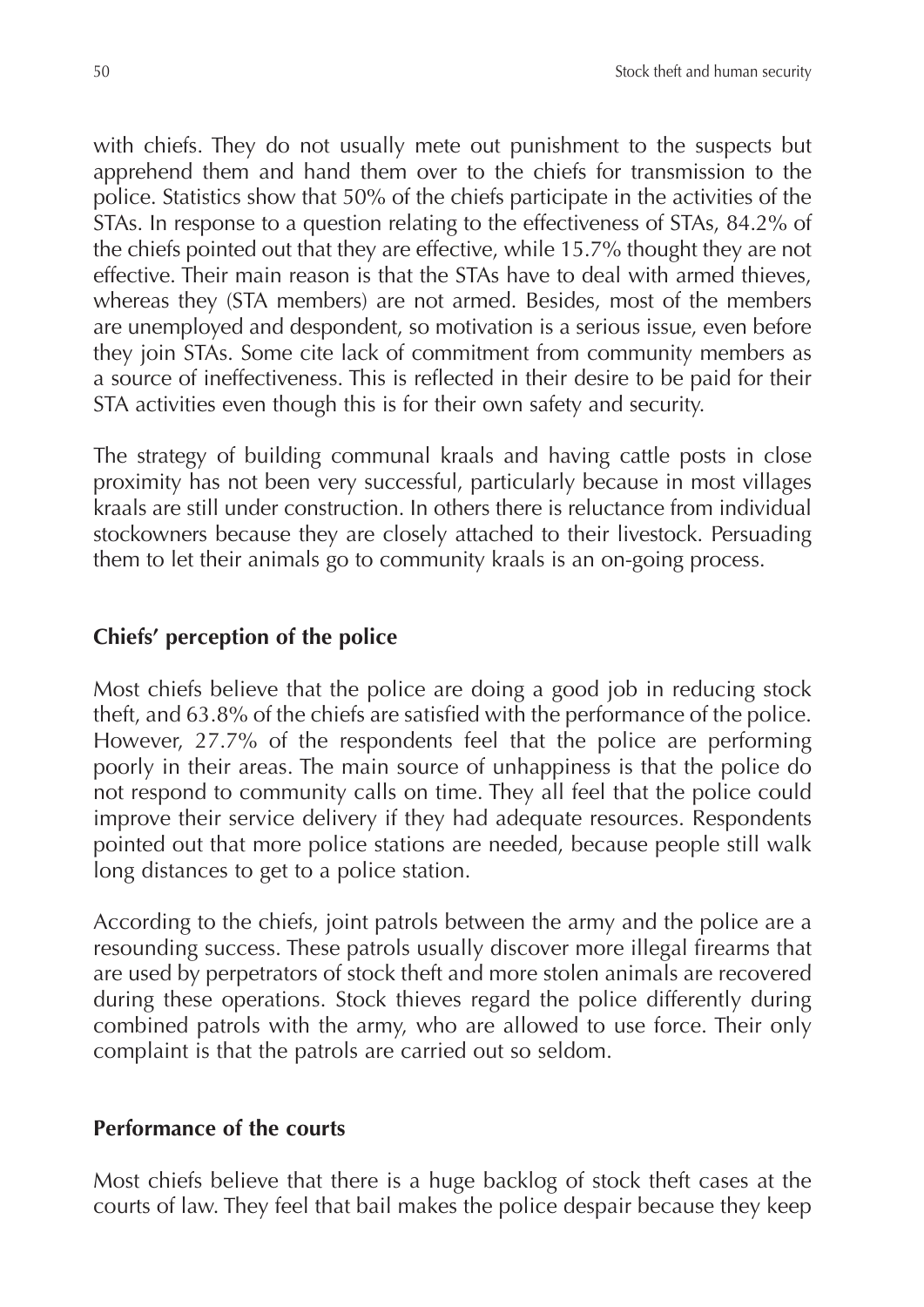with chiefs. They do not usually mete out punishment to the suspects but apprehend them and hand them over to the chiefs for transmission to the police. Statistics show that 50% of the chiefs participate in the activities of the STAs. In response to a question relating to the effectiveness of STAs, 84.2% of the chiefs pointed out that they are effective, while 15.7% thought they are not effective. Their main reason is that the STAs have to deal with armed thieves, whereas they (STA members) are not armed. Besides, most of the members are unemployed and despondent, so motivation is a serious issue, even before they join STAs. Some cite lack of commitment from community members as a source of ineffectiveness. This is reflected in their desire to be paid for their STA activities even though this is for their own safety and security.

The strategy of building communal kraals and having cattle posts in close proximity has not been very successful, particularly because in most villages kraals are still under construction. In others there is reluctance from individual stockowners because they are closely attached to their livestock. Persuading them to let their animals go to community kraals is an on-going process.

## Chiefs' perception of the police

Most chiefs believe that the police are doing a good job in reducing stock theft, and 63.8% of the chiefs are satisfied with the performance of the police. However, 27.7% of the respondents feel that the police are performing poorly in their areas. The main source of unhappiness is that the police do not respond to community calls on time. They all feel that the police could improve their service delivery if they had adequate resources. Respondents pointed out that more police stations are needed, because people still walk long distances to get to a police station.

According to the chiefs, joint patrols between the army and the police are a resounding success. These patrols usually discover more illegal firearms that are used by perpetrators of stock theft and more stolen animals are recovered during these operations. Stock thieves regard the police differently during combined patrols with the army, who are allowed to use force. Their only complaint is that the patrols are carried out so seldom.

## Performance of the courts

Most chiefs believe that there is a huge backlog of stock theft cases at the courts of law. They feel that bail makes the police despair because they keep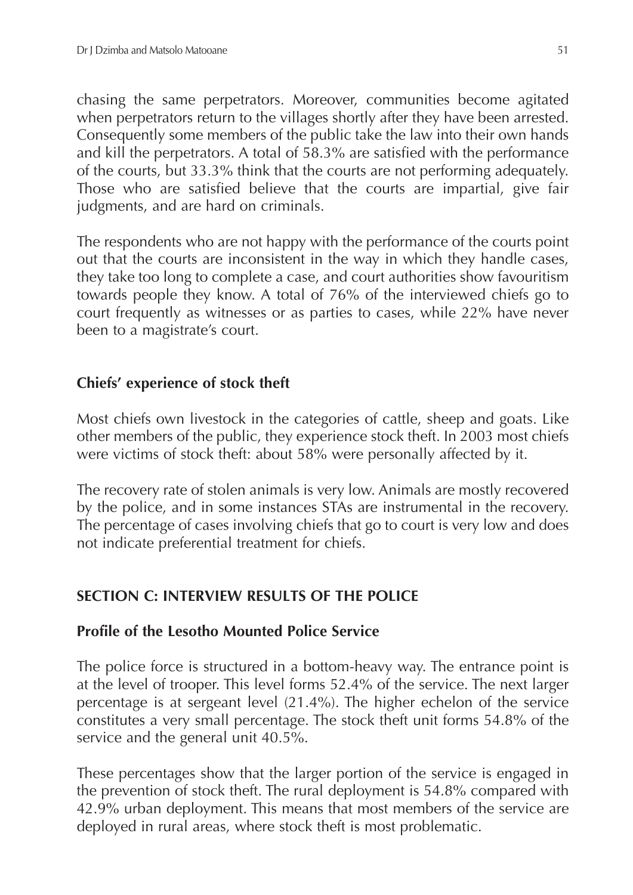chasing the same perpetrators. Moreover, communities become agitated when perpetrators return to the villages shortly after they have been arrested. Consequently some members of the public take the law into their own hands and kill the perpetrators. A total of 58.3% are satisfied with the performance of the courts, but 33.3% think that the courts are not performing adequately. Those who are satisfied believe that the courts are impartial, give fair judgments, and are hard on criminals.

The respondents who are not happy with the performance of the courts point out that the courts are inconsistent in the way in which they handle cases, they take too long to complete a case, and court authorities show favouritism towards people they know. A total of 76% of the interviewed chiefs go to court frequently as witnesses or as parties to cases, while 22% have never been to a magistrate's court.

### Chiefs' experience of stock theft

Most chiefs own livestock in the categories of cattle, sheep and goats. Like other members of the public, they experience stock theft. In 2003 most chiefs were victims of stock theft: about 58% were personally affected by it.

The recovery rate of stolen animals is very low. Animals are mostly recovered by the police, and in some instances STAs are instrumental in the recovery. The percentage of cases involving chiefs that go to court is very low and does not indicate preferential treatment for chiefs.

## SECTION C: INTERVIEW RESULTS OF THE POLICE

### Profile of the Lesotho Mounted Police Service

The police force is structured in a bottom-heavy way. The entrance point is at the level of trooper. This level forms 52.4% of the service. The next larger percentage is at sergeant level (21.4%). The higher echelon of the service constitutes a very small percentage. The stock theft unit forms 54.8% of the service and the general unit 40.5%.

These percentages show that the larger portion of the service is engaged in the prevention of stock theft. The rural deployment is 54.8% compared with 42.9% urban deployment. This means that most members of the service are deployed in rural areas, where stock theft is most problematic.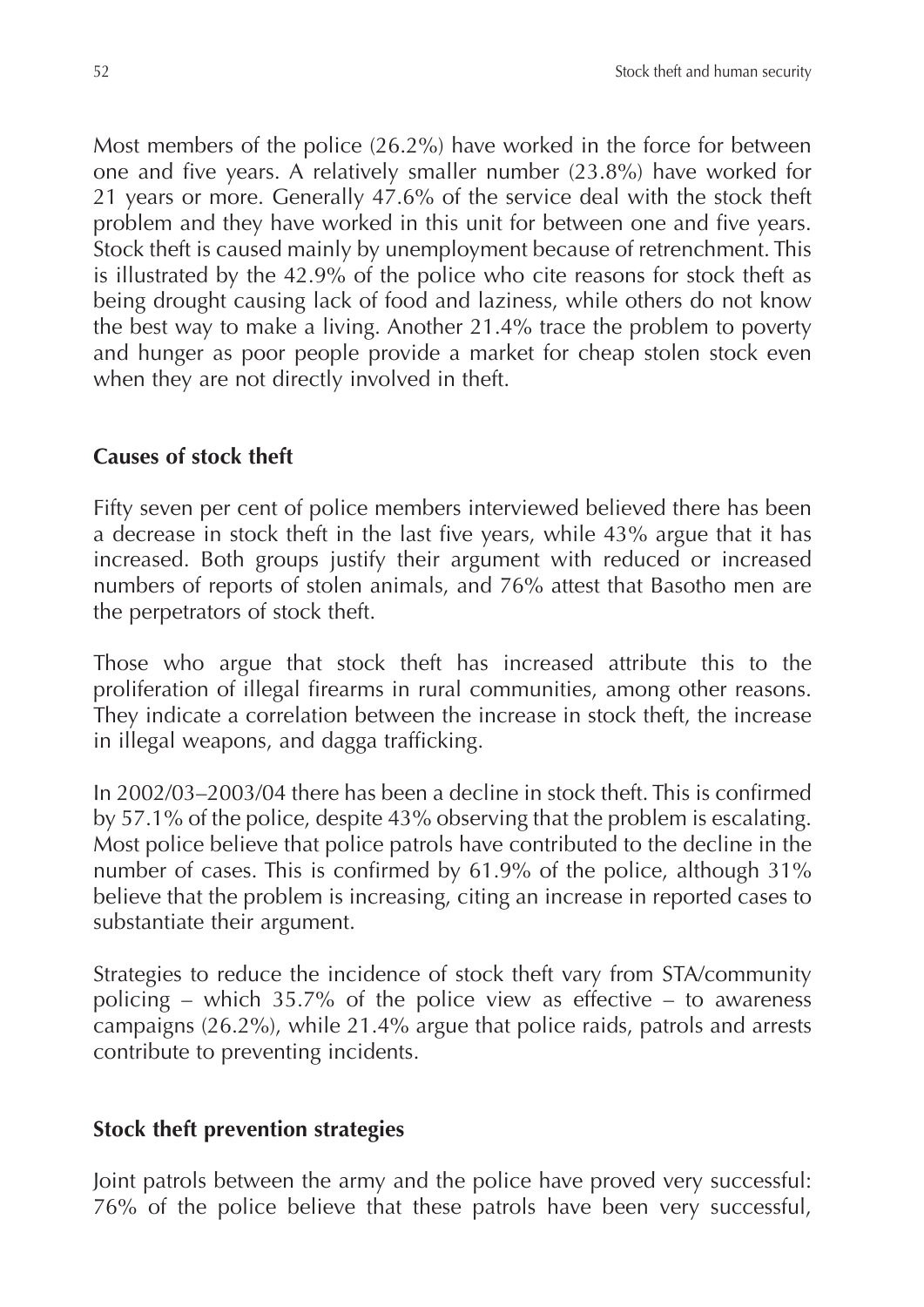Most members of the police (26.2%) have worked in the force for between one and five years. A relatively smaller number (23.8%) have worked for 21 years or more. Generally 47.6% of the service deal with the stock theft problem and they have worked in this unit for between one and five years. Stock theft is caused mainly by unemployment because of retrenchment. This is illustrated by the 42.9% of the police who cite reasons for stock theft as being drought causing lack of food and laziness, while others do not know the best way to make a living. Another 21.4% trace the problem to poverty and hunger as poor people provide a market for cheap stolen stock even when they are not directly involved in theft.

## Causes of stock theft

Fifty seven per cent of police members interviewed believed there has been a decrease in stock theft in the last five years, while 43% argue that it has increased. Both groups justify their argument with reduced or increased numbers of reports of stolen animals, and 76% attest that Basotho men are the perpetrators of stock theft.

Those who argue that stock theft has increased attribute this to the proliferation of illegal firearms in rural communities, among other reasons. They indicate a correlation between the increase in stock theft, the increase in illegal weapons, and dagga trafficking.

In 2002/03–2003/04 there has been a decline in stock theft. This is confirmed by 57.1% of the police, despite 43% observing that the problem is escalating. Most police believe that police patrols have contributed to the decline in the number of cases. This is confirmed by 61.9% of the police, although 31% believe that the problem is increasing, citing an increase in reported cases to substantiate their argument.

Strategies to reduce the incidence of stock theft vary from STA/community policing – which 35.7% of the police view as effective – to awareness campaigns (26.2%), while 21.4% argue that police raids, patrols and arrests contribute to preventing incidents.

## Stock theft prevention strategies

Joint patrols between the army and the police have proved very successful: 76% of the police believe that these patrols have been very successful,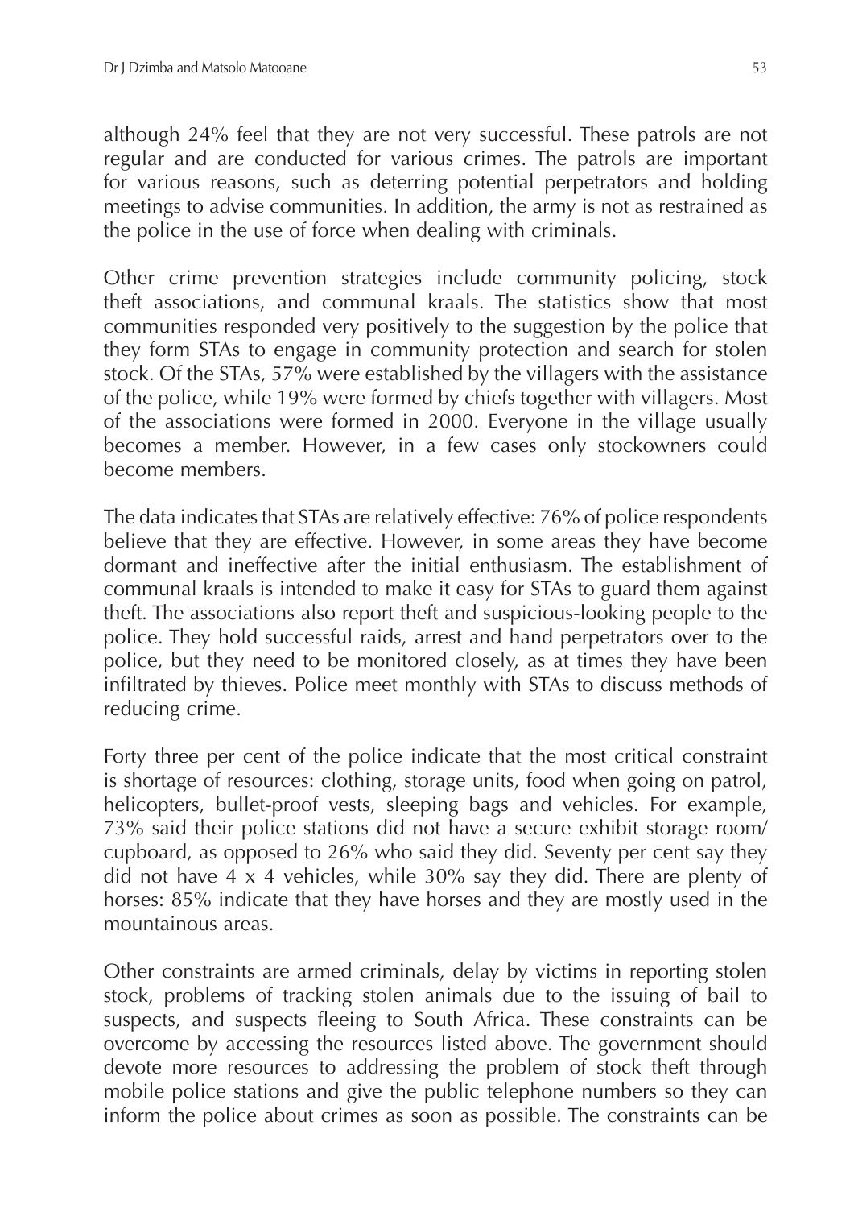although 24% feel that they are not very successful. These patrols are not regular and are conducted for various crimes. The patrols are important for various reasons, such as deterring potential perpetrators and holding meetings to advise communities. In addition, the army is not as restrained as the police in the use of force when dealing with criminals.

Other crime prevention strategies include community policing, stock theft associations, and communal kraals. The statistics show that most communities responded very positively to the suggestion by the police that they form STAs to engage in community protection and search for stolen stock. Of the STAs, 57% were established by the villagers with the assistance of the police, while 19% were formed by chiefs together with villagers. Most of the associations were formed in 2000. Everyone in the village usually becomes a member. However, in a few cases only stockowners could become members.

The data indicates that STAs are relatively effective: 76% of police respondents believe that they are effective. However, in some areas they have become dormant and ineffective after the initial enthusiasm. The establishment of communal kraals is intended to make it easy for STAs to guard them against theft. The associations also report theft and suspicious-looking people to the police. They hold successful raids, arrest and hand perpetrators over to the police, but they need to be monitored closely, as at times they have been infiltrated by thieves. Police meet monthly with STAs to discuss methods of reducing crime.

Forty three per cent of the police indicate that the most critical constraint is shortage of resources: clothing, storage units, food when going on patrol, helicopters, bullet-proof vests, sleeping bags and vehicles. For example, 73% said their police stations did not have a secure exhibit storage room/ cupboard, as opposed to 26% who said they did. Seventy per cent say they did not have 4 x 4 vehicles, while 30% say they did. There are plenty of horses: 85% indicate that they have horses and they are mostly used in the mountainous areas.

Other constraints are armed criminals, delay by victims in reporting stolen stock, problems of tracking stolen animals due to the issuing of bail to suspects, and suspects fleeing to South Africa. These constraints can be overcome by accessing the resources listed above. The government should devote more resources to addressing the problem of stock theft through mobile police stations and give the public telephone numbers so they can inform the police about crimes as soon as possible. The constraints can be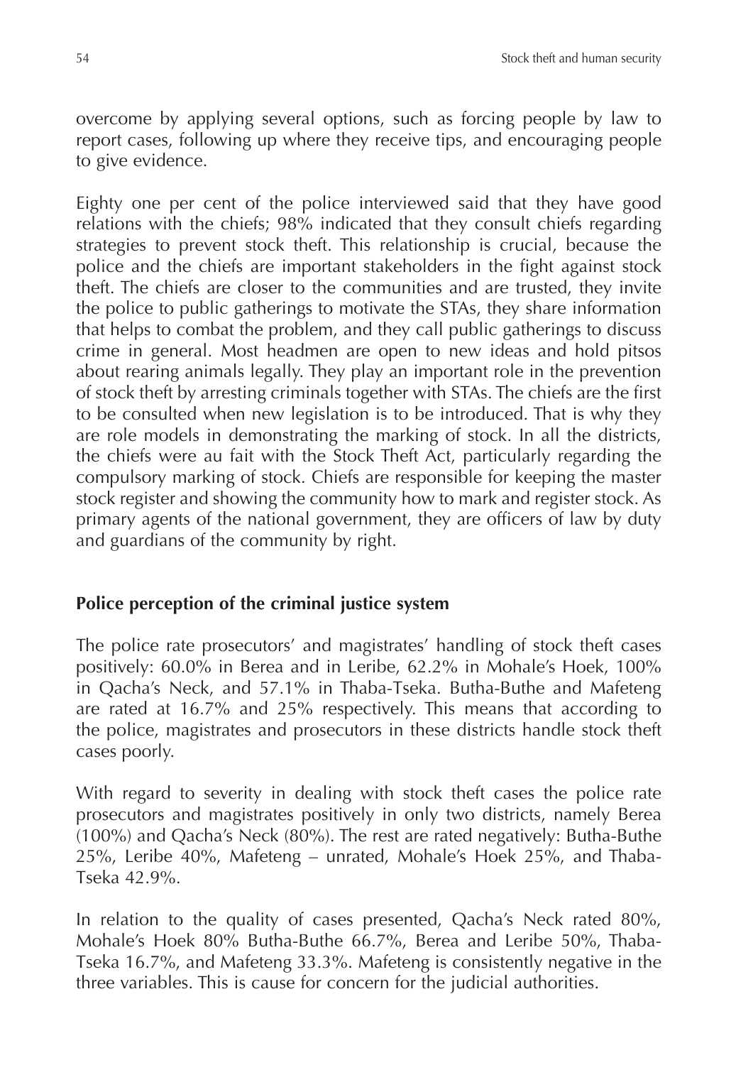overcome by applying several options, such as forcing people by law to report cases, following up where they receive tips, and encouraging people to give evidence.

Eighty one per cent of the police interviewed said that they have good relations with the chiefs; 98% indicated that they consult chiefs regarding strategies to prevent stock theft. This relationship is crucial, because the police and the chiefs are important stakeholders in the fight against stock theft. The chiefs are closer to the communities and are trusted, they invite the police to public gatherings to motivate the STAs, they share information that helps to combat the problem, and they call public gatherings to discuss crime in general. Most headmen are open to new ideas and hold pitsos about rearing animals legally. They play an important role in the prevention of stock theft by arresting criminals together with STAs. The chiefs are the first to be consulted when new legislation is to be introduced. That is why they are role models in demonstrating the marking of stock. In all the districts, the chiefs were au fait with the Stock Theft Act, particularly regarding the compulsory marking of stock. Chiefs are responsible for keeping the master stock register and showing the community how to mark and register stock. As primary agents of the national government, they are officers of law by duty and guardians of the community by right.

## Police perception of the criminal justice system

The police rate prosecutors' and magistrates' handling of stock theft cases positively: 60.0% in Berea and in Leribe, 62.2% in Mohale's Hoek, 100% in Qacha's Neck, and 57.1% in Thaba-Tseka. Butha-Buthe and Mafeteng are rated at 16.7% and 25% respectively. This means that according to the police, magistrates and prosecutors in these districts handle stock theft cases poorly.

With regard to severity in dealing with stock theft cases the police rate prosecutors and magistrates positively in only two districts, namely Berea (100%) and Qacha's Neck (80%). The rest are rated negatively: Butha-Buthe 25%, Leribe 40%, Mafeteng – unrated, Mohale's Hoek 25%, and Thaba-Tseka 42.9%.

In relation to the quality of cases presented, Qacha's Neck rated 80%, Mohale's Hoek 80% Butha-Buthe 66.7%, Berea and Leribe 50%, Thaba-Tseka 16.7%, and Mafeteng 33.3%. Mafeteng is consistently negative in the three variables. This is cause for concern for the judicial authorities.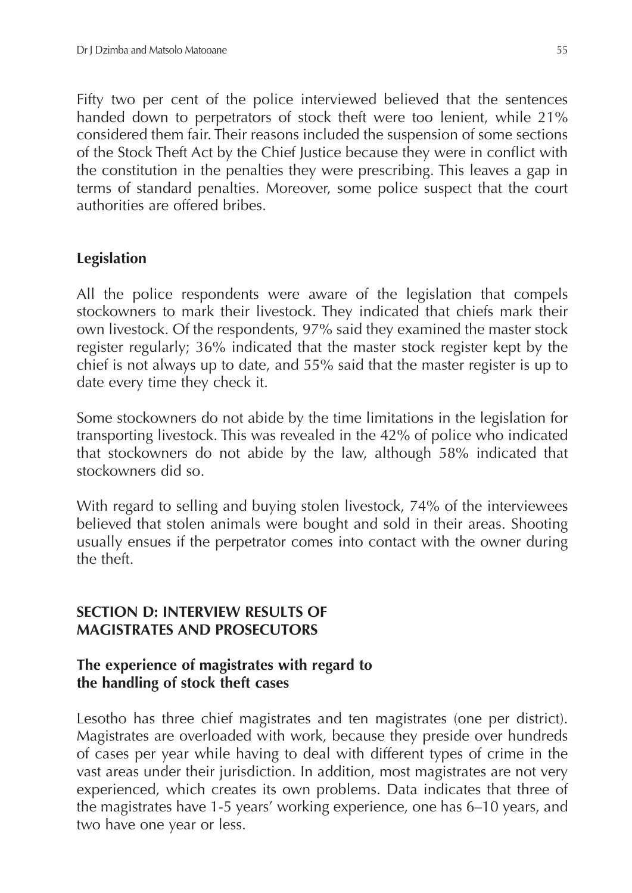Fifty two per cent of the police interviewed believed that the sentences handed down to perpetrators of stock theft were too lenient, while 21% considered them fair. Their reasons included the suspension of some sections of the Stock Theft Act by the Chief Justice because they were in conflict with the constitution in the penalties they were prescribing. This leaves a gap in terms of standard penalties. Moreover, some police suspect that the court authorities are offered bribes.

### Legislation

All the police respondents were aware of the legislation that compels stockowners to mark their livestock. They indicated that chiefs mark their own livestock. Of the respondents, 97% said they examined the master stock register regularly; 36% indicated that the master stock register kept by the chief is not always up to date, and 55% said that the master register is up to date every time they check it.

Some stockowners do not abide by the time limitations in the legislation for transporting livestock. This was revealed in the 42% of police who indicated that stockowners do not abide by the law, although 58% indicated that stockowners did so.

With regard to selling and buying stolen livestock, 74% of the interviewees believed that stolen animals were bought and sold in their areas. Shooting usually ensues if the perpetrator comes into contact with the owner during the theft.

## SECTION D: INTERVIEW RESULTS OF MAGISTRATES AND PROSECUTORS

### The experience of magistrates with regard to the handling of stock theft cases

Lesotho has three chief magistrates and ten magistrates (one per district). Magistrates are overloaded with work, because they preside over hundreds of cases per year while having to deal with different types of crime in the vast areas under their jurisdiction. In addition, most magistrates are not very experienced, which creates its own problems. Data indicates that three of the magistrates have 1-5 years' working experience, one has 6–10 years, and two have one year or less.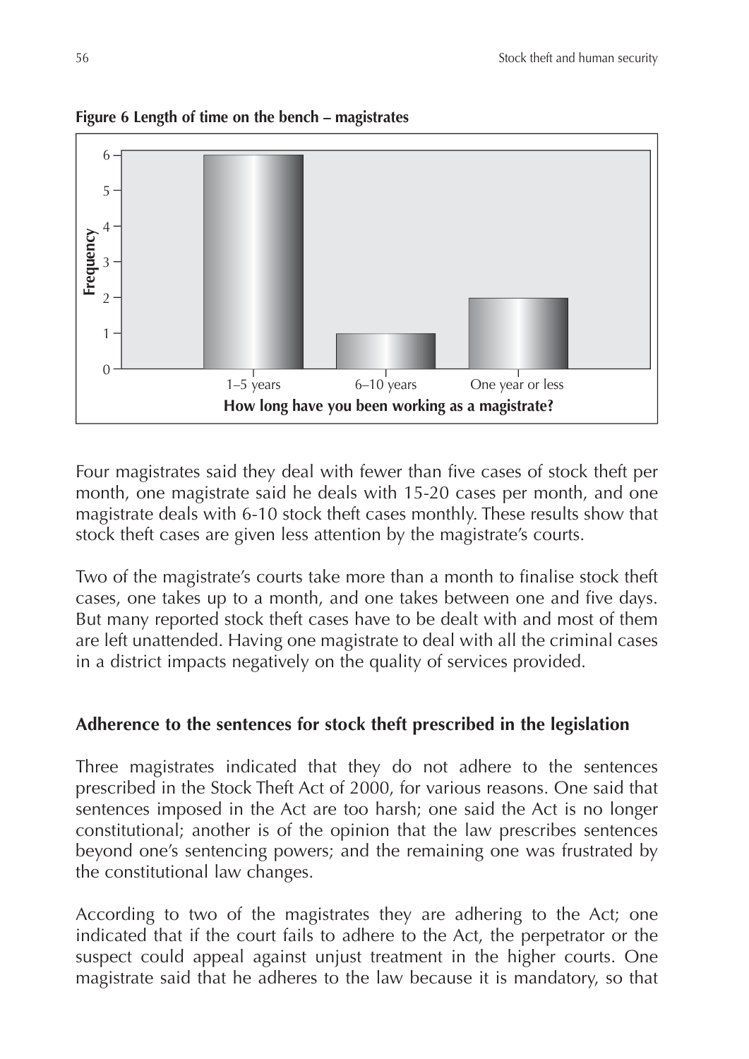**Figure 6 Length of time on the bench – magistrates**

Four magistrates said they deal with fewer than five cases of stock theft per month, one magistrate said he deals with 15-20 cases per month, and one magistrate deals with 6-10 stock theft cases monthly. These results show that stock theft cases are given less attention by the magistrate's courts.

Two of the magistrate's courts take more than a month to finalise stock theft cases, one takes up to a month, and one takes between one and five days. But many reported stock theft cases have to be dealt with and most of them are left unattended. Having one magistrate to deal with all the criminal cases in a district impacts negatively on the quality of services provided.

## Adherence to the sentences for stock theft prescribed in the legislation

Three magistrates indicated that they do not adhere to the sentences prescribed in the Stock Theft Act of 2000, for various reasons. One said that sentences imposed in the Act are too harsh; one said the Act is no longer constitutional; another is of the opinion that the law prescribes sentences beyond one's sentencing powers; and the remaining one was frustrated by the constitutional law changes.

According to two of the magistrates they are adhering to the Act; one indicated that if the court fails to adhere to the Act, the perpetrator or the suspect could appeal against unjust treatment in the higher courts. One magistrate said that he adheres to the law because it is mandatory, so that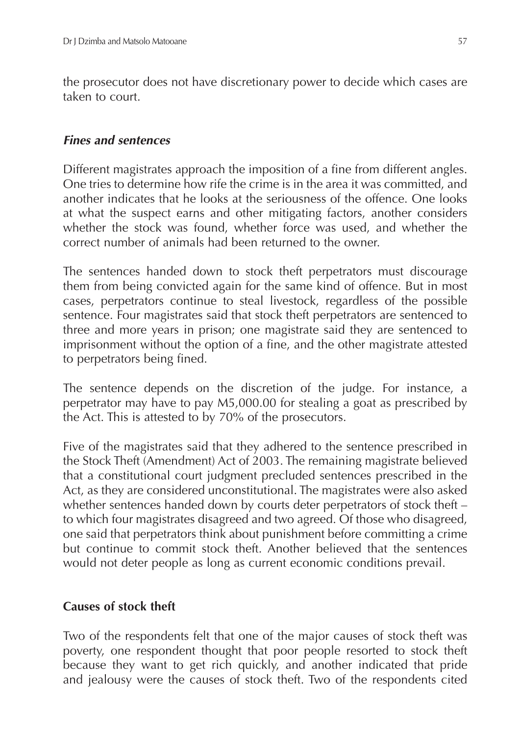the prosecutor does not have discretionary power to decide which cases are taken to court.

### *Fines and sentences*

Different magistrates approach the imposition of a fine from different angles. One tries to determine how rife the crime is in the area it was committed, and another indicates that he looks at the seriousness of the offence. One looks at what the suspect earns and other mitigating factors, another considers whether the stock was found, whether force was used, and whether the correct number of animals had been returned to the owner.

The sentences handed down to stock theft perpetrators must discourage them from being convicted again for the same kind of offence. But in most cases, perpetrators continue to steal livestock, regardless of the possible sentence. Four magistrates said that stock theft perpetrators are sentenced to three and more years in prison; one magistrate said they are sentenced to imprisonment without the option of a fine, and the other magistrate attested to perpetrators being fined.

The sentence depends on the discretion of the judge. For instance, a perpetrator may have to pay M5,000.00 for stealing a goat as prescribed by the Act. This is attested to by 70% of the prosecutors.

Five of the magistrates said that they adhered to the sentence prescribed in the Stock Theft (Amendment) Act of 2003. The remaining magistrate believed that a constitutional court judgment precluded sentences prescribed in the Act, as they are considered unconstitutional. The magistrates were also asked whether sentences handed down by courts deter perpetrators of stock theft – to which four magistrates disagreed and two agreed. Of those who disagreed, one said that perpetrators think about punishment before committing a crime but continue to commit stock theft. Another believed that the sentences would not deter people as long as current economic conditions prevail.

### Causes of stock theft

Two of the respondents felt that one of the major causes of stock theft was poverty, one respondent thought that poor people resorted to stock theft because they want to get rich quickly, and another indicated that pride and jealousy were the causes of stock theft. Two of the respondents cited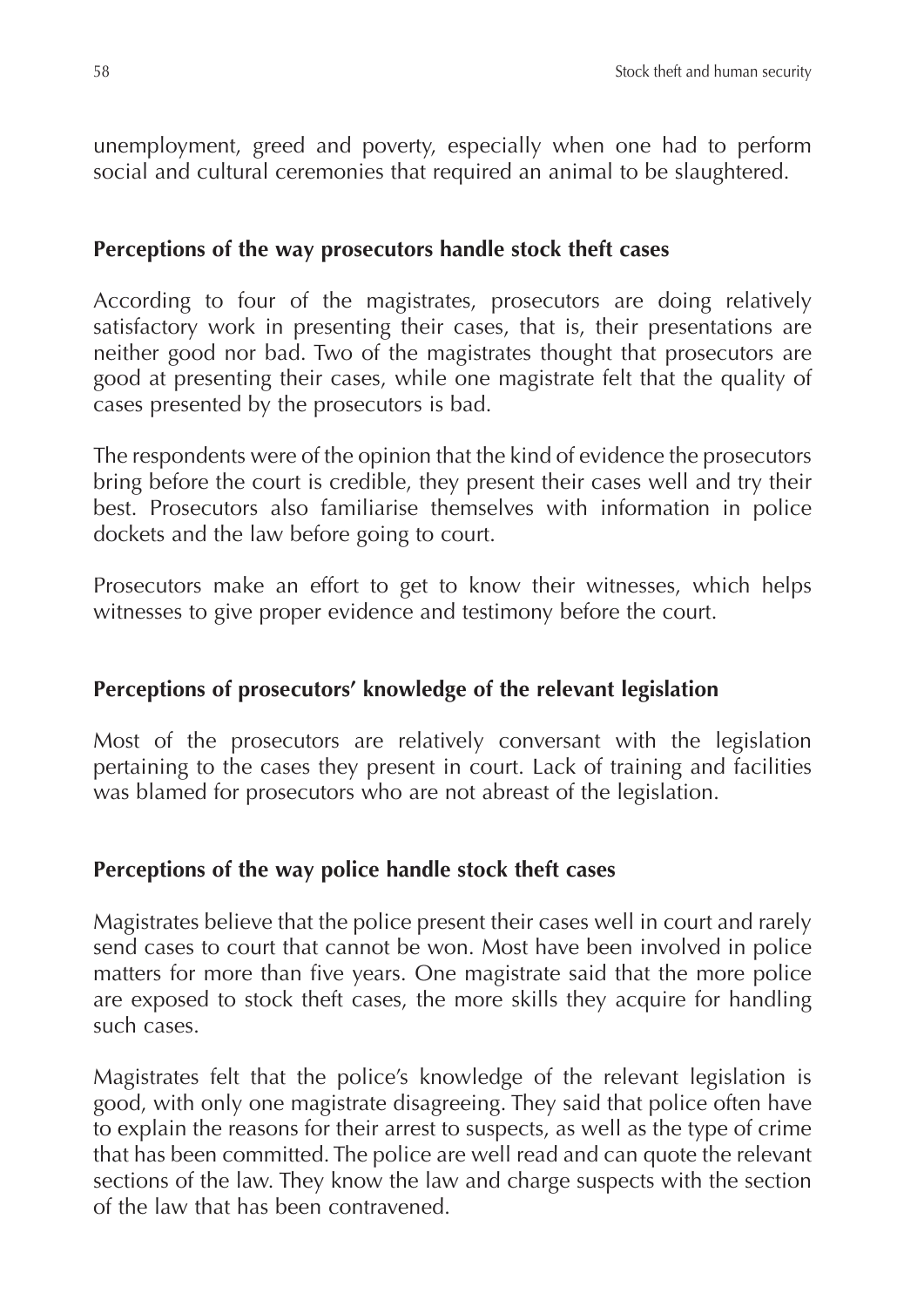unemployment, greed and poverty, especially when one had to perform social and cultural ceremonies that required an animal to be slaughtered.

### Perceptions of the way prosecutors handle stock theft cases

According to four of the magistrates, prosecutors are doing relatively satisfactory work in presenting their cases, that is, their presentations are neither good nor bad. Two of the magistrates thought that prosecutors are good at presenting their cases, while one magistrate felt that the quality of cases presented by the prosecutors is bad.

The respondents were of the opinion that the kind of evidence the prosecutors bring before the court is credible, they present their cases well and try their best. Prosecutors also familiarise themselves with information in police dockets and the law before going to court.

Prosecutors make an effort to get to know their witnesses, which helps witnesses to give proper evidence and testimony before the court.

### Perceptions of prosecutors' knowledge of the relevant legislation

Most of the prosecutors are relatively conversant with the legislation pertaining to the cases they present in court. Lack of training and facilities was blamed for prosecutors who are not abreast of the legislation.

### Perceptions of the way police handle stock theft cases

Magistrates believe that the police present their cases well in court and rarely send cases to court that cannot be won. Most have been involved in police matters for more than five years. One magistrate said that the more police are exposed to stock theft cases, the more skills they acquire for handling such cases.

Magistrates felt that the police's knowledge of the relevant legislation is good, with only one magistrate disagreeing. They said that police often have to explain the reasons for their arrest to suspects, as well as the type of crime that has been committed. The police are well read and can quote the relevant sections of the law. They know the law and charge suspects with the section of the law that has been contravened.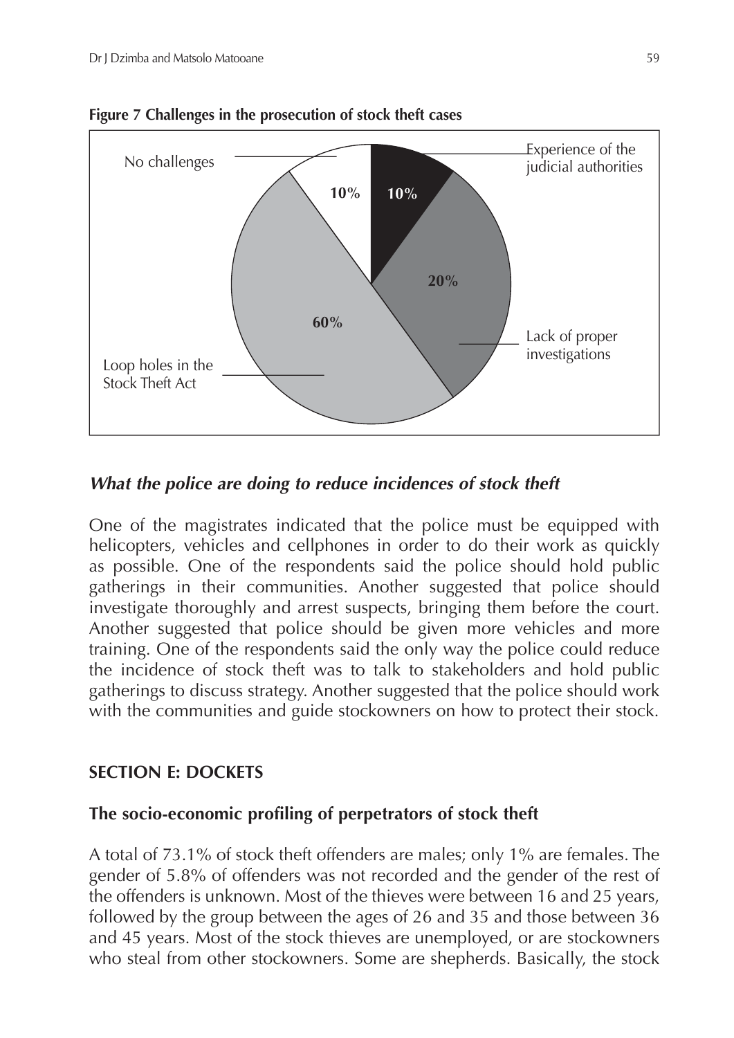**Figure 7 Challenges in the prosecution of stock theft cases**

| Challenge | Percentage |
|---|---|
| Experience of the judicial authorities | 10% |
| Lack of proper investigations | 20% |
| Loop holes in the Stock Theft Act | 60% |
| No challenges | 10% |

### *What the police are doing to reduce incidences of stock theft*

One of the magistrates indicated that the police must be equipped with helicopters, vehicles and cellphones in order to do their work as quickly as possible. One of the respondents said the police should hold public gatherings in their communities. Another suggested that police should investigate thoroughly and arrest suspects, bringing them before the court. Another suggested that police should be given more vehicles and more training. One of the respondents said the only way the police could reduce the incidence of stock theft was to talk to stakeholders and hold public gatherings to discuss strategy. Another suggested that the police should work with the communities and guide stockowners on how to protect their stock.

## SECTION E: DOCKETS

### The socio-economic profiling of perpetrators of stock theft

A total of 73.1% of stock theft offenders are males; only 1% are females. The gender of 5.8% of offenders was not recorded and the gender of the rest of the offenders is unknown. Most of the thieves were between 16 and 25 years, followed by the group between the ages of 26 and 35 and those between 36 and 45 years. Most of the stock thieves are unemployed, or are stockowners who steal from other stockowners. Some are shepherds. Basically, the stock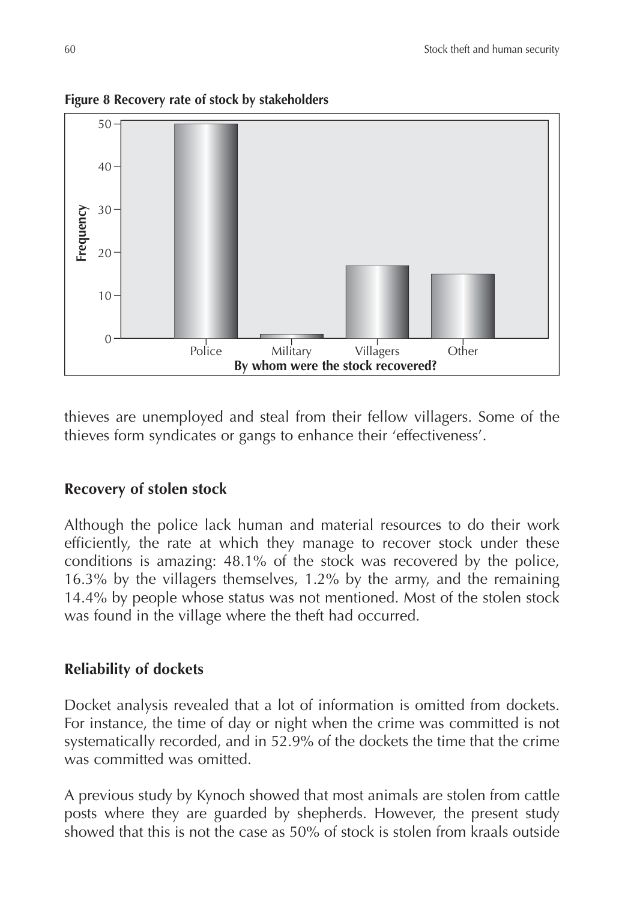**Figure 8 Recovery rate of stock by stakeholders**

thieves are unemployed and steal from their fellow villagers. Some of the thieves form syndicates or gangs to enhance their 'effectiveness'.

## Recovery of stolen stock

Although the police lack human and material resources to do their work efficiently, the rate at which they manage to recover stock under these conditions is amazing: 48.1% of the stock was recovered by the police, 16.3% by the villagers themselves, 1.2% by the army, and the remaining 14.4% by people whose status was not mentioned. Most of the stolen stock was found in the village where the theft had occurred.

## Reliability of dockets

Docket analysis revealed that a lot of information is omitted from dockets. For instance, the time of day or night when the crime was committed is not systematically recorded, and in 52.9% of the dockets the time that the crime was committed was omitted.

A previous study by Kynoch showed that most animals are stolen from cattle posts where they are guarded by shepherds. However, the present study showed that this is not the case as 50% of stock is stolen from kraals outside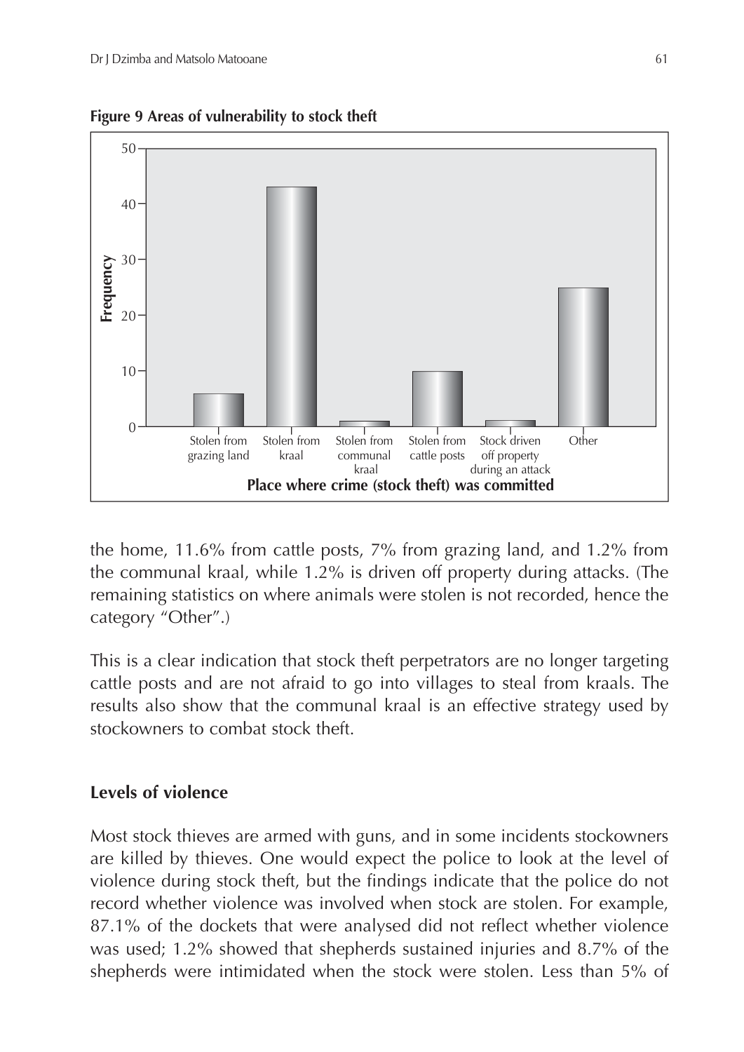**Figure 9 Areas of vulnerability to stock theft**

| Place where crime (stock theft) was committed | Frequency |
|---|---|
| Stolen from grazing land | 6 |
| Stolen from kraal | 43 |
| Stolen from communal kraal | 1 |
| Stolen from cattle posts | 10 |
| Stock driven off property during an attack | 1 |
| Other | 25 |

the home, 11.6% from cattle posts, 7% from grazing land, and 1.2% from the communal kraal, while 1.2% is driven off property during attacks. (The remaining statistics on where animals were stolen is not recorded, hence the category "Other".)

This is a clear indication that stock theft perpetrators are no longer targeting cattle posts and are not afraid to go into villages to steal from kraals. The results also show that the communal kraal is an effective strategy used by stockowners to combat stock theft.

## Levels of violence

Most stock thieves are armed with guns, and in some incidents stockowners are killed by thieves. One would expect the police to look at the level of violence during stock theft, but the findings indicate that the police do not record whether violence was involved when stock are stolen. For example, 87.1% of the dockets that were analysed did not reflect whether violence was used; 1.2% showed that shepherds sustained injuries and 8.7% of the shepherds were intimidated when the stock were stolen. Less than 5% of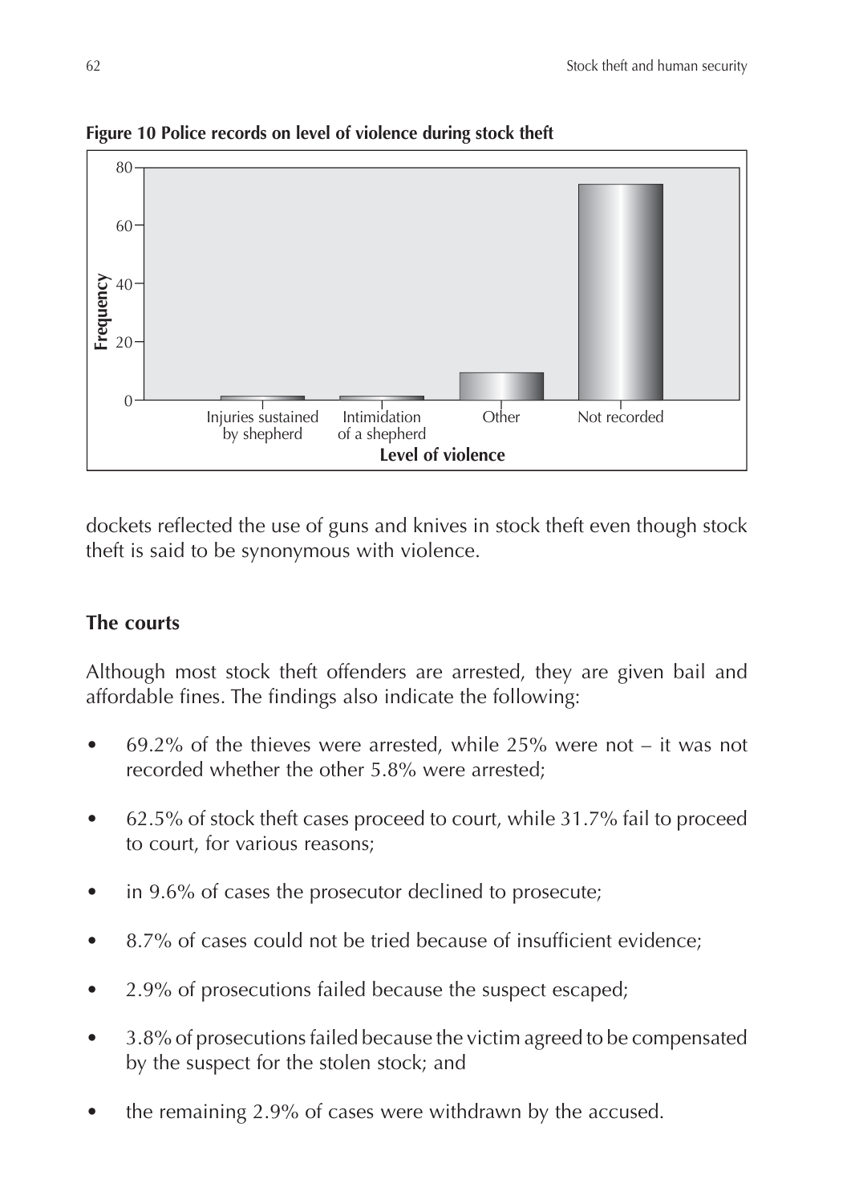**Figure 10 Police records on level of violence during stock theft**

dockets reflected the use of guns and knives in stock theft even though stock theft is said to be synonymous with violence.

## The courts

Although most stock theft offenders are arrested, they are given bail and affordable fines. The findings also indicate the following:

- 69.2% of the thieves were arrested, while 25% were not – it was not recorded whether the other 5.8% were arrested;
- 62.5% of stock theft cases proceed to court, while 31.7% fail to proceed to court, for various reasons;
- in 9.6% of cases the prosecutor declined to prosecute;
- 8.7% of cases could not be tried because of insufficient evidence;
- 2.9% of prosecutions failed because the suspect escaped;
- 3.8% of prosecutions failed because the victim agreed to be compensated by the suspect for the stolen stock; and
- the remaining 2.9% of cases were withdrawn by the accused.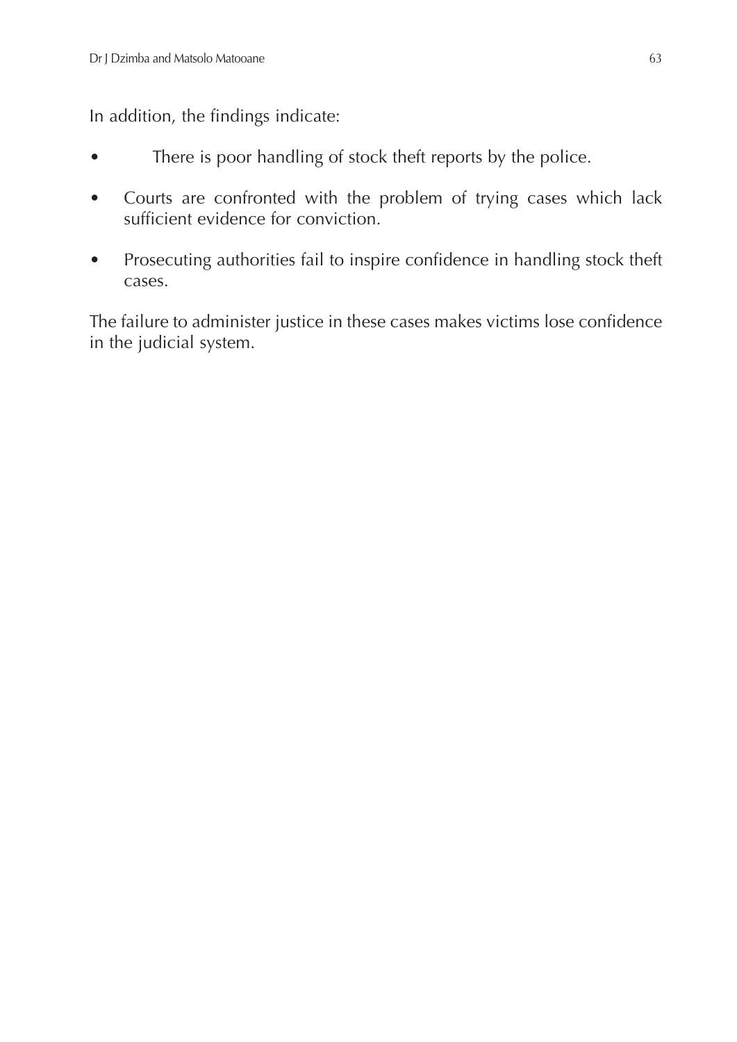In addition, the findings indicate:

- There is poor handling of stock theft reports by the police.
- Courts are confronted with the problem of trying cases which lack sufficient evidence for conviction.
- Prosecuting authorities fail to inspire confidence in handling stock theft cases.

The failure to administer justice in these cases makes victims lose confidence in the judicial system.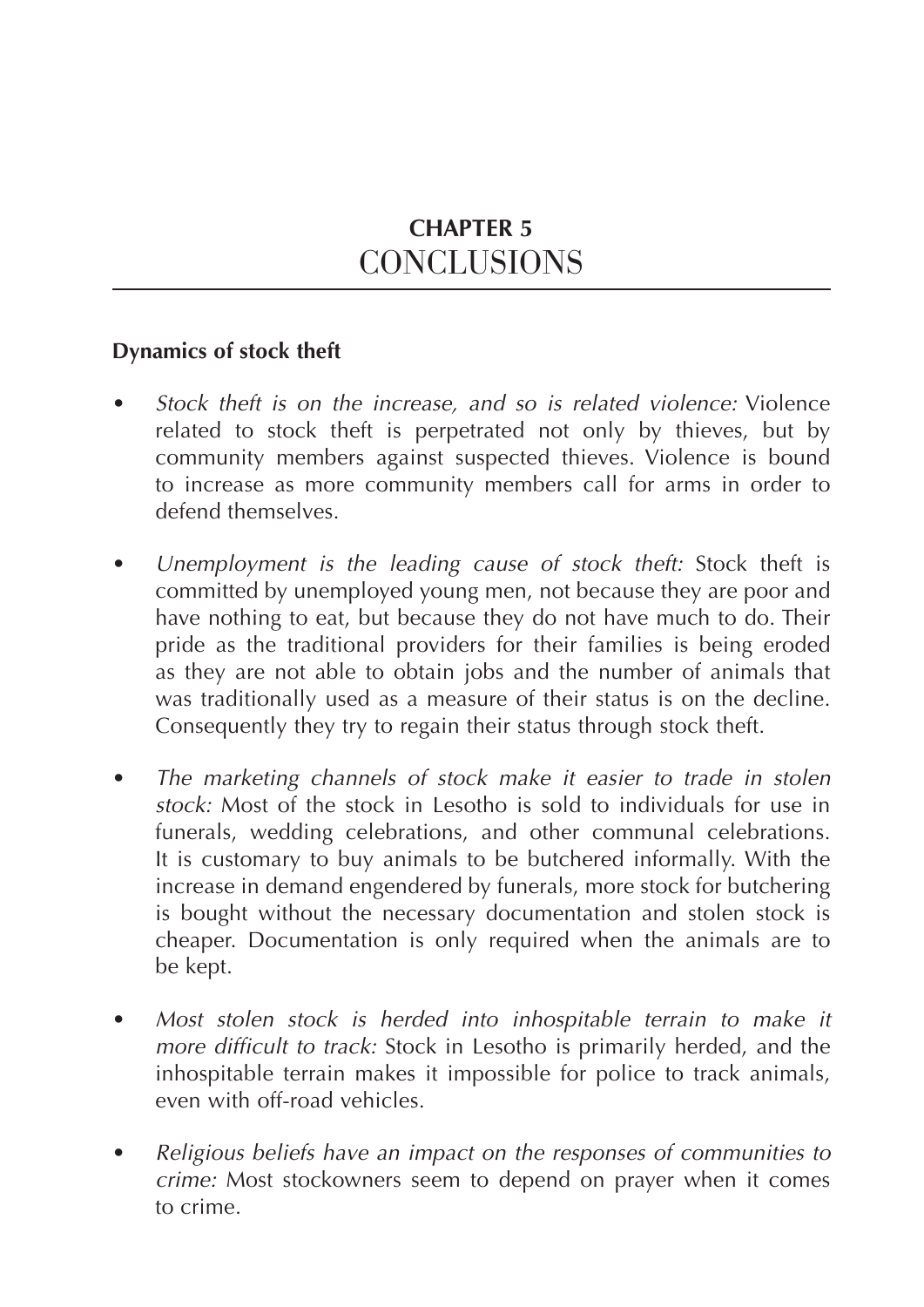# CHAPTER 5
# CONCLUSIONS

**Dynamics of stock theft**

- *Stock theft is on the increase, and so is related violence:* Violence related to stock theft is perpetrated not only by thieves, but by community members against suspected thieves. Violence is bound to increase as more community members call for arms in order to defend themselves.

- *Unemployment is the leading cause of stock theft:* Stock theft is committed by unemployed young men, not because they are poor and have nothing to eat, but because they do not have much to do. Their pride as the traditional providers for their families is being eroded as they are not able to obtain jobs and the number of animals that was traditionally used as a measure of their status is on the decline. Consequently they try to regain their status through stock theft.

- *The marketing channels of stock make it easier to trade in stolen stock:* Most of the stock in Lesotho is sold to individuals for use in funerals, wedding celebrations, and other communal celebrations. It is customary to buy animals to be butchered informally. With the increase in demand engendered by funerals, more stock for butchering is bought without the necessary documentation and stolen stock is cheaper. Documentation is only required when the animals are to be kept.

- *Most stolen stock is herded into inhospitable terrain to make it more difficult to track:* Stock in Lesotho is primarily herded, and the inhospitable terrain makes it impossible for police to track animals, even with off-road vehicles.

- *Religious beliefs have an impact on the responses of communities to crime:* Most stockowners seem to depend on prayer when it comes to crime.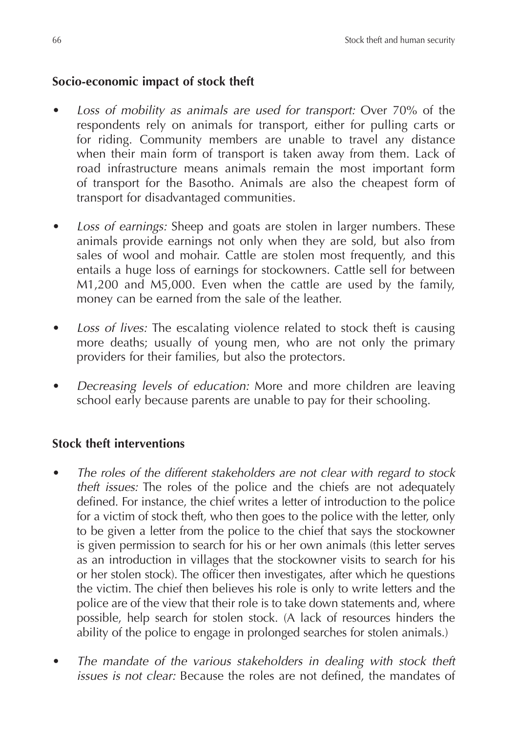## Socio-economic impact of stock theft

- *Loss of mobility as animals are used for transport:* Over 70% of the respondents rely on animals for transport, either for pulling carts or for riding. Community members are unable to travel any distance when their main form of transport is taken away from them. Lack of road infrastructure means animals remain the most important form of transport for the Basotho. Animals are also the cheapest form of transport for disadvantaged communities.
- *Loss of earnings:* Sheep and goats are stolen in larger numbers. These animals provide earnings not only when they are sold, but also from sales of wool and mohair. Cattle are stolen most frequently, and this entails a huge loss of earnings for stockowners. Cattle sell for between M1,200 and M5,000. Even when the cattle are used by the family, money can be earned from the sale of the leather.
- *Loss of lives:* The escalating violence related to stock theft is causing more deaths; usually of young men, who are not only the primary providers for their families, but also the protectors.
- *Decreasing levels of education:* More and more children are leaving school early because parents are unable to pay for their schooling.

## Stock theft interventions

- *The roles of the different stakeholders are not clear with regard to stock theft issues:* The roles of the police and the chiefs are not adequately defined. For instance, the chief writes a letter of introduction to the police for a victim of stock theft, who then goes to the police with the letter, only to be given a letter from the police to the chief that says the stockowner is given permission to search for his or her own animals (this letter serves as an introduction in villages that the stockowner visits to search for his or her stolen stock). The officer then investigates, after which he questions the victim. The chief then believes his role is only to write letters and the police are of the view that their role is to take down statements and, where possible, help search for stolen stock. (A lack of resources hinders the ability of the police to engage in prolonged searches for stolen animals.)
- *The mandate of the various stakeholders in dealing with stock theft issues is not clear:* Because the roles are not defined, the mandates of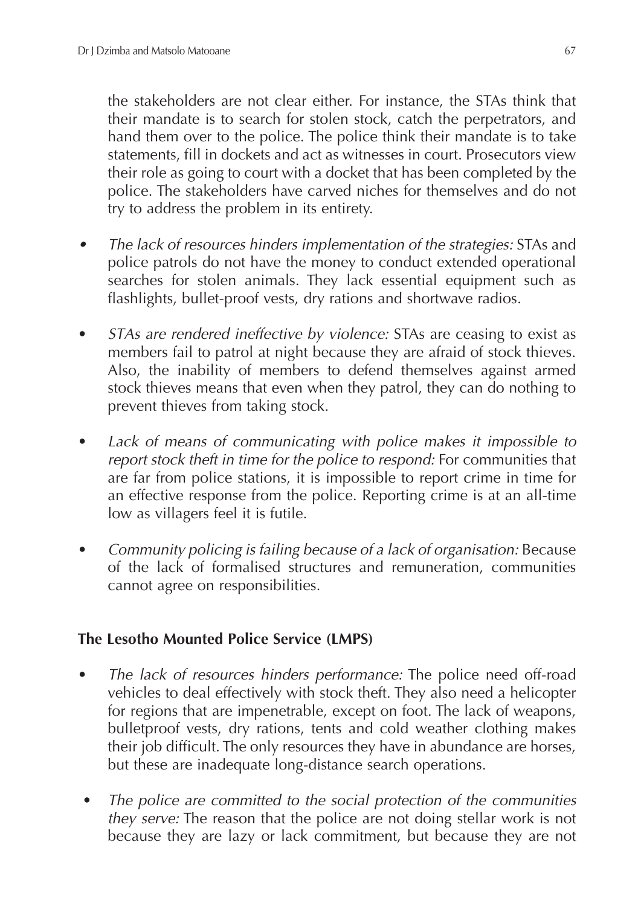the stakeholders are not clear either. For instance, the STAs think that their mandate is to search for stolen stock, catch the perpetrators, and hand them over to the police. The police think their mandate is to take statements, fill in dockets and act as witnesses in court. Prosecutors view their role as going to court with a docket that has been completed by the police. The stakeholders have carved niches for themselves and do not try to address the problem in its entirety.

- *The lack of resources hinders implementation of the strategies:* STAs and police patrols do not have the money to conduct extended operational searches for stolen animals. They lack essential equipment such as flashlights, bullet-proof vests, dry rations and shortwave radios.

- *STAs are rendered ineffective by violence:* STAs are ceasing to exist as members fail to patrol at night because they are afraid of stock thieves. Also, the inability of members to defend themselves against armed stock thieves means that even when they patrol, they can do nothing to prevent thieves from taking stock.

- *Lack of means of communicating with police makes it impossible to report stock theft in time for the police to respond:* For communities that are far from police stations, it is impossible to report crime in time for an effective response from the police. Reporting crime is at an all-time low as villagers feel it is futile.

- *Community policing is failing because of a lack of organisation:* Because of the lack of formalised structures and remuneration, communities cannot agree on responsibilities.

**The Lesotho Mounted Police Service (LMPS)**

- *The lack of resources hinders performance:* The police need off-road vehicles to deal effectively with stock theft. They also need a helicopter for regions that are impenetrable, except on foot. The lack of weapons, bulletproof vests, dry rations, tents and cold weather clothing makes their job difficult. The only resources they have in abundance are horses, but these are inadequate long-distance search operations.

- *The police are committed to the social protection of the communities they serve:* The reason that the police are not doing stellar work is not because they are lazy or lack commitment, but because they are not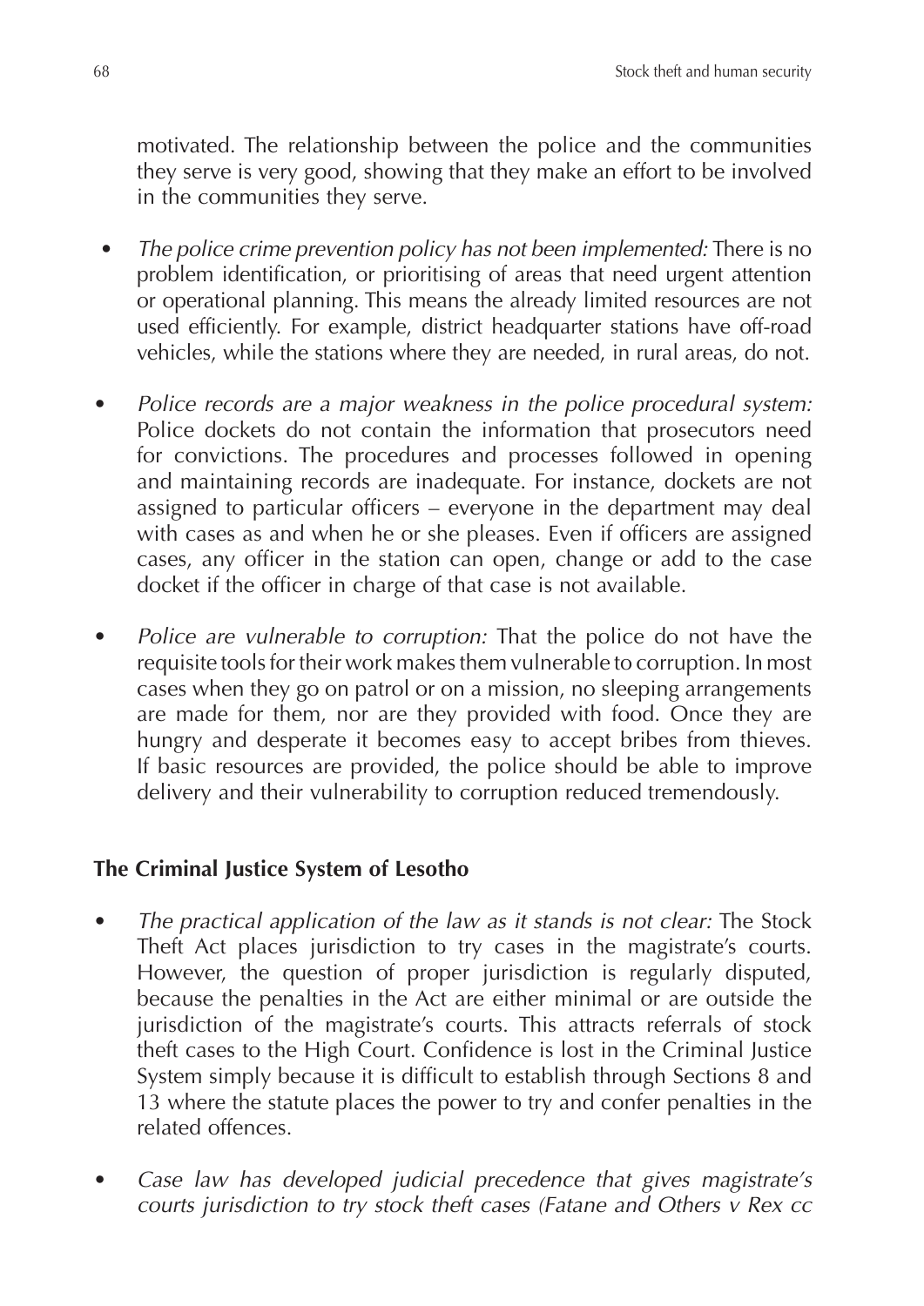motivated. The relationship between the police and the communities they serve is very good, showing that they make an effort to be involved in the communities they serve.

- *The police crime prevention policy has not been implemented:* There is no problem identification, or prioritising of areas that need urgent attention or operational planning. This means the already limited resources are not used efficiently. For example, district headquarter stations have off-road vehicles, while the stations where they are needed, in rural areas, do not.

- *Police records are a major weakness in the police procedural system:* Police dockets do not contain the information that prosecutors need for convictions. The procedures and processes followed in opening and maintaining records are inadequate. For instance, dockets are not assigned to particular officers – everyone in the department may deal with cases as and when he or she pleases. Even if officers are assigned cases, any officer in the station can open, change or add to the case docket if the officer in charge of that case is not available.

- *Police are vulnerable to corruption:* That the police do not have the requisite tools for their work makes them vulnerable to corruption. In most cases when they go on patrol or on a mission, no sleeping arrangements are made for them, nor are they provided with food. Once they are hungry and desperate it becomes easy to accept bribes from thieves. If basic resources are provided, the police should be able to improve delivery and their vulnerability to corruption reduced tremendously.

**The Criminal Justice System of Lesotho**

- *The practical application of the law as it stands is not clear:* The Stock Theft Act places jurisdiction to try cases in the magistrate's courts. However, the question of proper jurisdiction is regularly disputed, because the penalties in the Act are either minimal or are outside the jurisdiction of the magistrate's courts. This attracts referrals of stock theft cases to the High Court. Confidence is lost in the Criminal Justice System simply because it is difficult to establish through Sections 8 and 13 where the statute places the power to try and confer penalties in the related offences.

- *Case law has developed judicial precedence that gives magistrate's courts jurisdiction to try stock theft cases (Fatane and Others v Rex cc*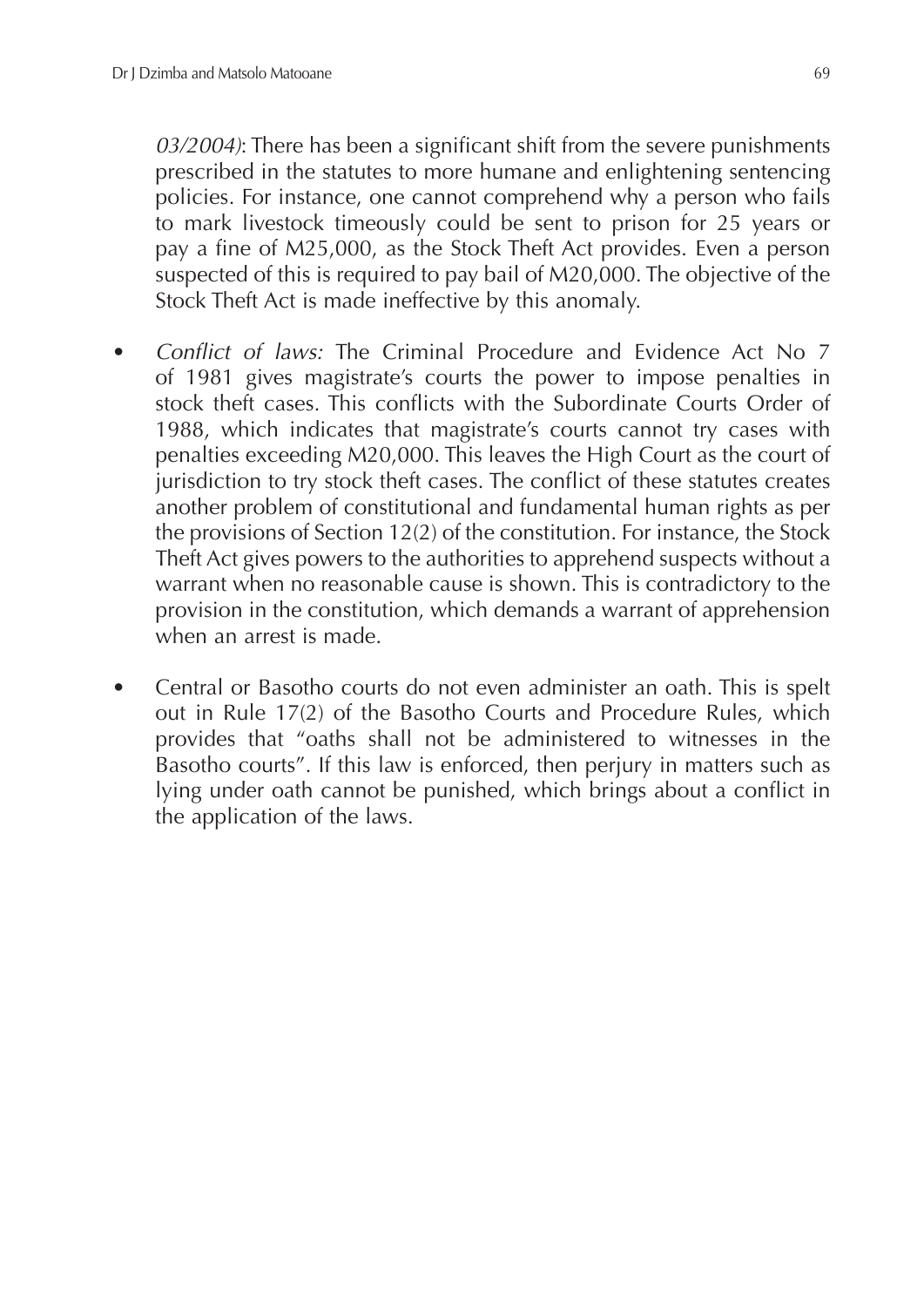*03/2004)*: There has been a significant shift from the severe punishments prescribed in the statutes to more humane and enlightening sentencing policies. For instance, one cannot comprehend why a person who fails to mark livestock timeously could be sent to prison for 25 years or pay a fine of M25,000, as the Stock Theft Act provides. Even a person suspected of this is required to pay bail of M20,000. The objective of the Stock Theft Act is made ineffective by this anomaly.

- *Conflict of laws:* The Criminal Procedure and Evidence Act No 7 of 1981 gives magistrate's courts the power to impose penalties in stock theft cases. This conflicts with the Subordinate Courts Order of 1988, which indicates that magistrate's courts cannot try cases with penalties exceeding M20,000. This leaves the High Court as the court of jurisdiction to try stock theft cases. The conflict of these statutes creates another problem of constitutional and fundamental human rights as per the provisions of Section 12(2) of the constitution. For instance, the Stock Theft Act gives powers to the authorities to apprehend suspects without a warrant when no reasonable cause is shown. This is contradictory to the provision in the constitution, which demands a warrant of apprehension when an arrest is made.
- Central or Basotho courts do not even administer an oath. This is spelt out in Rule 17(2) of the Basotho Courts and Procedure Rules, which provides that "oaths shall not be administered to witnesses in the Basotho courts". If this law is enforced, then perjury in matters such as lying under oath cannot be punished, which brings about a conflict in the application of the laws.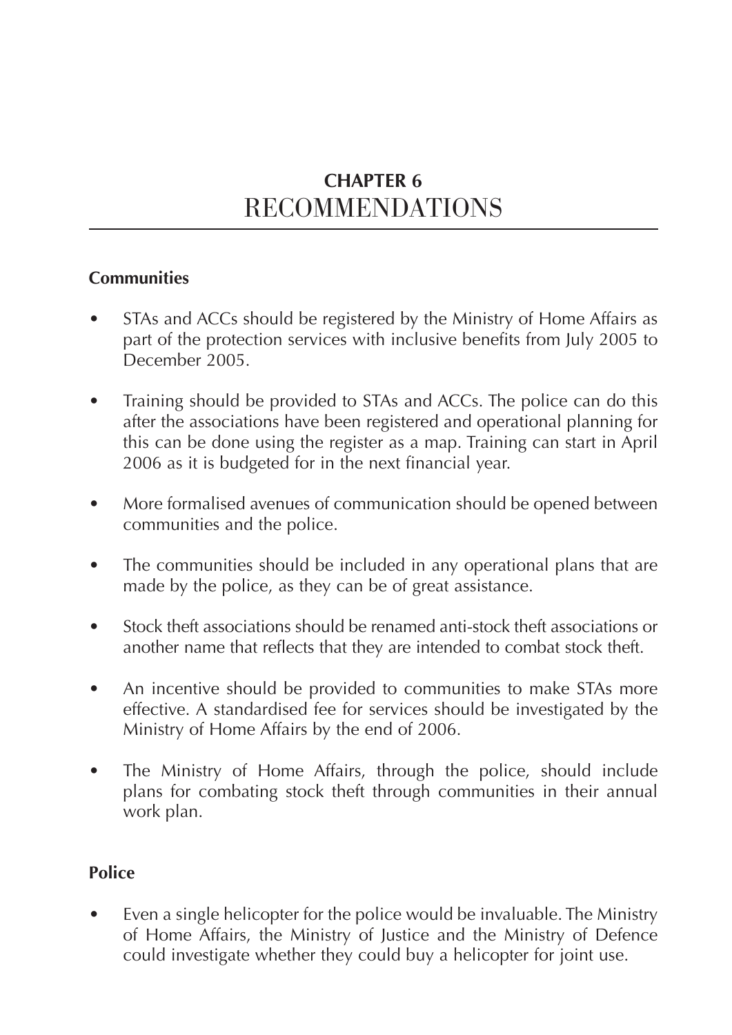# CHAPTER 6
# RECOMMENDATIONS

## Communities

- STAs and ACCs should be registered by the Ministry of Home Affairs as part of the protection services with inclusive benefits from July 2005 to December 2005.
- Training should be provided to STAs and ACCs. The police can do this after the associations have been registered and operational planning for this can be done using the register as a map. Training can start in April 2006 as it is budgeted for in the next financial year.
- More formalised avenues of communication should be opened between communities and the police.
- The communities should be included in any operational plans that are made by the police, as they can be of great assistance.
- Stock theft associations should be renamed anti-stock theft associations or another name that reflects that they are intended to combat stock theft.
- An incentive should be provided to communities to make STAs more effective. A standardised fee for services should be investigated by the Ministry of Home Affairs by the end of 2006.
- The Ministry of Home Affairs, through the police, should include plans for combating stock theft through communities in their annual work plan.

## Police

- Even a single helicopter for the police would be invaluable. The Ministry of Home Affairs, the Ministry of Justice and the Ministry of Defence could investigate whether they could buy a helicopter for joint use.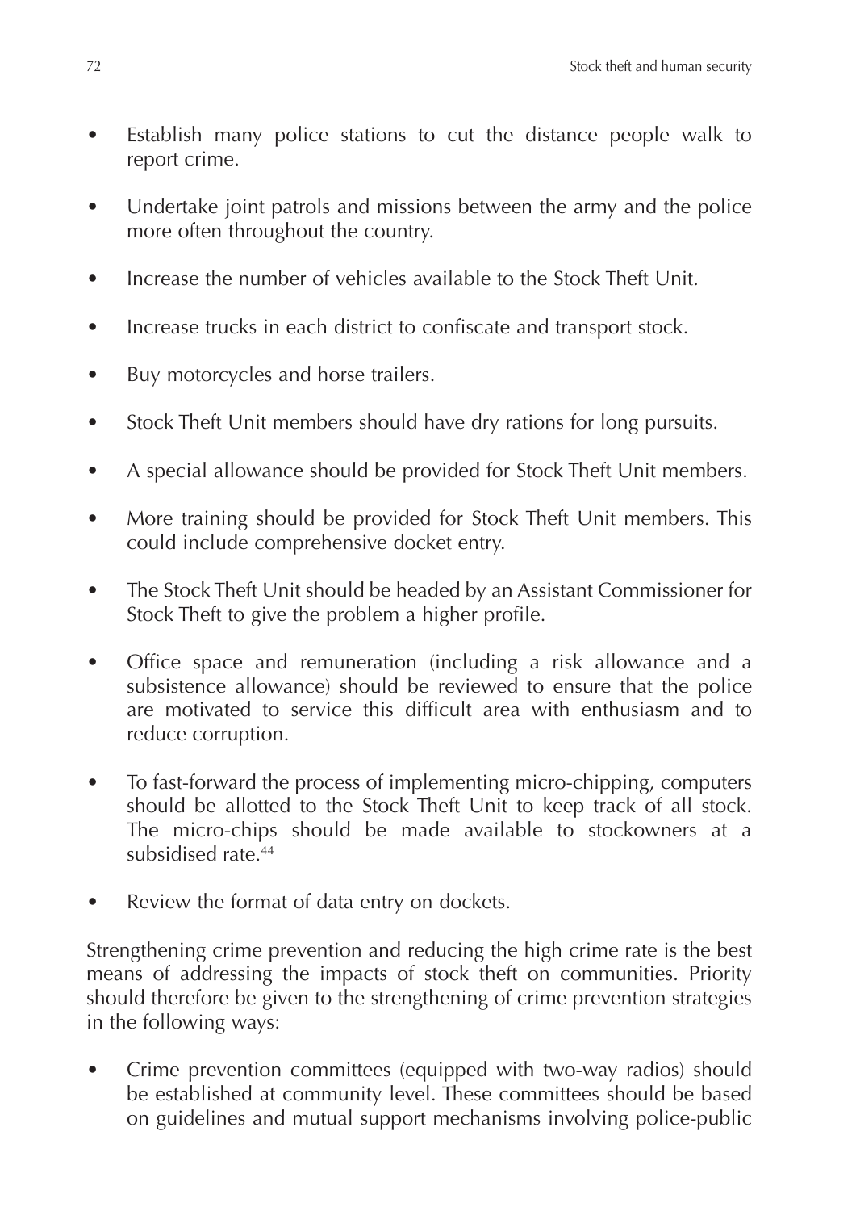- Establish many police stations to cut the distance people walk to report crime.
- Undertake joint patrols and missions between the army and the police more often throughout the country.
- Increase the number of vehicles available to the Stock Theft Unit.
- Increase trucks in each district to confiscate and transport stock.
- Buy motorcycles and horse trailers.
- Stock Theft Unit members should have dry rations for long pursuits.
- A special allowance should be provided for Stock Theft Unit members.
- More training should be provided for Stock Theft Unit members. This could include comprehensive docket entry.
- The Stock Theft Unit should be headed by an Assistant Commissioner for Stock Theft to give the problem a higher profile.
- Office space and remuneration (including a risk allowance and a subsistence allowance) should be reviewed to ensure that the police are motivated to service this difficult area with enthusiasm and to reduce corruption.
- To fast-forward the process of implementing micro-chipping, computers should be allotted to the Stock Theft Unit to keep track of all stock. The micro-chips should be made available to stockowners at a subsidised rate.[44]
- Review the format of data entry on dockets.

Strengthening crime prevention and reducing the high crime rate is the best means of addressing the impacts of stock theft on communities. Priority should therefore be given to the strengthening of crime prevention strategies in the following ways:

- Crime prevention committees (equipped with two-way radios) should be established at community level. These committees should be based on guidelines and mutual support mechanisms involving police-public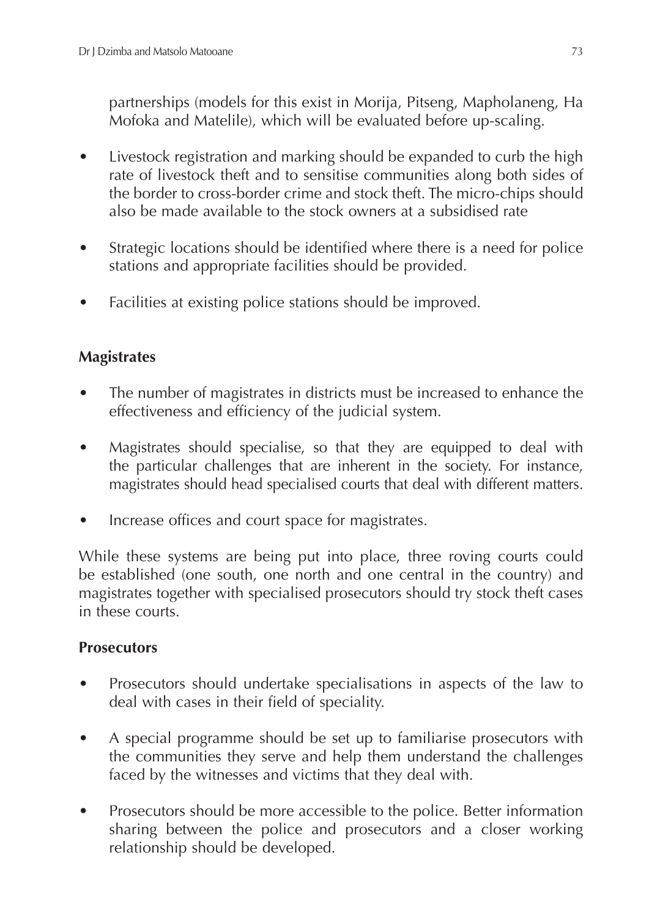partnerships (models for this exist in Morija, Pitseng, Mapholaneng, Ha Mofoka and Matelile), which will be evaluated before up-scaling.

- Livestock registration and marking should be expanded to curb the high rate of livestock theft and to sensitise communities along both sides of the border to cross-border crime and stock theft. The micro-chips should also be made available to the stock owners at a subsidised rate
- Strategic locations should be identified where there is a need for police stations and appropriate facilities should be provided.
- Facilities at existing police stations should be improved.

**Magistrates**

- The number of magistrates in districts must be increased to enhance the effectiveness and efficiency of the judicial system.
- Magistrates should specialise, so that they are equipped to deal with the particular challenges that are inherent in the society. For instance, magistrates should head specialised courts that deal with different matters.
- Increase offices and court space for magistrates.

While these systems are being put into place, three roving courts could be established (one south, one north and one central in the country) and magistrates together with specialised prosecutors should try stock theft cases in these courts.

**Prosecutors**

- Prosecutors should undertake specialisations in aspects of the law to deal with cases in their field of speciality.
- A special programme should be set up to familiarise prosecutors with the communities they serve and help them understand the challenges faced by the witnesses and victims that they deal with.
- Prosecutors should be more accessible to the police. Better information sharing between the police and prosecutors and a closer working relationship should be developed.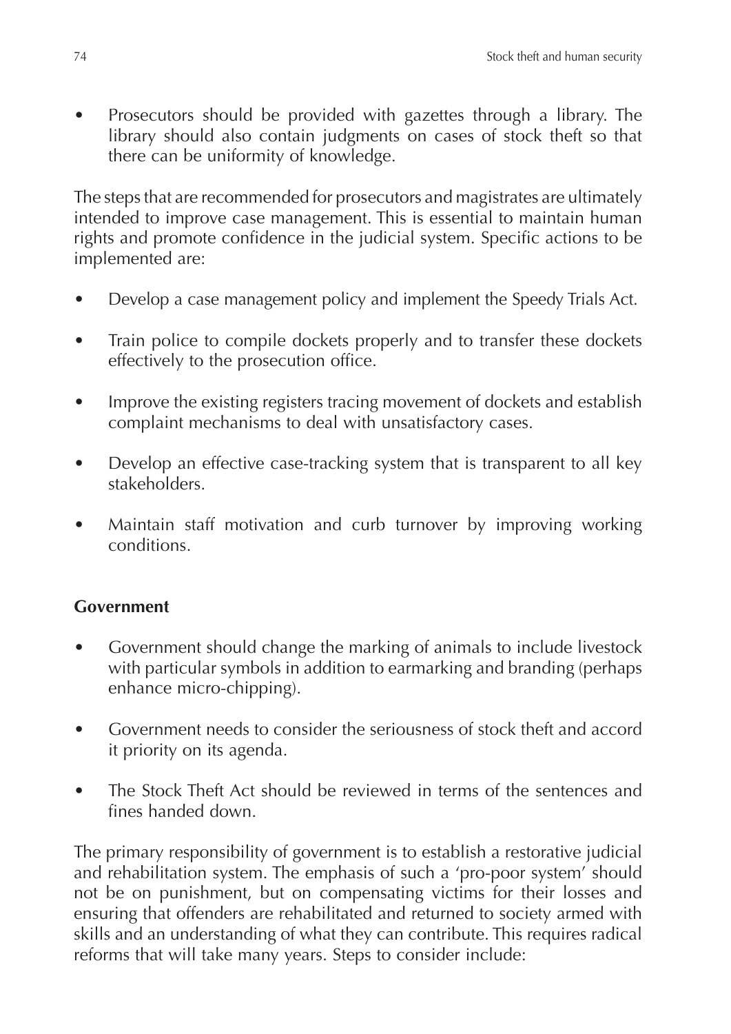- Prosecutors should be provided with gazettes through a library. The library should also contain judgments on cases of stock theft so that there can be uniformity of knowledge.

The steps that are recommended for prosecutors and magistrates are ultimately intended to improve case management. This is essential to maintain human rights and promote confidence in the judicial system. Specific actions to be implemented are:

- Develop a case management policy and implement the Speedy Trials Act.
- Train police to compile dockets properly and to transfer these dockets effectively to the prosecution office.
- Improve the existing registers tracing movement of dockets and establish complaint mechanisms to deal with unsatisfactory cases.
- Develop an effective case-tracking system that is transparent to all key stakeholders.
- Maintain staff motivation and curb turnover by improving working conditions.

**Government**

- Government should change the marking of animals to include livestock with particular symbols in addition to earmarking and branding (perhaps enhance micro-chipping).
- Government needs to consider the seriousness of stock theft and accord it priority on its agenda.
- The Stock Theft Act should be reviewed in terms of the sentences and fines handed down.

The primary responsibility of government is to establish a restorative judicial and rehabilitation system. The emphasis of such a 'pro-poor system' should not be on punishment, but on compensating victims for their losses and ensuring that offenders are rehabilitated and returned to society armed with skills and an understanding of what they can contribute. This requires radical reforms that will take many years. Steps to consider include: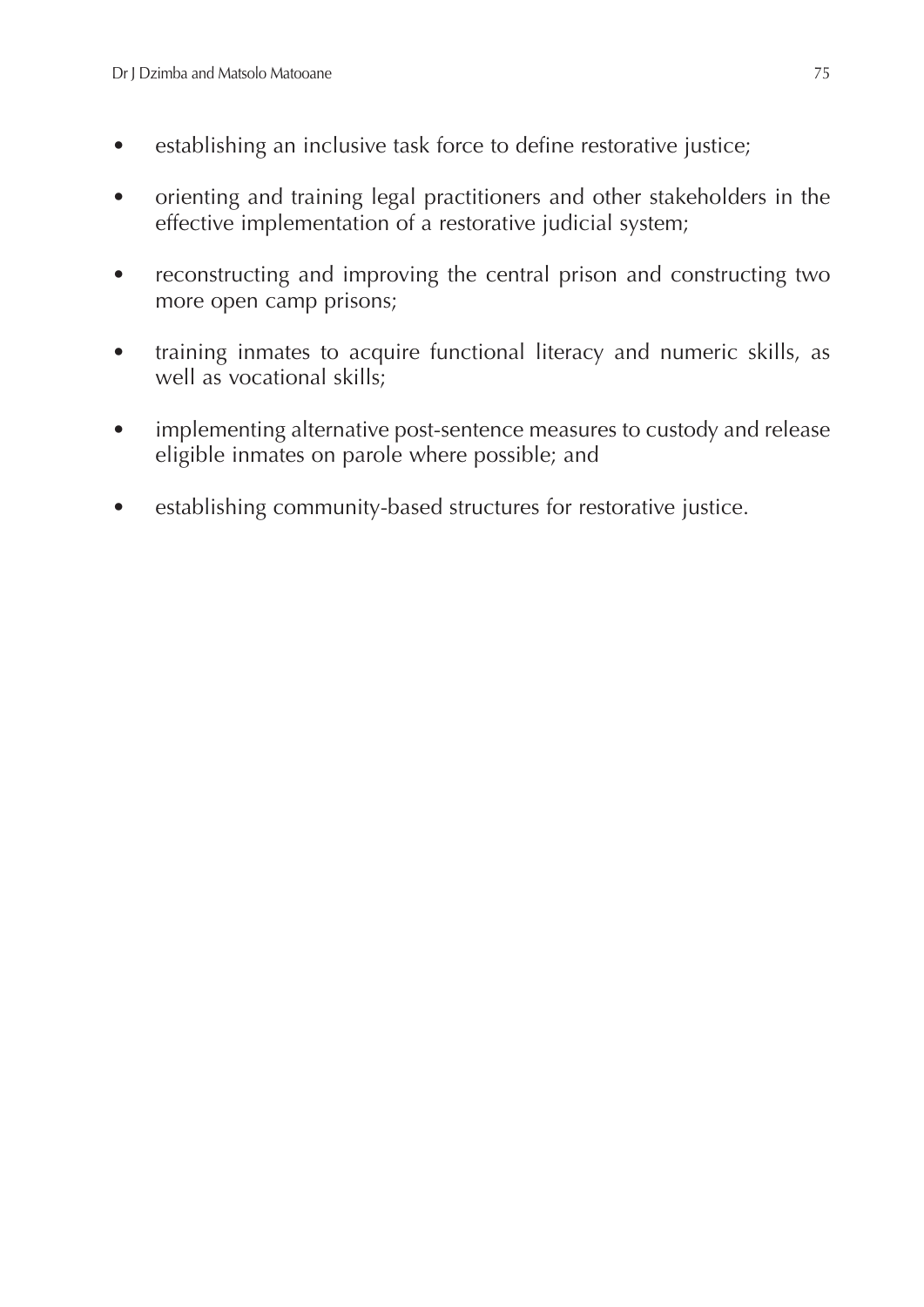- establishing an inclusive task force to define restorative justice;
- orienting and training legal practitioners and other stakeholders in the effective implementation of a restorative judicial system;
- reconstructing and improving the central prison and constructing two more open camp prisons;
- training inmates to acquire functional literacy and numeric skills, as well as vocational skills;
- implementing alternative post-sentence measures to custody and release eligible inmates on parole where possible; and
- establishing community-based structures for restorative justice.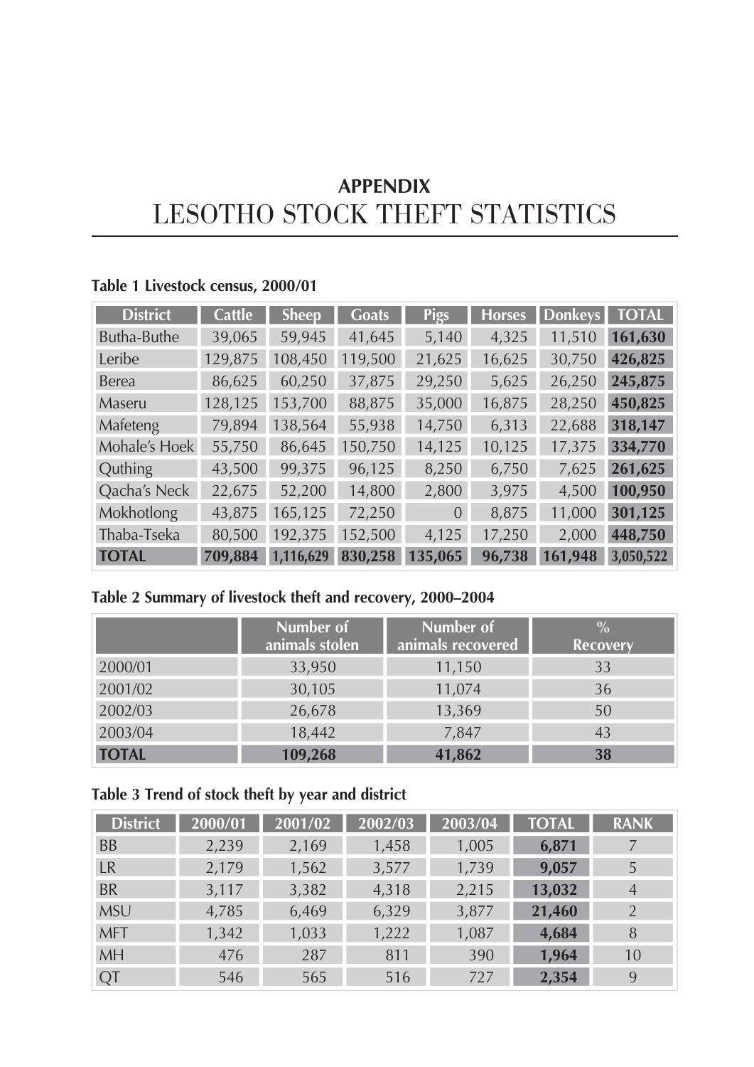# APPENDIX
# LESOTHO STOCK THEFT STATISTICS

**Table 1 Livestock census, 2000/01**

| District | Cattle | Sheep | Goats | Pigs | Horses | Donkeys | TOTAL |
|---|---|---|---|---|---|---|---|
| Butha-Buthe | 39,065 | 59,945 | 41,645 | 5,140 | 4,325 | 11,510 | **161,630** |
| Leribe | 129,875 | 108,450 | 119,500 | 21,625 | 16,625 | 30,750 | **426,825** |
| Berea | 86,625 | 60,250 | 37,875 | 29,250 | 5,625 | 26,250 | **245,875** |
| Maseru | 128,125 | 153,700 | 88,875 | 35,000 | 16,875 | 28,250 | **450,825** |
| Mafeteng | 79,894 | 138,564 | 55,938 | 14,750 | 6,313 | 22,688 | **318,147** |
| Mohale's Hoek | 55,750 | 86,645 | 150,750 | 14,125 | 10,125 | 17,375 | **334,770** |
| Quthing | 43,500 | 99,375 | 96,125 | 8,250 | 6,750 | 7,625 | **261,625** |
| Qacha's Neck | 22,675 | 52,200 | 14,800 | 2,800 | 3,975 | 4,500 | **100,950** |
| Mokhotlong | 43,875 | 165,125 | 72,250 | 0 | 8,875 | 11,000 | **301,125** |
| Thaba-Tseka | 80,500 | 192,375 | 152,500 | 4,125 | 17,250 | 2,000 | **448,750** |
| **TOTAL** | **709,884** | **1,116,629** | **830,258** | **135,065** | **96,738** | **161,948** | **3,050,522** |

**Table 2 Summary of livestock theft and recovery, 2000–2004**

| | Number of animals stolen | Number of animals recovered | % Recovery |
|---|---|---|---|
| 2000/01 | 33,950 | 11,150 | 33 |
| 2001/02 | 30,105 | 11,074 | 36 |
| 2002/03 | 26,678 | 13,369 | 50 |
| 2003/04 | 18,442 | 7,847 | 43 |
| **TOTAL** | **109,268** | **41,862** | **38** |

**Table 3 Trend of stock theft by year and district**

| District | 2000/01 | 2001/02 | 2002/03 | 2003/04 | TOTAL | RANK |
|---|---|---|---|---|---|---|
| BB | 2,239 | 2,169 | 1,458 | 1,005 | **6,871** | 7 |
| LR | 2,179 | 1,562 | 3,577 | 1,739 | **9,057** | 5 |
| BR | 3,117 | 3,382 | 4,318 | 2,215 | **13,032** | 4 |
| MSU | 4,785 | 6,469 | 6,329 | 3,877 | **21,460** | 2 |
| MFT | 1,342 | 1,033 | 1,222 | 1,087 | **4,684** | 8 |
| MH | 476 | 287 | 811 | 390 | **1,964** | 10 |
| QT | 546 | 565 | 516 | 727 | **2,354** | 9 |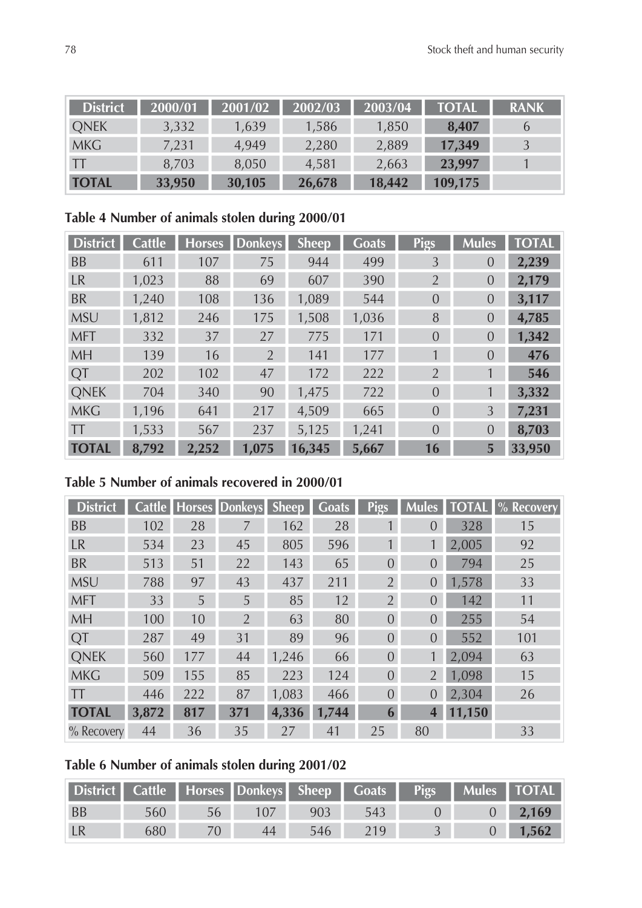| District | 2000/01 | 2001/02 | 2002/03 | 2003/04 | TOTAL | RANK |
|---|---|---|---|---|---|---|
| QNEK | 3,332 | 1,639 | 1,586 | 1,850 | **8,407** | 6 |
| MKG | 7,231 | 4,949 | 2,280 | 2,889 | **17,349** | 3 |
| TT | 8,703 | 8,050 | 4,581 | 2,663 | **23,997** | 1 |
| **TOTAL** | **33,950** | **30,105** | **26,678** | **18,442** | **109,175** | |

**Table 4 Number of animals stolen during 2000/01**

| District | Cattle | Horses | Donkeys | Sheep | Goats | Pigs | Mules | TOTAL |
|---|---|---|---|---|---|---|---|---|
| BB | 611 | 107 | 75 | 944 | 499 | 3 | 0 | **2,239** |
| LR | 1,023 | 88 | 69 | 607 | 390 | 2 | 0 | **2,179** |
| BR | 1,240 | 108 | 136 | 1,089 | 544 | 0 | 0 | **3,117** |
| MSU | 1,812 | 246 | 175 | 1,508 | 1,036 | 8 | 0 | **4,785** |
| MFT | 332 | 37 | 27 | 775 | 171 | 0 | 0 | **1,342** |
| MH | 139 | 16 | 2 | 141 | 177 | 1 | 0 | **476** |
| QT | 202 | 102 | 47 | 172 | 222 | 2 | 1 | **546** |
| QNEK | 704 | 340 | 90 | 1,475 | 722 | 0 | 1 | **3,332** |
| MKG | 1,196 | 641 | 217 | 4,509 | 665 | 0 | 3 | **7,231** |
| TT | 1,533 | 567 | 237 | 5,125 | 1,241 | 0 | 0 | **8,703** |
| **TOTAL** | **8,792** | **2,252** | **1,075** | **16,345** | **5,667** | **16** | **5** | **33,950** |

**Table 5 Number of animals recovered in 2000/01**

| District | Cattle | Horses | Donkeys | Sheep | Goats | Pigs | Mules | TOTAL | % Recovery |
|---|---|---|---|---|---|---|---|---|---|
| BB | 102 | 28 | 7 | 162 | 28 | 1 | 0 | 328 | 15 |
| LR | 534 | 23 | 45 | 805 | 596 | 1 | 1 | 2,005 | 92 |
| BR | 513 | 51 | 22 | 143 | 65 | 0 | 0 | 794 | 25 |
| MSU | 788 | 97 | 43 | 437 | 211 | 2 | 0 | 1,578 | 33 |
| MFT | 33 | 5 | 5 | 85 | 12 | 2 | 0 | 142 | 11 |
| MH | 100 | 10 | 2 | 63 | 80 | 0 | 0 | 255 | 54 |
| QT | 287 | 49 | 31 | 89 | 96 | 0 | 0 | 552 | 101 |
| QNEK | 560 | 177 | 44 | 1,246 | 66 | 0 | 1 | 2,094 | 63 |
| MKG | 509 | 155 | 85 | 223 | 124 | 0 | 2 | 1,098 | 15 |
| TT | 446 | 222 | 87 | 1,083 | 466 | 0 | 0 | 2,304 | 26 |
| **TOTAL** | **3,872** | **817** | **371** | **4,336** | **1,744** | **6** | **4** | **11,150** | |
| % Recovery | 44 | 36 | 35 | 27 | 41 | 25 | 80 | | 33 |

**Table 6 Number of animals stolen during 2001/02**

| District | Cattle | Horses | Donkeys | Sheep | Goats | Pigs | Mules | TOTAL |
|---|---|---|---|---|---|---|---|---|
| BB | 560 | 56 | 107 | 903 | 543 | 0 | 0 | **2,169** |
| LR | 680 | 70 | 44 | 546 | 219 | 3 | 0 | **1,562** |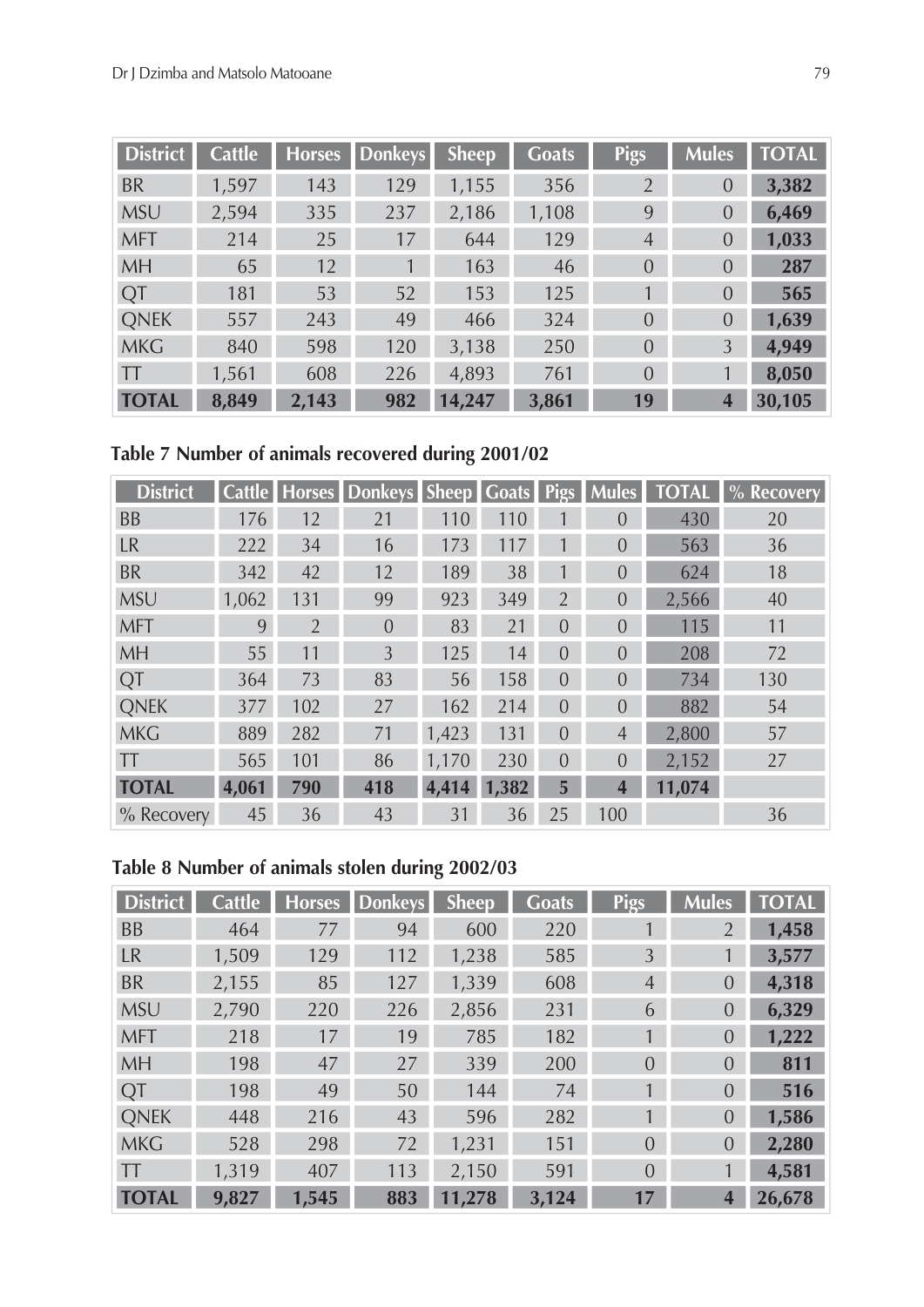| District | Cattle | Horses | Donkeys | Sheep | Goats | Pigs | Mules | TOTAL |
|---|---|---|---|---|---|---|---|---|
| BR | 1,597 | 143 | 129 | 1,155 | 356 | 2 | 0 | **3,382** |
| MSU | 2,594 | 335 | 237 | 2,186 | 1,108 | 9 | 0 | **6,469** |
| MFT | 214 | 25 | 17 | 644 | 129 | 4 | 0 | **1,033** |
| MH | 65 | 12 | 1 | 163 | 46 | 0 | 0 | **287** |
| QT | 181 | 53 | 52 | 153 | 125 | 1 | 0 | **565** |
| QNEK | 557 | 243 | 49 | 466 | 324 | 0 | 0 | **1,639** |
| MKG | 840 | 598 | 120 | 3,138 | 250 | 0 | 3 | **4,949** |
| TT | 1,561 | 608 | 226 | 4,893 | 761 | 0 | 1 | **8,050** |
| **TOTAL** | **8,849** | **2,143** | **982** | **14,247** | **3,861** | **19** | **4** | **30,105** |

**Table 7 Number of animals recovered during 2001/02**

| District | Cattle | Horses | Donkeys | Sheep | Goats | Pigs | Mules | TOTAL | % Recovery |
|---|---|---|---|---|---|---|---|---|---|
| BB | 176 | 12 | 21 | 110 | 110 | 1 | 0 | 430 | 20 |
| LR | 222 | 34 | 16 | 173 | 117 | 1 | 0 | 563 | 36 |
| BR | 342 | 42 | 12 | 189 | 38 | 1 | 0 | 624 | 18 |
| MSU | 1,062 | 131 | 99 | 923 | 349 | 2 | 0 | 2,566 | 40 |
| MFT | 9 | 2 | 0 | 83 | 21 | 0 | 0 | 115 | 11 |
| MH | 55 | 11 | 3 | 125 | 14 | 0 | 0 | 208 | 72 |
| QT | 364 | 73 | 83 | 56 | 158 | 0 | 0 | 734 | 130 |
| QNEK | 377 | 102 | 27 | 162 | 214 | 0 | 0 | 882 | 54 |
| MKG | 889 | 282 | 71 | 1,423 | 131 | 0 | 4 | 2,800 | 57 |
| TT | 565 | 101 | 86 | 1,170 | 230 | 0 | 0 | 2,152 | 27 |
| **TOTAL** | **4,061** | **790** | **418** | **4,414** | **1,382** | **5** | **4** | **11,074** | |
| % Recovery | 45 | 36 | 43 | 31 | 36 | 25 | 100 | | 36 |

**Table 8 Number of animals stolen during 2002/03**

| District | Cattle | Horses | Donkeys | Sheep | Goats | Pigs | Mules | TOTAL |
|---|---|---|---|---|---|---|---|---|
| BB | 464 | 77 | 94 | 600 | 220 | 1 | 2 | **1,458** |
| LR | 1,509 | 129 | 112 | 1,238 | 585 | 3 | 1 | **3,577** |
| BR | 2,155 | 85 | 127 | 1,339 | 608 | 4 | 0 | **4,318** |
| MSU | 2,790 | 220 | 226 | 2,856 | 231 | 6 | 0 | **6,329** |
| MFT | 218 | 17 | 19 | 785 | 182 | 1 | 0 | **1,222** |
| MH | 198 | 47 | 27 | 339 | 200 | 0 | 0 | **811** |
| QT | 198 | 49 | 50 | 144 | 74 | 1 | 0 | **516** |
| QNEK | 448 | 216 | 43 | 596 | 282 | 1 | 0 | **1,586** |
| MKG | 528 | 298 | 72 | 1,231 | 151 | 0 | 0 | **2,280** |
| TT | 1,319 | 407 | 113 | 2,150 | 591 | 0 | 1 | **4,581** |
| **TOTAL** | **9,827** | **1,545** | **883** | **11,278** | **3,124** | **17** | **4** | **26,678** |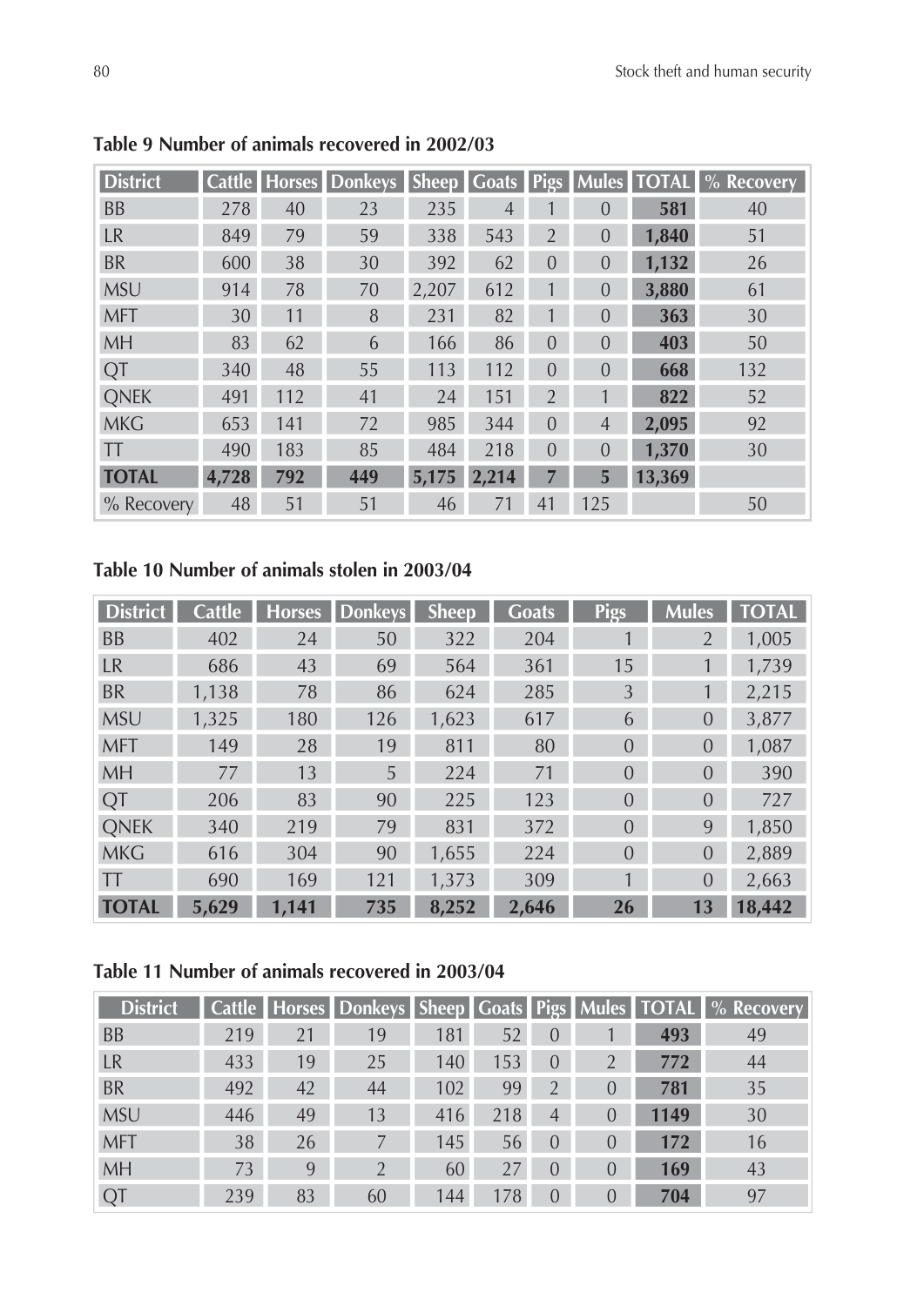**Table 9 Number of animals recovered in 2002/03**

| District | Cattle | Horses | Donkeys | Sheep | Goats | Pigs | Mules | TOTAL | % Recovery |
|---|---|---|---|---|---|---|---|---|---|
| BB | 278 | 40 | 23 | 235 | 4 | 1 | 0 | **581** | 40 |
| LR | 849 | 79 | 59 | 338 | 543 | 2 | 0 | **1,840** | 51 |
| BR | 600 | 38 | 30 | 392 | 62 | 0 | 0 | **1,132** | 26 |
| MSU | 914 | 78 | 70 | 2,207 | 612 | 1 | 0 | **3,880** | 61 |
| MFT | 30 | 11 | 8 | 231 | 82 | 1 | 0 | **363** | 30 |
| MH | 83 | 62 | 6 | 166 | 86 | 0 | 0 | **403** | 50 |
| QT | 340 | 48 | 55 | 113 | 112 | 0 | 0 | **668** | 132 |
| QNEK | 491 | 112 | 41 | 24 | 151 | 2 | 1 | **822** | 52 |
| MKG | 653 | 141 | 72 | 985 | 344 | 0 | 4 | **2,095** | 92 |
| TT | 490 | 183 | 85 | 484 | 218 | 0 | 0 | **1,370** | 30 |
| **TOTAL** | **4,728** | **792** | **449** | **5,175** | **2,214** | **7** | **5** | **13,369** | |
| % Recovery | 48 | 51 | 51 | 46 | 71 | 41 | 125 | | 50 |

**Table 10 Number of animals stolen in 2003/04**

| District | Cattle | Horses | Donkeys | Sheep | Goats | Pigs | Mules | TOTAL |
|---|---|---|---|---|---|---|---|---|
| BB | 402 | 24 | 50 | 322 | 204 | 1 | 2 | 1,005 |
| LR | 686 | 43 | 69 | 564 | 361 | 15 | 1 | 1,739 |
| BR | 1,138 | 78 | 86 | 624 | 285 | 3 | 1 | 2,215 |
| MSU | 1,325 | 180 | 126 | 1,623 | 617 | 6 | 0 | 3,877 |
| MFT | 149 | 28 | 19 | 811 | 80 | 0 | 0 | 1,087 |
| MH | 77 | 13 | 5 | 224 | 71 | 0 | 0 | 390 |
| QT | 206 | 83 | 90 | 225 | 123 | 0 | 0 | 727 |
| QNEK | 340 | 219 | 79 | 831 | 372 | 0 | 9 | 1,850 |
| MKG | 616 | 304 | 90 | 1,655 | 224 | 0 | 0 | 2,889 |
| TT | 690 | 169 | 121 | 1,373 | 309 | 1 | 0 | 2,663 |
| **TOTAL** | **5,629** | **1,141** | **735** | **8,252** | **2,646** | **26** | **13** | **18,442** |

**Table 11 Number of animals recovered in 2003/04**

| District | Cattle | Horses | Donkeys | Sheep | Goats | Pigs | Mules | TOTAL | % Recovery |
|---|---|---|---|---|---|---|---|---|---|
| BB | 219 | 21 | 19 | 181 | 52 | 0 | 1 | **493** | 49 |
| LR | 433 | 19 | 25 | 140 | 153 | 0 | 2 | **772** | 44 |
| BR | 492 | 42 | 44 | 102 | 99 | 2 | 0 | **781** | 35 |
| MSU | 446 | 49 | 13 | 416 | 218 | 4 | 0 | **1149** | 30 |
| MFT | 38 | 26 | 7 | 145 | 56 | 0 | 0 | **172** | 16 |
| MH | 73 | 9 | 2 | 60 | 27 | 0 | 0 | **169** | 43 |
| QT | 239 | 83 | 60 | 144 | 178 | 0 | 0 | **704** | 97 |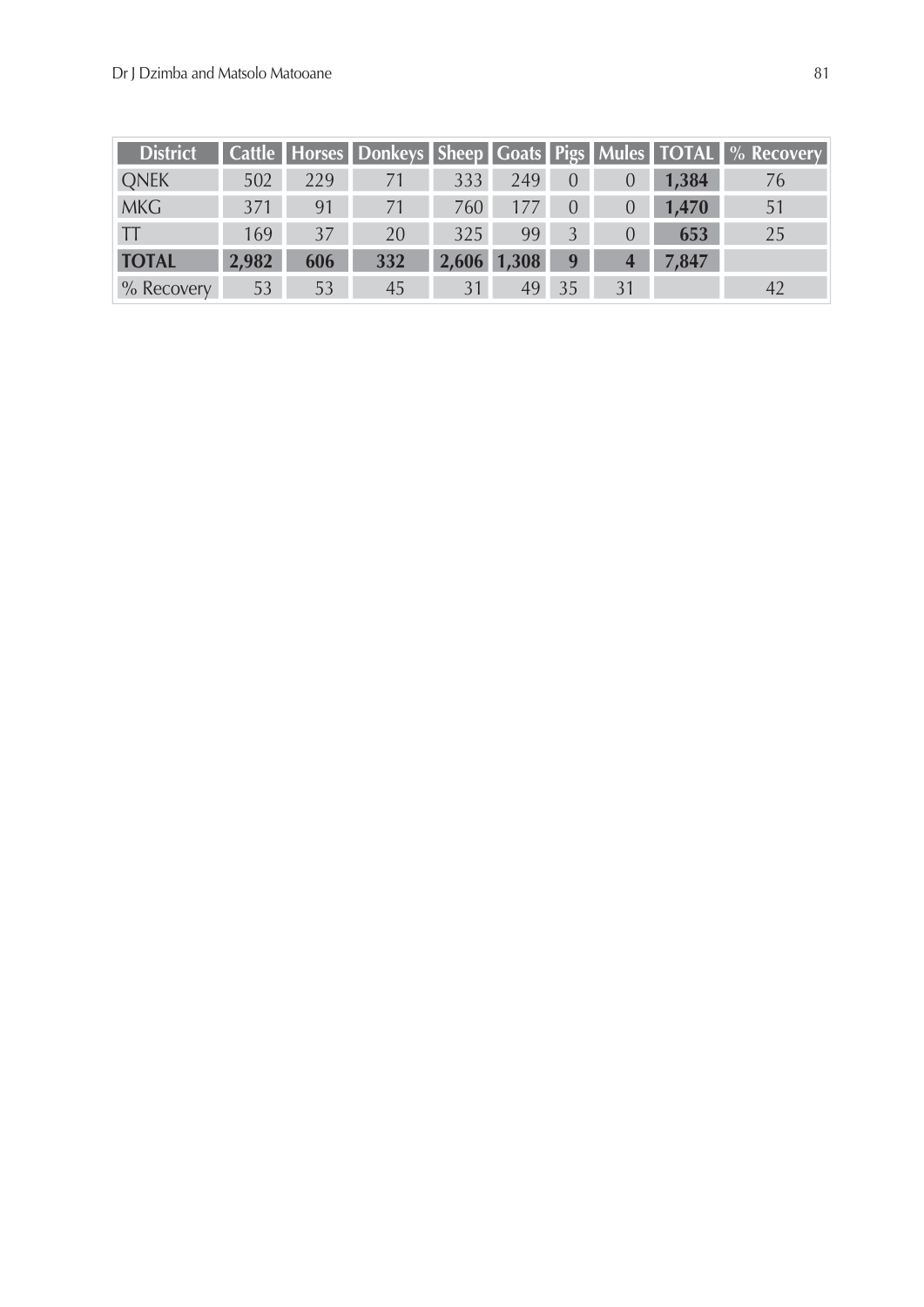| District | Cattle | Horses | Donkeys | Sheep | Goats | Pigs | Mules | TOTAL | % Recovery |
|---|---|---|---|---|---|---|---|---|---|
| QNEK | 502 | 229 | 71 | 333 | 249 | 0 | 0 | **1,384** | 76 |
| MKG | 371 | 91 | 71 | 760 | 177 | 0 | 0 | **1,470** | 51 |
| TT | 169 | 37 | 20 | 325 | 99 | 3 | 0 | **653** | 25 |
| **TOTAL** | **2,982** | **606** | **332** | **2,606** | **1,308** | **9** | **4** | **7,847** | |
| % Recovery | 53 | 53 | 45 | 31 | 49 | 35 | 31 | | 42 |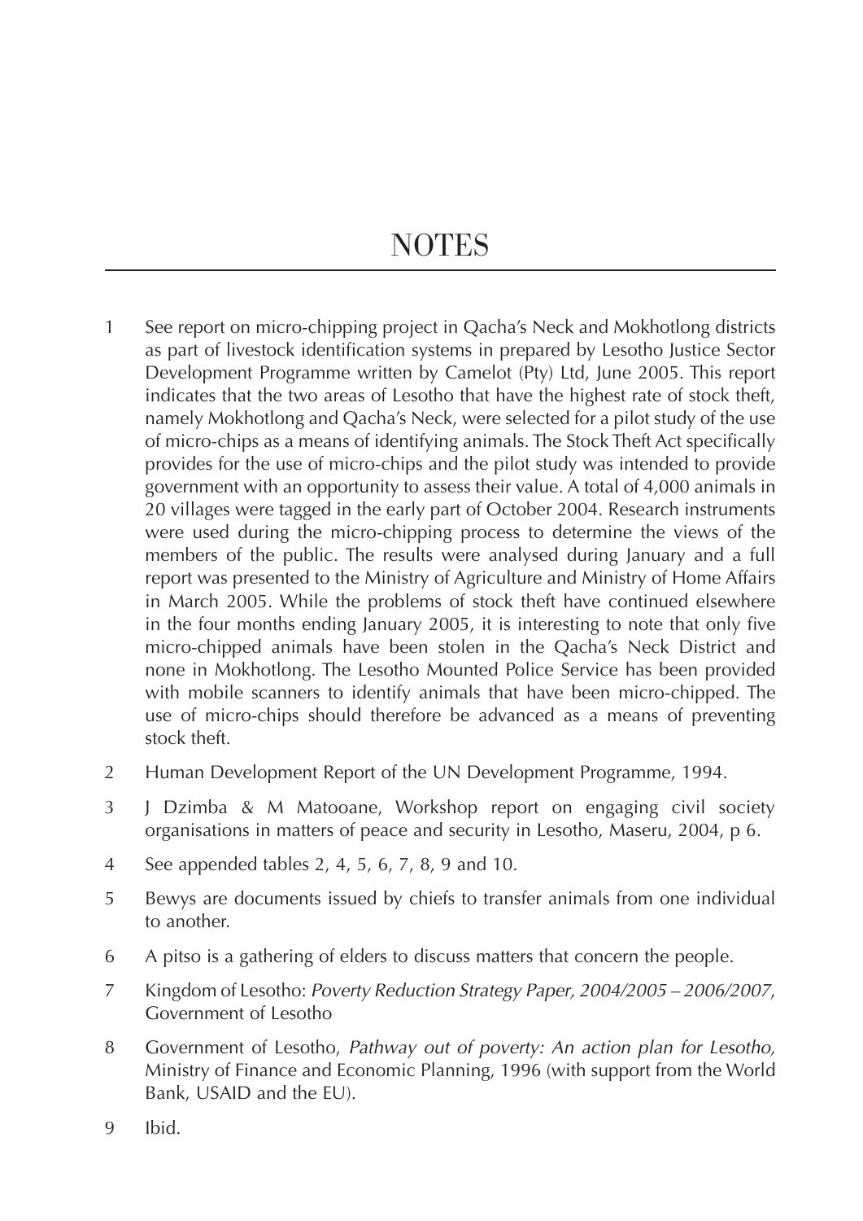# NOTES

1. See report on micro-chipping project in Qacha's Neck and Mokhotlong districts as part of livestock identification systems in prepared by Lesotho Justice Sector Development Programme written by Camelot (Pty) Ltd, June 2005. This report indicates that the two areas of Lesotho that have the highest rate of stock theft, namely Mokhotlong and Qacha's Neck, were selected for a pilot study of the use of micro-chips as a means of identifying animals. The Stock Theft Act specifically provides for the use of micro-chips and the pilot study was intended to provide government with an opportunity to assess their value. A total of 4,000 animals in 20 villages were tagged in the early part of October 2004. Research instruments were used during the micro-chipping process to determine the views of the members of the public. The results were analysed during January and a full report was presented to the Ministry of Agriculture and Ministry of Home Affairs in March 2005. While the problems of stock theft have continued elsewhere in the four months ending January 2005, it is interesting to note that only five micro-chipped animals have been stolen in the Qacha's Neck District and none in Mokhotlong. The Lesotho Mounted Police Service has been provided with mobile scanners to identify animals that have been micro-chipped. The use of micro-chips should therefore be advanced as a means of preventing stock theft.
2. Human Development Report of the UN Development Programme, 1994.
3. J Dzimba & M Matooane, Workshop report on engaging civil society organisations in matters of peace and security in Lesotho, Maseru, 2004, p 6.
4. See appended tables 2, 4, 5, 6, 7, 8, 9 and 10.
5. Bewys are documents issued by chiefs to transfer animals from one individual to another.
6. A pitso is a gathering of elders to discuss matters that concern the people.
7. Kingdom of Lesotho: *Poverty Reduction Strategy Paper, 2004/2005 – 2006/2007*, Government of Lesotho
8. Government of Lesotho, *Pathway out of poverty: An action plan for Lesotho,* Ministry of Finance and Economic Planning, 1996 (with support from the World Bank, USAID and the EU).
9. Ibid.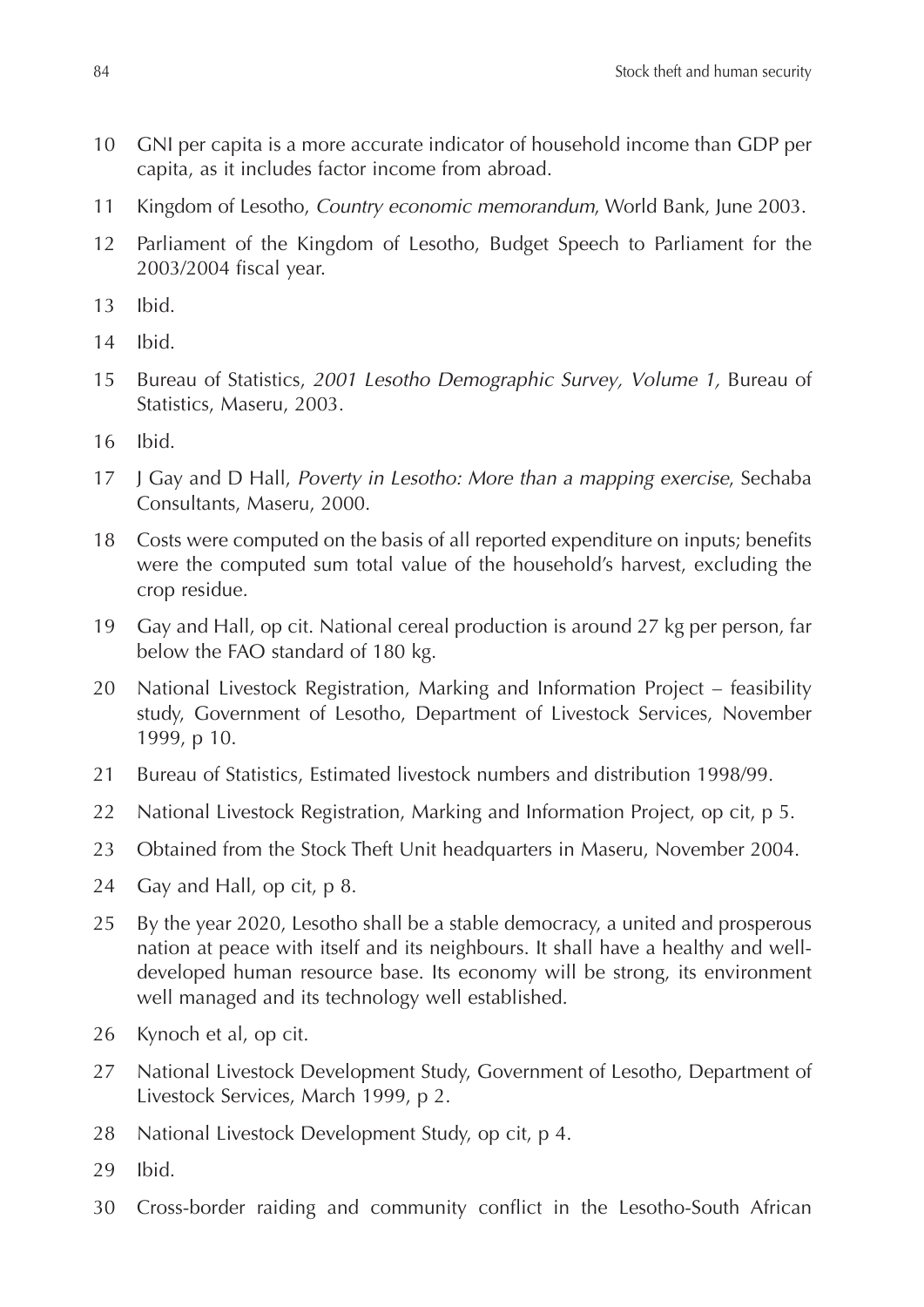10 GNI per capita is a more accurate indicator of household income than GDP per capita, as it includes factor income from abroad.

11 Kingdom of Lesotho, *Country economic memorandum*, World Bank, June 2003.

12 Parliament of the Kingdom of Lesotho, Budget Speech to Parliament for the 2003/2004 fiscal year.

13 Ibid.

14 Ibid.

15 Bureau of Statistics, *2001 Lesotho Demographic Survey, Volume 1,* Bureau of Statistics, Maseru, 2003.

16 Ibid.

17 J Gay and D Hall, *Poverty in Lesotho: More than a mapping exercise*, Sechaba Consultants, Maseru, 2000.

18 Costs were computed on the basis of all reported expenditure on inputs; benefits were the computed sum total value of the household's harvest, excluding the crop residue.

19 Gay and Hall, op cit. National cereal production is around 27 kg per person, far below the FAO standard of 180 kg.

20 National Livestock Registration, Marking and Information Project – feasibility study, Government of Lesotho, Department of Livestock Services, November 1999, p 10.

21 Bureau of Statistics, Estimated livestock numbers and distribution 1998/99.

22 National Livestock Registration, Marking and Information Project, op cit, p 5.

23 Obtained from the Stock Theft Unit headquarters in Maseru, November 2004.

24 Gay and Hall, op cit, p 8.

25 By the year 2020, Lesotho shall be a stable democracy, a united and prosperous nation at peace with itself and its neighbours. It shall have a healthy and well-developed human resource base. Its economy will be strong, its environment well managed and its technology well established.

26 Kynoch et al, op cit.

27 National Livestock Development Study, Government of Lesotho, Department of Livestock Services, March 1999, p 2.

28 National Livestock Development Study, op cit, p 4.

29 Ibid.

30 Cross-border raiding and community conflict in the Lesotho-South African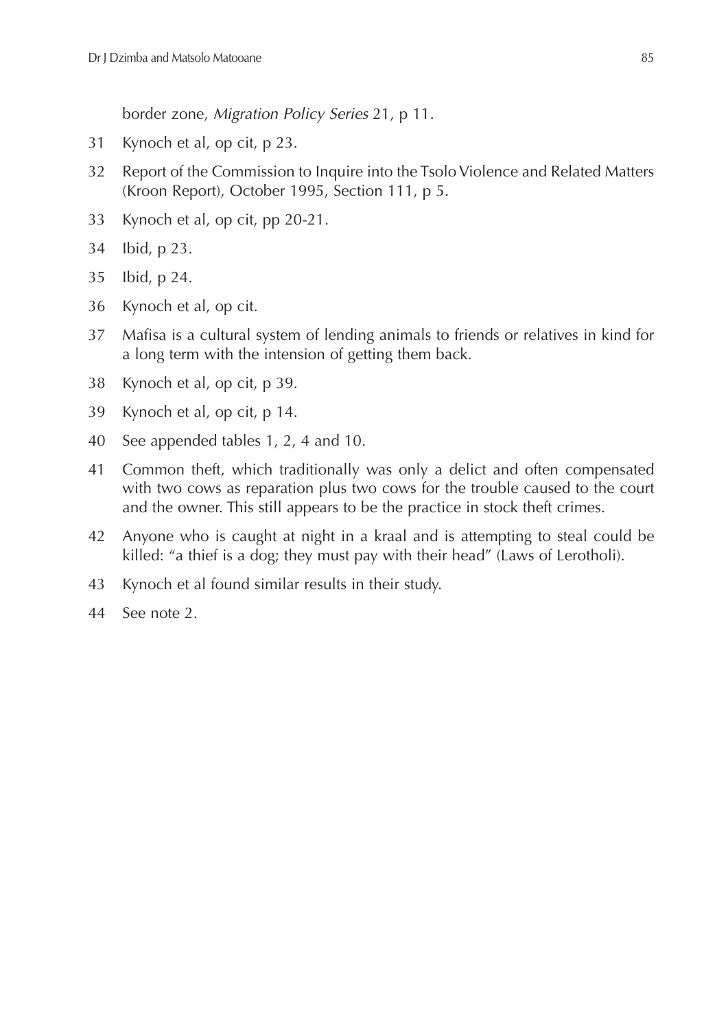border zone, *Migration Policy Series* 21, p 11.

31 Kynoch et al, op cit, p 23.

32 Report of the Commission to Inquire into the Tsolo Violence and Related Matters (Kroon Report), October 1995, Section 111, p 5.

33 Kynoch et al, op cit, pp 20-21.

34 Ibid, p 23.

35 Ibid, p 24.

36 Kynoch et al, op cit.

37 Mafisa is a cultural system of lending animals to friends or relatives in kind for a long term with the intension of getting them back.

38 Kynoch et al, op cit, p 39.

39 Kynoch et al, op cit, p 14.

40 See appended tables 1, 2, 4 and 10.

41 Common theft, which traditionally was only a delict and often compensated with two cows as reparation plus two cows for the trouble caused to the court and the owner. This still appears to be the practice in stock theft crimes.

42 Anyone who is caught at night in a kraal and is attempting to steal could be killed: "a thief is a dog; they must pay with their head" (Laws of Lerotholi).

43 Kynoch et al found similar results in their study.

44 See note 2.